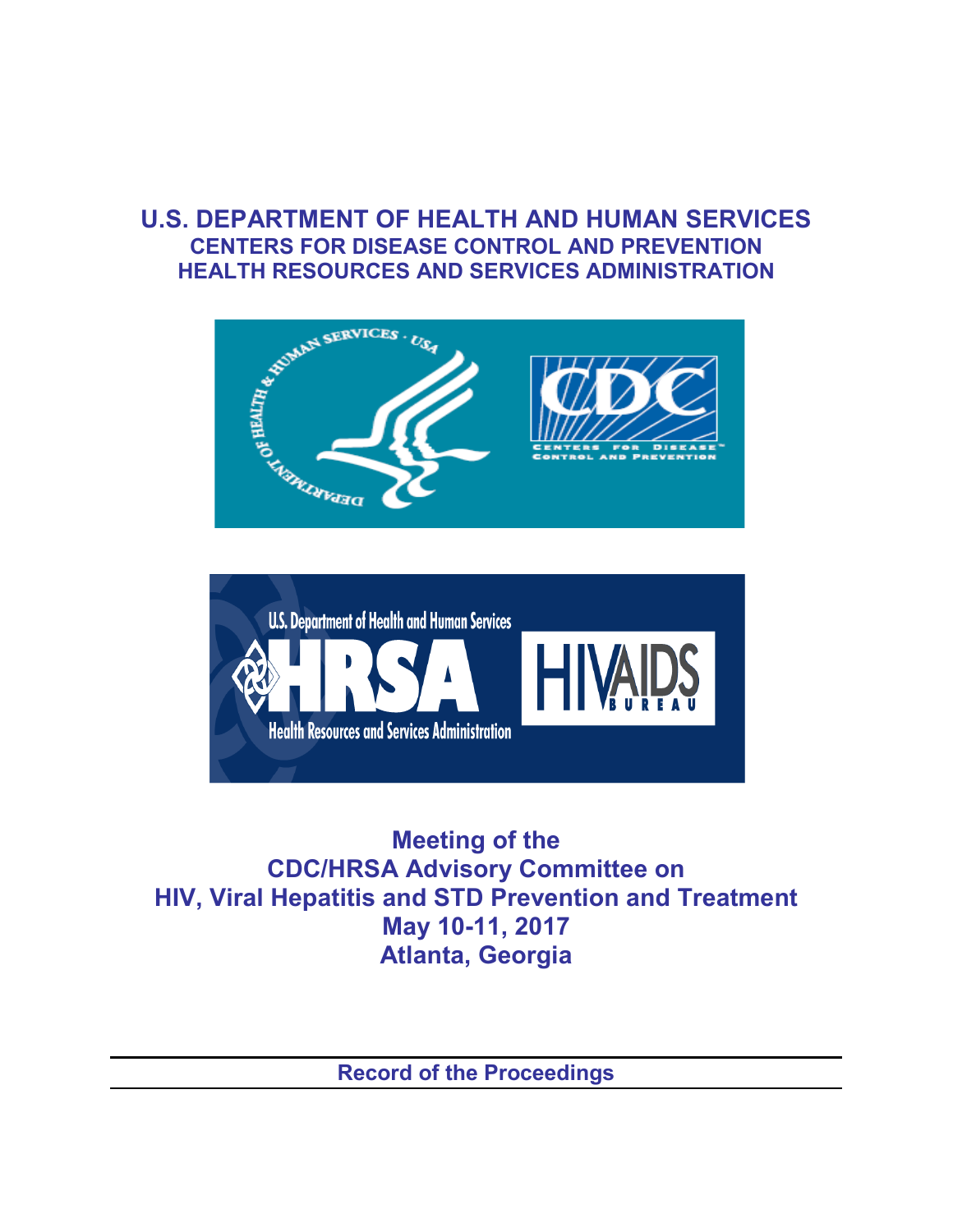# U.S. DEPARTMENT OF HEALTH AND HUMAN SERVICES

## CENTERS FOR DISEASE CONTROL AND PREVENTION

## HEALTH RESOURCES AND SERVICES ADMINISTRATION

# Meeting of the CDC/HRSA Advisory Committee on HIV, Viral Hepatitis and STD Prevention and Treatment

## May 10-11, 2017

## Atlanta, Georgia

---

**Record of the Proceedings**

---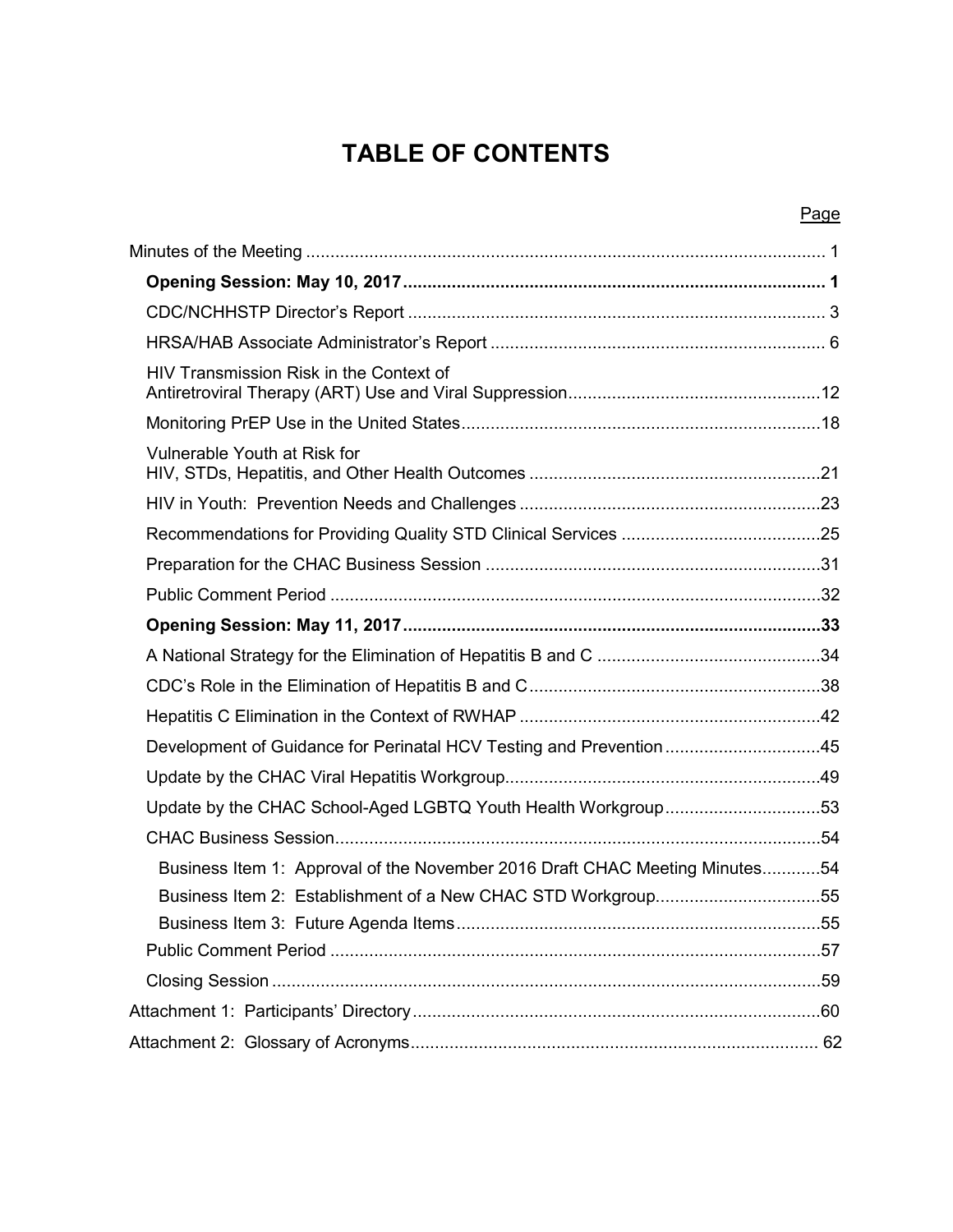# TABLE OF CONTENTS

| | Page |
|---|---|
| Minutes of the Meeting | 1 |
| **Opening Session: May 10, 2017** | **1** |
| CDC/NCHHSTP Director's Report | 3 |
| HRSA/HAB Associate Administrator's Report | 6 |
| HIV Transmission Risk in the Context of Antiretroviral Therapy (ART) Use and Viral Suppression | 12 |
| Monitoring PrEP Use in the United States | 18 |
| Vulnerable Youth at Risk for HIV, STDs, Hepatitis, and Other Health Outcomes | 21 |
| HIV in Youth: Prevention Needs and Challenges | 23 |
| Recommendations for Providing Quality STD Clinical Services | 25 |
| Preparation for the CHAC Business Session | 31 |
| Public Comment Period | 32 |
| **Opening Session: May 11, 2017** | **33** |
| A National Strategy for the Elimination of Hepatitis B and C | 34 |
| CDC's Role in the Elimination of Hepatitis B and C | 38 |
| Hepatitis C Elimination in the Context of RWHAP | 42 |
| Development of Guidance for Perinatal HCV Testing and Prevention | 45 |
| Update by the CHAC Viral Hepatitis Workgroup | 49 |
| Update by the CHAC School-Aged LGBTQ Youth Health Workgroup | 53 |
| CHAC Business Session | 54 |
| Business Item 1: Approval of the November 2016 Draft CHAC Meeting Minutes | 54 |
| Business Item 2: Establishment of a New CHAC STD Workgroup | 55 |
| Business Item 3: Future Agenda Items | 55 |
| Public Comment Period | 57 |
| Closing Session | 59 |
| Attachment 1: Participants' Directory | 60 |
| Attachment 2: Glossary of Acronyms | 62 |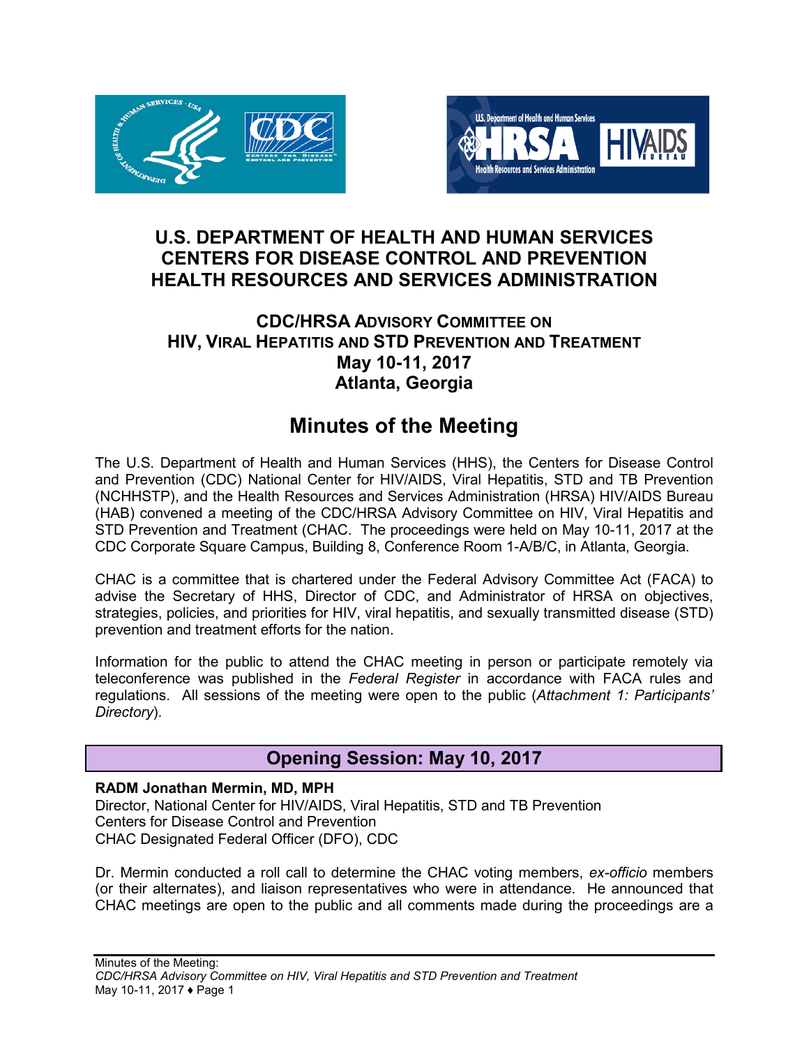# U.S. DEPARTMENT OF HEALTH AND HUMAN SERVICES
# CENTERS FOR DISEASE CONTROL AND PREVENTION
# HEALTH RESOURCES AND SERVICES ADMINISTRATION

## CDC/HRSA ADVISORY COMMITTEE ON HIV, VIRAL HEPATITIS AND STD PREVENTION AND TREATMENT
## May 10-11, 2017
## Atlanta, Georgia

# Minutes of the Meeting

The U.S. Department of Health and Human Services (HHS), the Centers for Disease Control and Prevention (CDC) National Center for HIV/AIDS, Viral Hepatitis, STD and TB Prevention (NCHHSTP), and the Health Resources and Services Administration (HRSA) HIV/AIDS Bureau (HAB) convened a meeting of the CDC/HRSA Advisory Committee on HIV, Viral Hepatitis and STD Prevention and Treatment (CHAC. The proceedings were held on May 10-11, 2017 at the CDC Corporate Square Campus, Building 8, Conference Room 1-A/B/C, in Atlanta, Georgia.

CHAC is a committee that is chartered under the Federal Advisory Committee Act (FACA) to advise the Secretary of HHS, Director of CDC, and Administrator of HRSA on objectives, strategies, policies, and priorities for HIV, viral hepatitis, and sexually transmitted disease (STD) prevention and treatment efforts for the nation.

Information for the public to attend the CHAC meeting in person or participate remotely via teleconference was published in the *Federal Register* in accordance with FACA rules and regulations. All sessions of the meeting were open to the public (*Attachment 1: Participants' Directory*).

## Opening Session: May 10, 2017

**RADM Jonathan Mermin, MD, MPH**
Director, National Center for HIV/AIDS, Viral Hepatitis, STD and TB Prevention
Centers for Disease Control and Prevention
CHAC Designated Federal Officer (DFO), CDC

Dr. Mermin conducted a roll call to determine the CHAC voting members, *ex-officio* members (or their alternates), and liaison representatives who were in attendance. He announced that CHAC meetings are open to the public and all comments made during the proceedings are a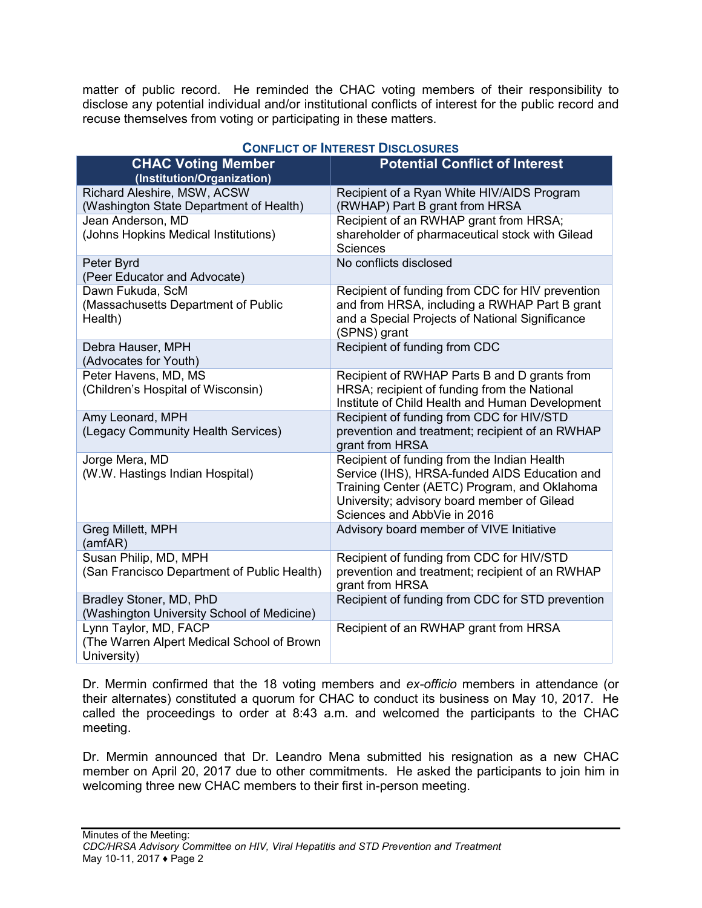matter of public record. He reminded the CHAC voting members of their responsibility to disclose any potential individual and/or institutional conflicts of interest for the public record and recuse themselves from voting or participating in these matters.

**CONFLICT OF INTEREST DISCLOSURES**

| CHAC Voting Member (Institution/Organization) | Potential Conflict of Interest |
|---|---|
| Richard Aleshire, MSW, ACSW (Washington State Department of Health) | Recipient of a Ryan White HIV/AIDS Program (RWHAP) Part B grant from HRSA |
| Jean Anderson, MD (Johns Hopkins Medical Institutions) | Recipient of an RWHAP grant from HRSA; shareholder of pharmaceutical stock with Gilead Sciences |
| Peter Byrd (Peer Educator and Advocate) | No conflicts disclosed |
| Dawn Fukuda, ScM (Massachusetts Department of Public Health) | Recipient of funding from CDC for HIV prevention and from HRSA, including a RWHAP Part B grant and a Special Projects of National Significance (SPNS) grant |
| Debra Hauser, MPH (Advocates for Youth) | Recipient of funding from CDC |
| Peter Havens, MD, MS (Children's Hospital of Wisconsin) | Recipient of RWHAP Parts B and D grants from HRSA; recipient of funding from the National Institute of Child Health and Human Development |
| Amy Leonard, MPH (Legacy Community Health Services) | Recipient of funding from CDC for HIV/STD prevention and treatment; recipient of an RWHAP grant from HRSA |
| Jorge Mera, MD (W.W. Hastings Indian Hospital) | Recipient of funding from the Indian Health Service (IHS), HRSA-funded AIDS Education and Training Center (AETC) Program, and Oklahoma University; advisory board member of Gilead Sciences and AbbVie in 2016 |
| Greg Millett, MPH (amfAR) | Advisory board member of VIVE Initiative |
| Susan Philip, MD, MPH (San Francisco Department of Public Health) | Recipient of funding from CDC for HIV/STD prevention and treatment; recipient of an RWHAP grant from HRSA |
| Bradley Stoner, MD, PhD (Washington University School of Medicine) | Recipient of funding from CDC for STD prevention |
| Lynn Taylor, MD, FACP (The Warren Alpert Medical School of Brown University) | Recipient of an RWHAP grant from HRSA |

Dr. Mermin confirmed that the 18 voting members and *ex-officio* members in attendance (or their alternates) constituted a quorum for CHAC to conduct its business on May 10, 2017. He called the proceedings to order at 8:43 a.m. and welcomed the participants to the CHAC meeting.

Dr. Mermin announced that Dr. Leandro Mena submitted his resignation as a new CHAC member on April 20, 2017 due to other commitments. He asked the participants to join him in welcoming three new CHAC members to their first in-person meeting.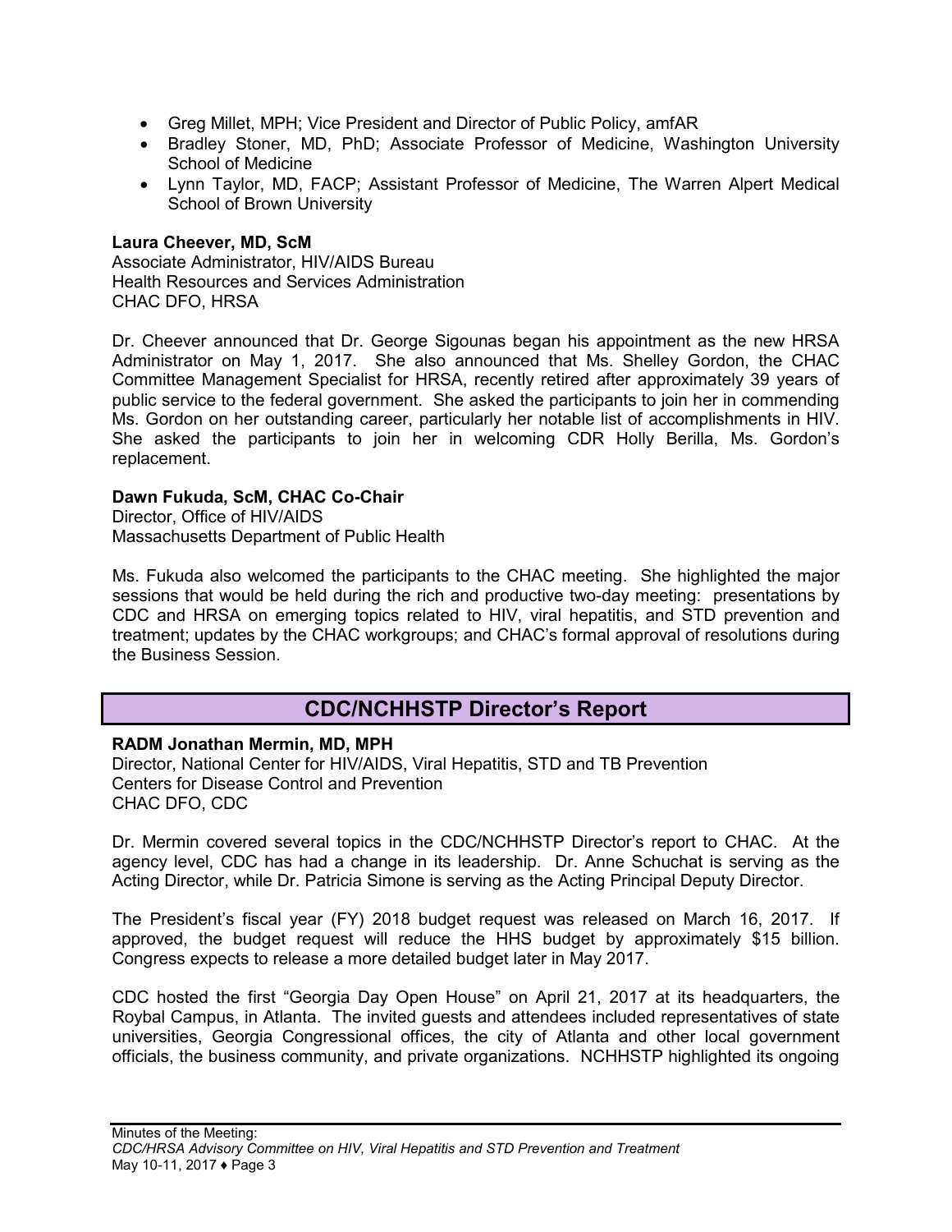- Greg Millet, MPH; Vice President and Director of Public Policy, amfAR
- Bradley Stoner, MD, PhD; Associate Professor of Medicine, Washington University School of Medicine
- Lynn Taylor, MD, FACP; Assistant Professor of Medicine, The Warren Alpert Medical School of Brown University

**Laura Cheever, MD, ScM**
Associate Administrator, HIV/AIDS Bureau
Health Resources and Services Administration
CHAC DFO, HRSA

Dr. Cheever announced that Dr. George Sigounas began his appointment as the new HRSA Administrator on May 1, 2017. She also announced that Ms. Shelley Gordon, the CHAC Committee Management Specialist for HRSA, recently retired after approximately 39 years of public service to the federal government. She asked the participants to join her in commending Ms. Gordon on her outstanding career, particularly her notable list of accomplishments in HIV. She asked the participants to join her in welcoming CDR Holly Berilla, Ms. Gordon's replacement.

**Dawn Fukuda, ScM, CHAC Co-Chair**
Director, Office of HIV/AIDS
Massachusetts Department of Public Health

Ms. Fukuda also welcomed the participants to the CHAC meeting. She highlighted the major sessions that would be held during the rich and productive two-day meeting: presentations by CDC and HRSA on emerging topics related to HIV, viral hepatitis, and STD prevention and treatment; updates by the CHAC workgroups; and CHAC's formal approval of resolutions during the Business Session.

## CDC/NCHHSTP Director's Report

**RADM Jonathan Mermin, MD, MPH**
Director, National Center for HIV/AIDS, Viral Hepatitis, STD and TB Prevention
Centers for Disease Control and Prevention
CHAC DFO, CDC

Dr. Mermin covered several topics in the CDC/NCHHSTP Director's report to CHAC. At the agency level, CDC has had a change in its leadership. Dr. Anne Schuchat is serving as the Acting Director, while Dr. Patricia Simone is serving as the Acting Principal Deputy Director.

The President's fiscal year (FY) 2018 budget request was released on March 16, 2017. If approved, the budget request will reduce the HHS budget by approximately $15 billion. Congress expects to release a more detailed budget later in May 2017.

CDC hosted the first "Georgia Day Open House" on April 21, 2017 at its headquarters, the Roybal Campus, in Atlanta. The invited guests and attendees included representatives of state universities, Georgia Congressional offices, the city of Atlanta and other local government officials, the business community, and private organizations. NCHHSTP highlighted its ongoing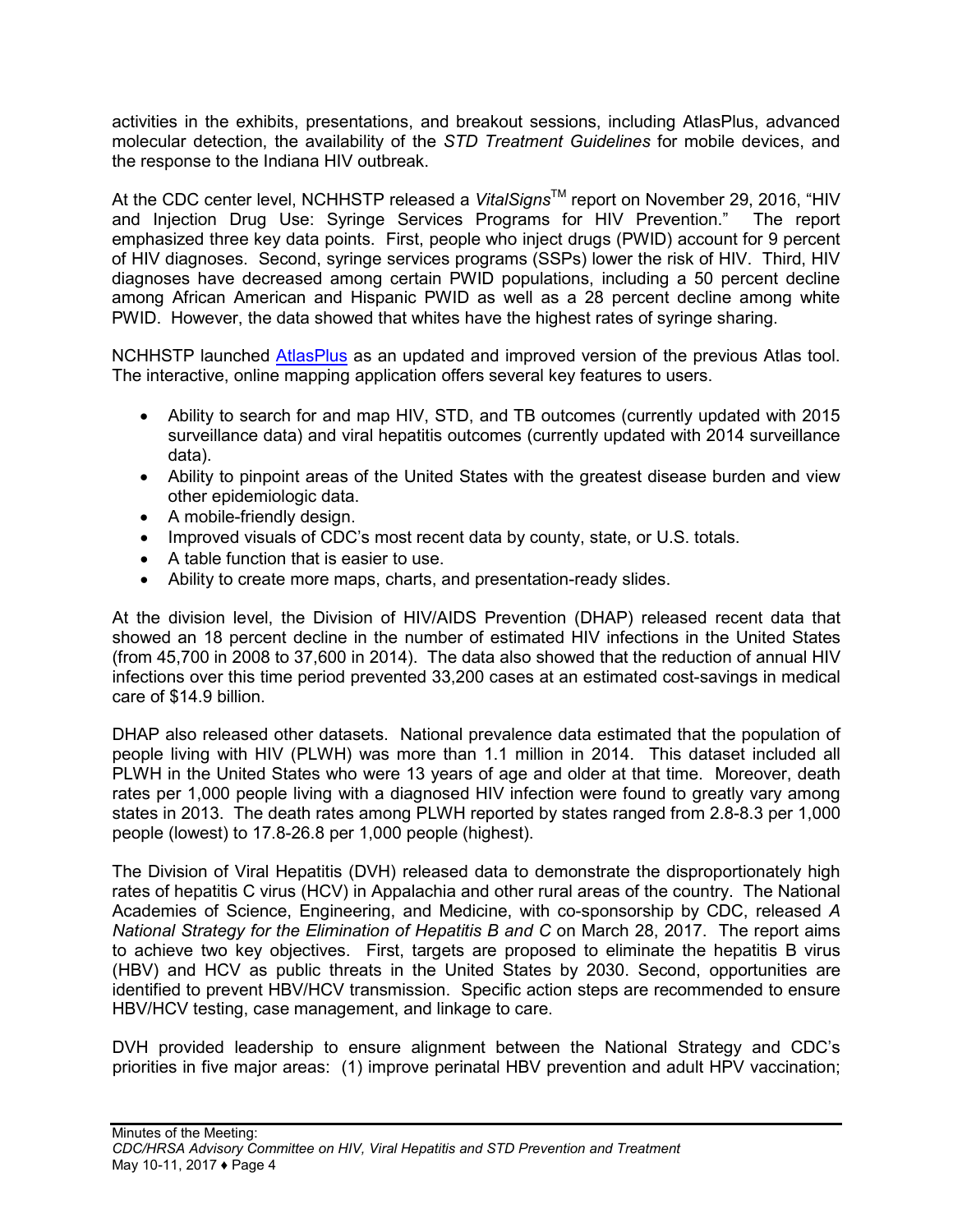activities in the exhibits, presentations, and breakout sessions, including AtlasPlus, advanced molecular detection, the availability of the *STD Treatment Guidelines* for mobile devices, and the response to the Indiana HIV outbreak.

At the CDC center level, NCHHSTP released a *VitalSigns*™ report on November 29, 2016, "HIV and Injection Drug Use: Syringe Services Programs for HIV Prevention." The report emphasized three key data points. First, people who inject drugs (PWID) account for 9 percent of HIV diagnoses. Second, syringe services programs (SSPs) lower the risk of HIV. Third, HIV diagnoses have decreased among certain PWID populations, including a 50 percent decline among African American and Hispanic PWID as well as a 28 percent decline among white PWID. However, the data showed that whites have the highest rates of syringe sharing.

NCHHSTP launched AtlasPlus as an updated and improved version of the previous Atlas tool. The interactive, online mapping application offers several key features to users.

- Ability to search for and map HIV, STD, and TB outcomes (currently updated with 2015 surveillance data) and viral hepatitis outcomes (currently updated with 2014 surveillance data).
- Ability to pinpoint areas of the United States with the greatest disease burden and view other epidemiologic data.
- A mobile-friendly design.
- Improved visuals of CDC's most recent data by county, state, or U.S. totals.
- A table function that is easier to use.
- Ability to create more maps, charts, and presentation-ready slides.

At the division level, the Division of HIV/AIDS Prevention (DHAP) released recent data that showed an 18 percent decline in the number of estimated HIV infections in the United States (from 45,700 in 2008 to 37,600 in 2014). The data also showed that the reduction of annual HIV infections over this time period prevented 33,200 cases at an estimated cost-savings in medical care of $14.9 billion.

DHAP also released other datasets. National prevalence data estimated that the population of people living with HIV (PLWH) was more than 1.1 million in 2014. This dataset included all PLWH in the United States who were 13 years of age and older at that time. Moreover, death rates per 1,000 people living with a diagnosed HIV infection were found to greatly vary among states in 2013. The death rates among PLWH reported by states ranged from 2.8-8.3 per 1,000 people (lowest) to 17.8-26.8 per 1,000 people (highest).

The Division of Viral Hepatitis (DVH) released data to demonstrate the disproportionately high rates of hepatitis C virus (HCV) in Appalachia and other rural areas of the country. The National Academies of Science, Engineering, and Medicine, with co-sponsorship by CDC, released *A National Strategy for the Elimination of Hepatitis B and C* on March 28, 2017. The report aims to achieve two key objectives. First, targets are proposed to eliminate the hepatitis B virus (HBV) and HCV as public threats in the United States by 2030. Second, opportunities are identified to prevent HBV/HCV transmission. Specific action steps are recommended to ensure HBV/HCV testing, case management, and linkage to care.

DVH provided leadership to ensure alignment between the National Strategy and CDC's priorities in five major areas: (1) improve perinatal HBV prevention and adult HPV vaccination;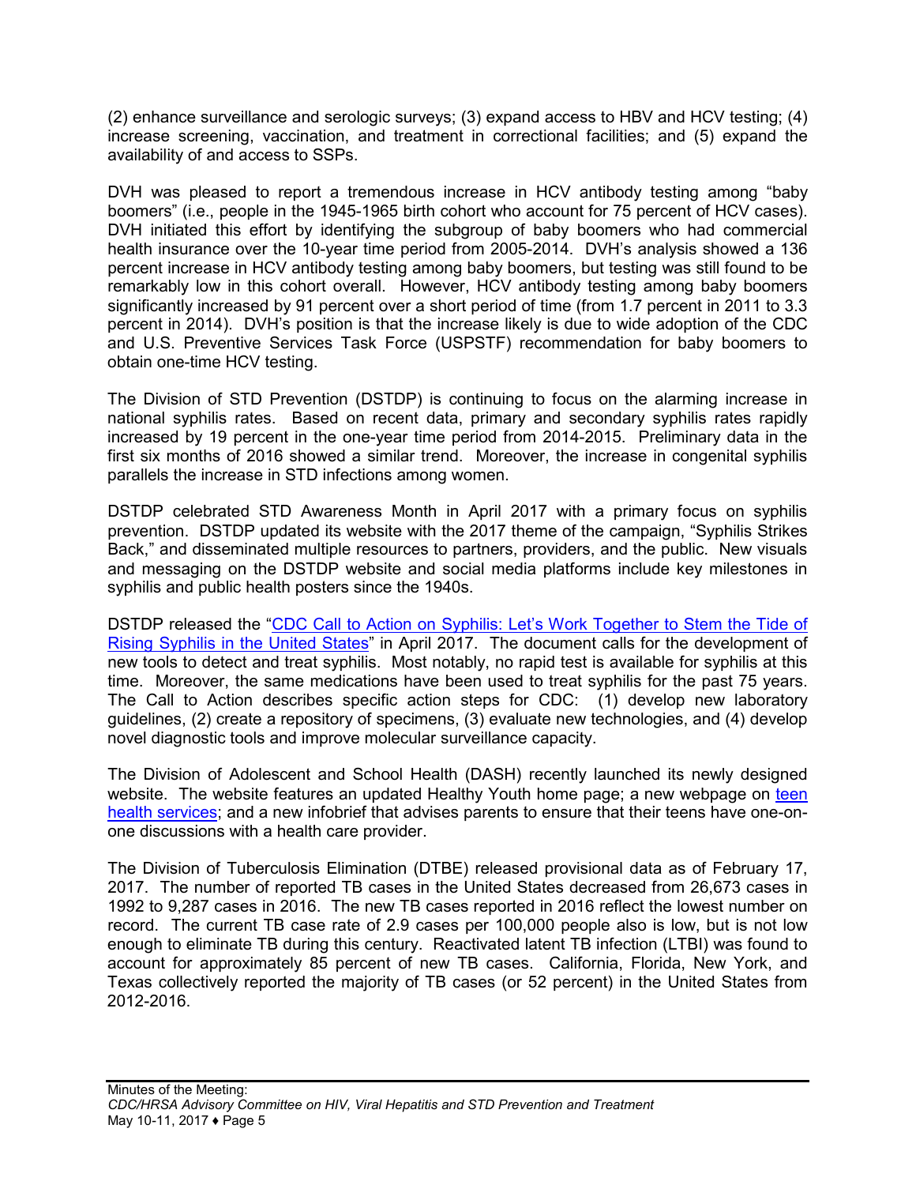(2) enhance surveillance and serologic surveys; (3) expand access to HBV and HCV testing; (4) increase screening, vaccination, and treatment in correctional facilities; and (5) expand the availability of and access to SSPs.

DVH was pleased to report a tremendous increase in HCV antibody testing among "baby boomers" (i.e., people in the 1945-1965 birth cohort who account for 75 percent of HCV cases). DVH initiated this effort by identifying the subgroup of baby boomers who had commercial health insurance over the 10-year time period from 2005-2014. DVH's analysis showed a 136 percent increase in HCV antibody testing among baby boomers, but testing was still found to be remarkably low in this cohort overall. However, HCV antibody testing among baby boomers significantly increased by 91 percent over a short period of time (from 1.7 percent in 2011 to 3.3 percent in 2014). DVH's position is that the increase likely is due to wide adoption of the CDC and U.S. Preventive Services Task Force (USPSTF) recommendation for baby boomers to obtain one-time HCV testing.

The Division of STD Prevention (DSTDP) is continuing to focus on the alarming increase in national syphilis rates. Based on recent data, primary and secondary syphilis rates rapidly increased by 19 percent in the one-year time period from 2014-2015. Preliminary data in the first six months of 2016 showed a similar trend. Moreover, the increase in congenital syphilis parallels the increase in STD infections among women.

DSTDP celebrated STD Awareness Month in April 2017 with a primary focus on syphilis prevention. DSTDP updated its website with the 2017 theme of the campaign, "Syphilis Strikes Back," and disseminated multiple resources to partners, providers, and the public. New visuals and messaging on the DSTDP website and social media platforms include key milestones in syphilis and public health posters since the 1940s.

DSTDP released the "CDC Call to Action on Syphilis: Let's Work Together to Stem the Tide of Rising Syphilis in the United States" in April 2017. The document calls for the development of new tools to detect and treat syphilis. Most notably, no rapid test is available for syphilis at this time. Moreover, the same medications have been used to treat syphilis for the past 75 years. The Call to Action describes specific action steps for CDC: (1) develop new laboratory guidelines, (2) create a repository of specimens, (3) evaluate new technologies, and (4) develop novel diagnostic tools and improve molecular surveillance capacity.

The Division of Adolescent and School Health (DASH) recently launched its newly designed website. The website features an updated Healthy Youth home page; a new webpage on teen health services; and a new infobrief that advises parents to ensure that their teens have one-on-one discussions with a health care provider.

The Division of Tuberculosis Elimination (DTBE) released provisional data as of February 17, 2017. The number of reported TB cases in the United States decreased from 26,673 cases in 1992 to 9,287 cases in 2016. The new TB cases reported in 2016 reflect the lowest number on record. The current TB case rate of 2.9 cases per 100,000 people also is low, but is not low enough to eliminate TB during this century. Reactivated latent TB infection (LTBI) was found to account for approximately 85 percent of new TB cases. California, Florida, New York, and Texas collectively reported the majority of TB cases (or 52 percent) in the United States from 2012-2016.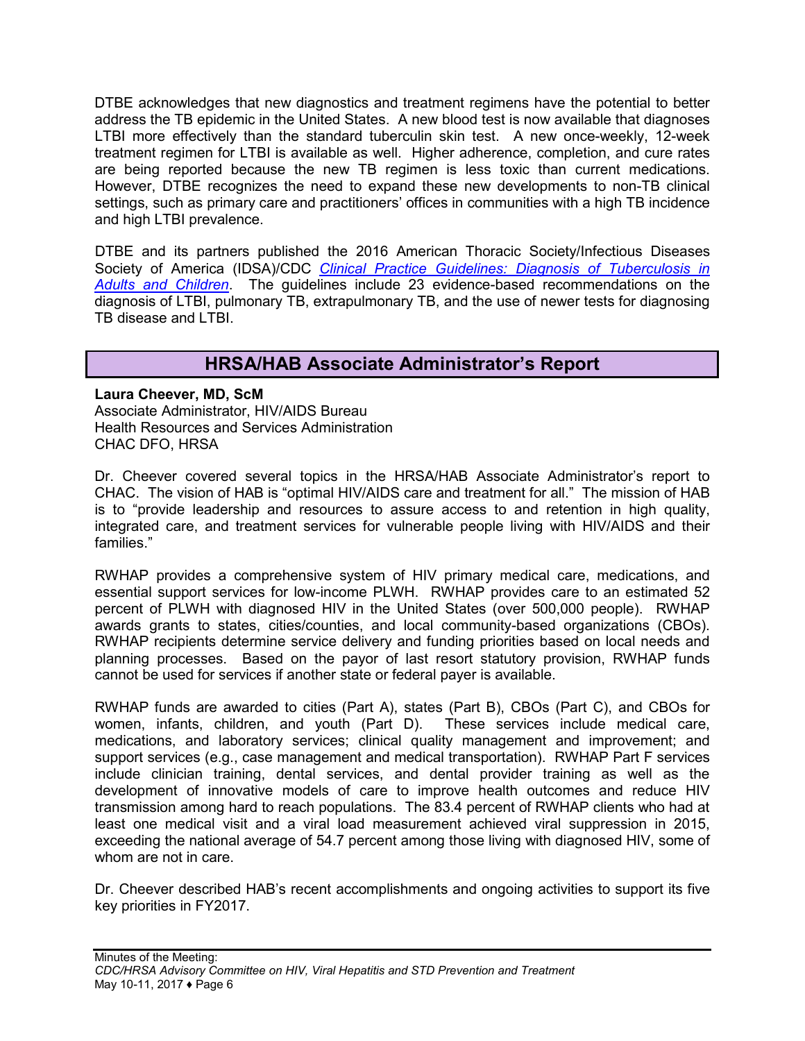DTBE acknowledges that new diagnostics and treatment regimens have the potential to better address the TB epidemic in the United States. A new blood test is now available that diagnoses LTBI more effectively than the standard tuberculin skin test. A new once-weekly, 12-week treatment regimen for LTBI is available as well. Higher adherence, completion, and cure rates are being reported because the new TB regimen is less toxic than current medications. However, DTBE recognizes the need to expand these new developments to non-TB clinical settings, such as primary care and practitioners' offices in communities with a high TB incidence and high LTBI prevalence.

DTBE and its partners published the 2016 American Thoracic Society/Infectious Diseases Society of America (IDSA)/CDC *Clinical Practice Guidelines: Diagnosis of Tuberculosis in Adults and Children*. The guidelines include 23 evidence-based recommendations on the diagnosis of LTBI, pulmonary TB, extrapulmonary TB, and the use of newer tests for diagnosing TB disease and LTBI.

## HRSA/HAB Associate Administrator's Report

**Laura Cheever, MD, ScM**
Associate Administrator, HIV/AIDS Bureau
Health Resources and Services Administration
CHAC DFO, HRSA

Dr. Cheever covered several topics in the HRSA/HAB Associate Administrator's report to CHAC. The vision of HAB is "optimal HIV/AIDS care and treatment for all." The mission of HAB is to "provide leadership and resources to assure access to and retention in high quality, integrated care, and treatment services for vulnerable people living with HIV/AIDS and their families."

RWHAP provides a comprehensive system of HIV primary medical care, medications, and essential support services for low-income PLWH. RWHAP provides care to an estimated 52 percent of PLWH with diagnosed HIV in the United States (over 500,000 people). RWHAP awards grants to states, cities/counties, and local community-based organizations (CBOs). RWHAP recipients determine service delivery and funding priorities based on local needs and planning processes. Based on the payor of last resort statutory provision, RWHAP funds cannot be used for services if another state or federal payer is available.

RWHAP funds are awarded to cities (Part A), states (Part B), CBOs (Part C), and CBOs for women, infants, children, and youth (Part D). These services include medical care, medications, and laboratory services; clinical quality management and improvement; and support services (e.g., case management and medical transportation). RWHAP Part F services include clinician training, dental services, and dental provider training as well as the development of innovative models of care to improve health outcomes and reduce HIV transmission among hard to reach populations. The 83.4 percent of RWHAP clients who had at least one medical visit and a viral load measurement achieved viral suppression in 2015, exceeding the national average of 54.7 percent among those living with diagnosed HIV, some of whom are not in care.

Dr. Cheever described HAB's recent accomplishments and ongoing activities to support its five key priorities in FY2017.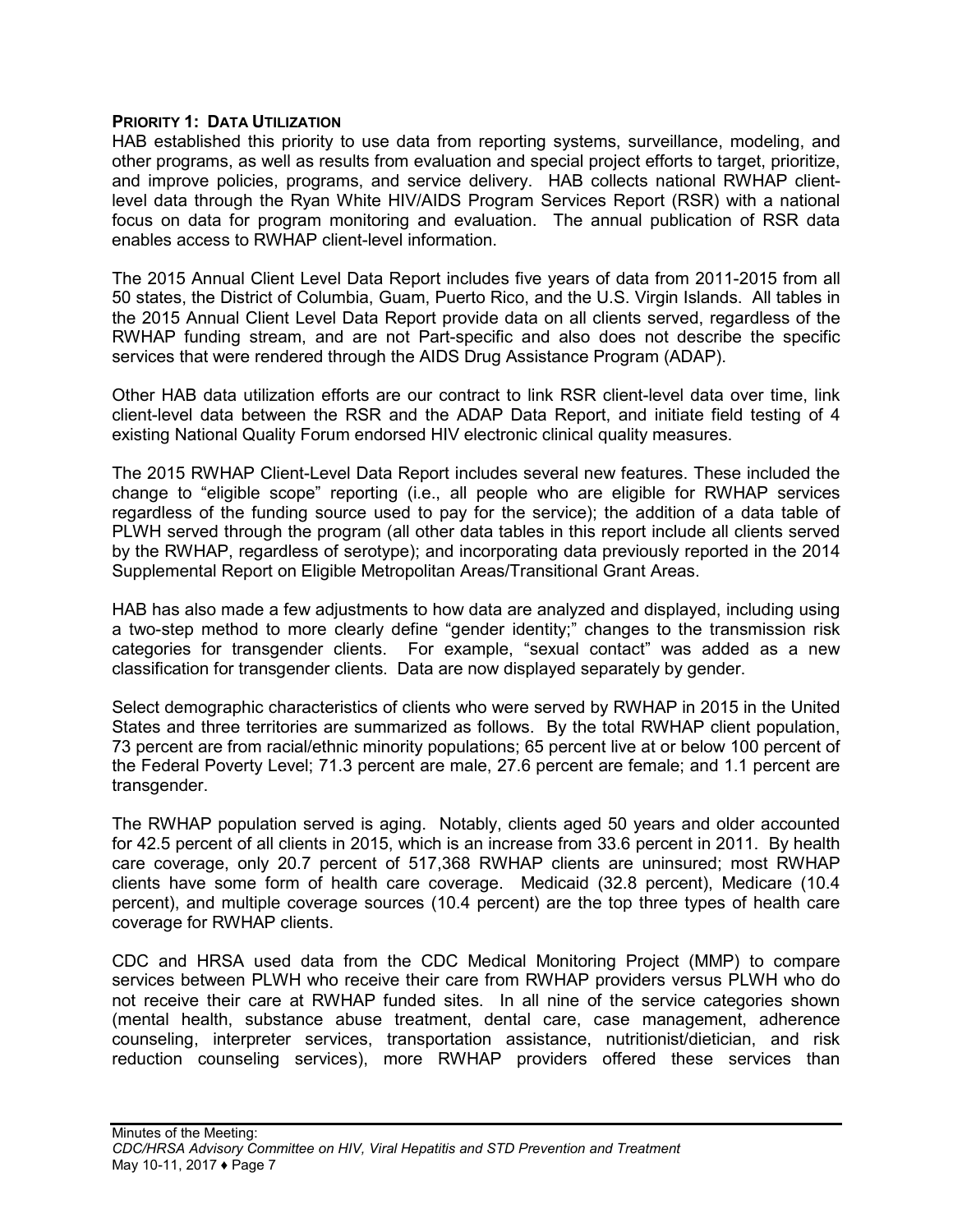**PRIORITY 1: DATA UTILIZATION**

HAB established this priority to use data from reporting systems, surveillance, modeling, and other programs, as well as results from evaluation and special project efforts to target, prioritize, and improve policies, programs, and service delivery. HAB collects national RWHAP client-level data through the Ryan White HIV/AIDS Program Services Report (RSR) with a national focus on data for program monitoring and evaluation. The annual publication of RSR data enables access to RWHAP client-level information.

The 2015 Annual Client Level Data Report includes five years of data from 2011-2015 from all 50 states, the District of Columbia, Guam, Puerto Rico, and the U.S. Virgin Islands. All tables in the 2015 Annual Client Level Data Report provide data on all clients served, regardless of the RWHAP funding stream, and are not Part-specific and also does not describe the specific services that were rendered through the AIDS Drug Assistance Program (ADAP).

Other HAB data utilization efforts are our contract to link RSR client-level data over time, link client-level data between the RSR and the ADAP Data Report, and initiate field testing of 4 existing National Quality Forum endorsed HIV electronic clinical quality measures.

The 2015 RWHAP Client-Level Data Report includes several new features. These included the change to "eligible scope" reporting (i.e., all people who are eligible for RWHAP services regardless of the funding source used to pay for the service); the addition of a data table of PLWH served through the program (all other data tables in this report include all clients served by the RWHAP, regardless of serotype); and incorporating data previously reported in the 2014 Supplemental Report on Eligible Metropolitan Areas/Transitional Grant Areas.

HAB has also made a few adjustments to how data are analyzed and displayed, including using a two-step method to more clearly define "gender identity;" changes to the transmission risk categories for transgender clients. For example, "sexual contact" was added as a new classification for transgender clients. Data are now displayed separately by gender.

Select demographic characteristics of clients who were served by RWHAP in 2015 in the United States and three territories are summarized as follows. By the total RWHAP client population, 73 percent are from racial/ethnic minority populations; 65 percent live at or below 100 percent of the Federal Poverty Level; 71.3 percent are male, 27.6 percent are female; and 1.1 percent are transgender.

The RWHAP population served is aging. Notably, clients aged 50 years and older accounted for 42.5 percent of all clients in 2015, which is an increase from 33.6 percent in 2011. By health care coverage, only 20.7 percent of 517,368 RWHAP clients are uninsured; most RWHAP clients have some form of health care coverage. Medicaid (32.8 percent), Medicare (10.4 percent), and multiple coverage sources (10.4 percent) are the top three types of health care coverage for RWHAP clients.

CDC and HRSA used data from the CDC Medical Monitoring Project (MMP) to compare services between PLWH who receive their care from RWHAP providers versus PLWH who do not receive their care at RWHAP funded sites. In all nine of the service categories shown (mental health, substance abuse treatment, dental care, case management, adherence counseling, interpreter services, transportation assistance, nutritionist/dietician, and risk reduction counseling services), more RWHAP providers offered these services than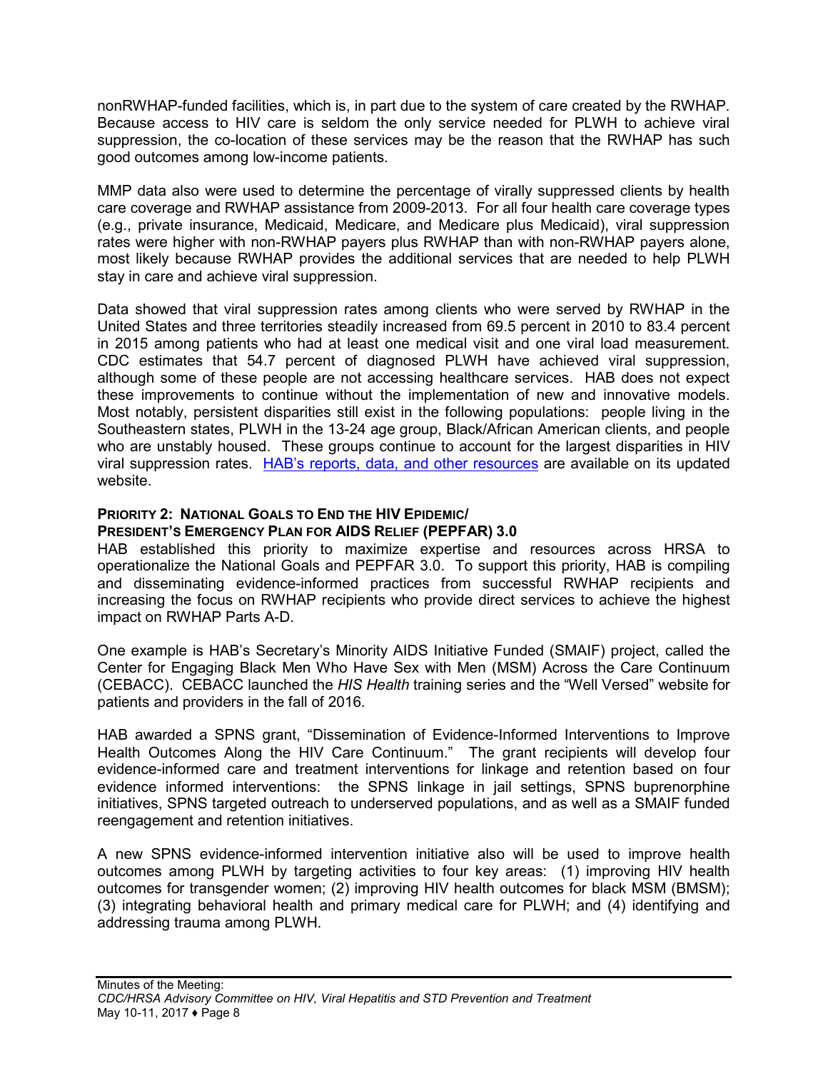nonRWHAP-funded facilities, which is, in part due to the system of care created by the RWHAP. Because access to HIV care is seldom the only service needed for PLWH to achieve viral suppression, the co-location of these services may be the reason that the RWHAP has such good outcomes among low-income patients.

MMP data also were used to determine the percentage of virally suppressed clients by health care coverage and RWHAP assistance from 2009-2013. For all four health care coverage types (e.g., private insurance, Medicaid, Medicare, and Medicare plus Medicaid), viral suppression rates were higher with non-RWHAP payers plus RWHAP than with non-RWHAP payers alone, most likely because RWHAP provides the additional services that are needed to help PLWH stay in care and achieve viral suppression.

Data showed that viral suppression rates among clients who were served by RWHAP in the United States and three territories steadily increased from 69.5 percent in 2010 to 83.4 percent in 2015 among patients who had at least one medical visit and one viral load measurement. CDC estimates that 54.7 percent of diagnosed PLWH have achieved viral suppression, although some of these people are not accessing healthcare services. HAB does not expect these improvements to continue without the implementation of new and innovative models. Most notably, persistent disparities still exist in the following populations: people living in the Southeastern states, PLWH in the 13-24 age group, Black/African American clients, and people who are unstably housed. These groups continue to account for the largest disparities in HIV viral suppression rates. HAB's reports, data, and other resources are available on its updated website.

**PRIORITY 2: NATIONAL GOALS TO END THE HIV EPIDEMIC/ PRESIDENT'S EMERGENCY PLAN FOR AIDS RELIEF (PEPFAR) 3.0**

HAB established this priority to maximize expertise and resources across HRSA to operationalize the National Goals and PEPFAR 3.0. To support this priority, HAB is compiling and disseminating evidence-informed practices from successful RWHAP recipients and increasing the focus on RWHAP recipients who provide direct services to achieve the highest impact on RWHAP Parts A-D.

One example is HAB's Secretary's Minority AIDS Initiative Funded (SMAIF) project, called the Center for Engaging Black Men Who Have Sex with Men (MSM) Across the Care Continuum (CEBACC). CEBACC launched the *HIS Health* training series and the "Well Versed" website for patients and providers in the fall of 2016.

HAB awarded a SPNS grant, "Dissemination of Evidence-Informed Interventions to Improve Health Outcomes Along the HIV Care Continuum." The grant recipients will develop four evidence-informed care and treatment interventions for linkage and retention based on four evidence informed interventions: the SPNS linkage in jail settings, SPNS buprenorphine initiatives, SPNS targeted outreach to underserved populations, and as well as a SMAIF funded reengagement and retention initiatives.

A new SPNS evidence-informed intervention initiative also will be used to improve health outcomes among PLWH by targeting activities to four key areas: (1) improving HIV health outcomes for transgender women; (2) improving HIV health outcomes for black MSM (BMSM); (3) integrating behavioral health and primary medical care for PLWH; and (4) identifying and addressing trauma among PLWH.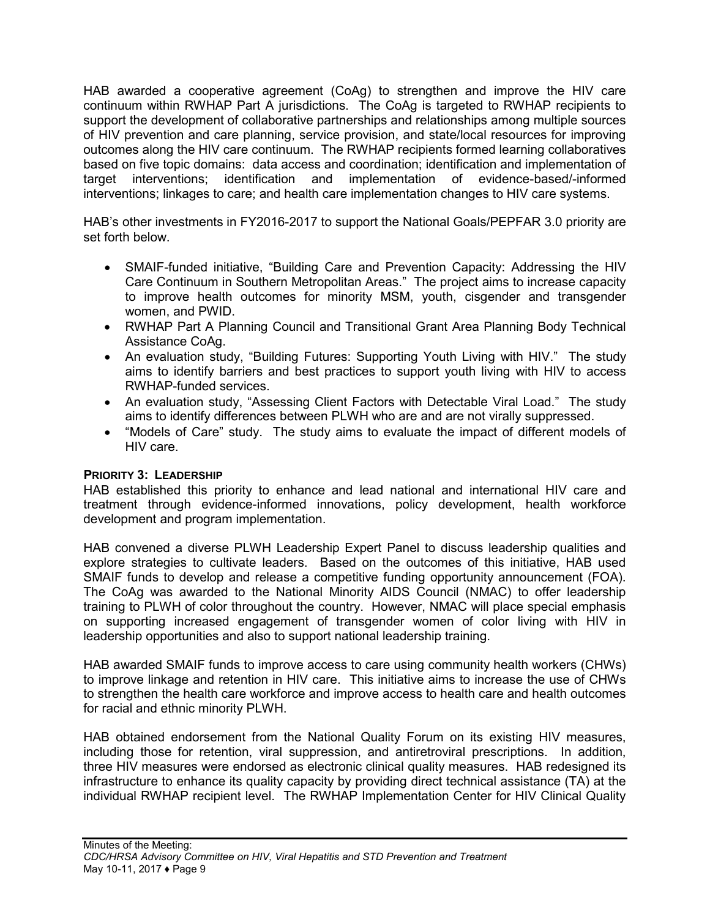HAB awarded a cooperative agreement (CoAg) to strengthen and improve the HIV care continuum within RWHAP Part A jurisdictions. The CoAg is targeted to RWHAP recipients to support the development of collaborative partnerships and relationships among multiple sources of HIV prevention and care planning, service provision, and state/local resources for improving outcomes along the HIV care continuum. The RWHAP recipients formed learning collaboratives based on five topic domains: data access and coordination; identification and implementation of target interventions; identification and implementation of evidence-based/-informed interventions; linkages to care; and health care implementation changes to HIV care systems.

HAB's other investments in FY2016-2017 to support the National Goals/PEPFAR 3.0 priority are set forth below.

- SMAIF-funded initiative, "Building Care and Prevention Capacity: Addressing the HIV Care Continuum in Southern Metropolitan Areas." The project aims to increase capacity to improve health outcomes for minority MSM, youth, cisgender and transgender women, and PWID.
- RWHAP Part A Planning Council and Transitional Grant Area Planning Body Technical Assistance CoAg.
- An evaluation study, "Building Futures: Supporting Youth Living with HIV." The study aims to identify barriers and best practices to support youth living with HIV to access RWHAP-funded services.
- An evaluation study, "Assessing Client Factors with Detectable Viral Load." The study aims to identify differences between PLWH who are and are not virally suppressed.
- "Models of Care" study. The study aims to evaluate the impact of different models of HIV care.

**PRIORITY 3: LEADERSHIP**

HAB established this priority to enhance and lead national and international HIV care and treatment through evidence-informed innovations, policy development, health workforce development and program implementation.

HAB convened a diverse PLWH Leadership Expert Panel to discuss leadership qualities and explore strategies to cultivate leaders. Based on the outcomes of this initiative, HAB used SMAIF funds to develop and release a competitive funding opportunity announcement (FOA). The CoAg was awarded to the National Minority AIDS Council (NMAC) to offer leadership training to PLWH of color throughout the country. However, NMAC will place special emphasis on supporting increased engagement of transgender women of color living with HIV in leadership opportunities and also to support national leadership training.

HAB awarded SMAIF funds to improve access to care using community health workers (CHWs) to improve linkage and retention in HIV care. This initiative aims to increase the use of CHWs to strengthen the health care workforce and improve access to health care and health outcomes for racial and ethnic minority PLWH.

HAB obtained endorsement from the National Quality Forum on its existing HIV measures, including those for retention, viral suppression, and antiretroviral prescriptions. In addition, three HIV measures were endorsed as electronic clinical quality measures. HAB redesigned its infrastructure to enhance its quality capacity by providing direct technical assistance (TA) at the individual RWHAP recipient level. The RWHAP Implementation Center for HIV Clinical Quality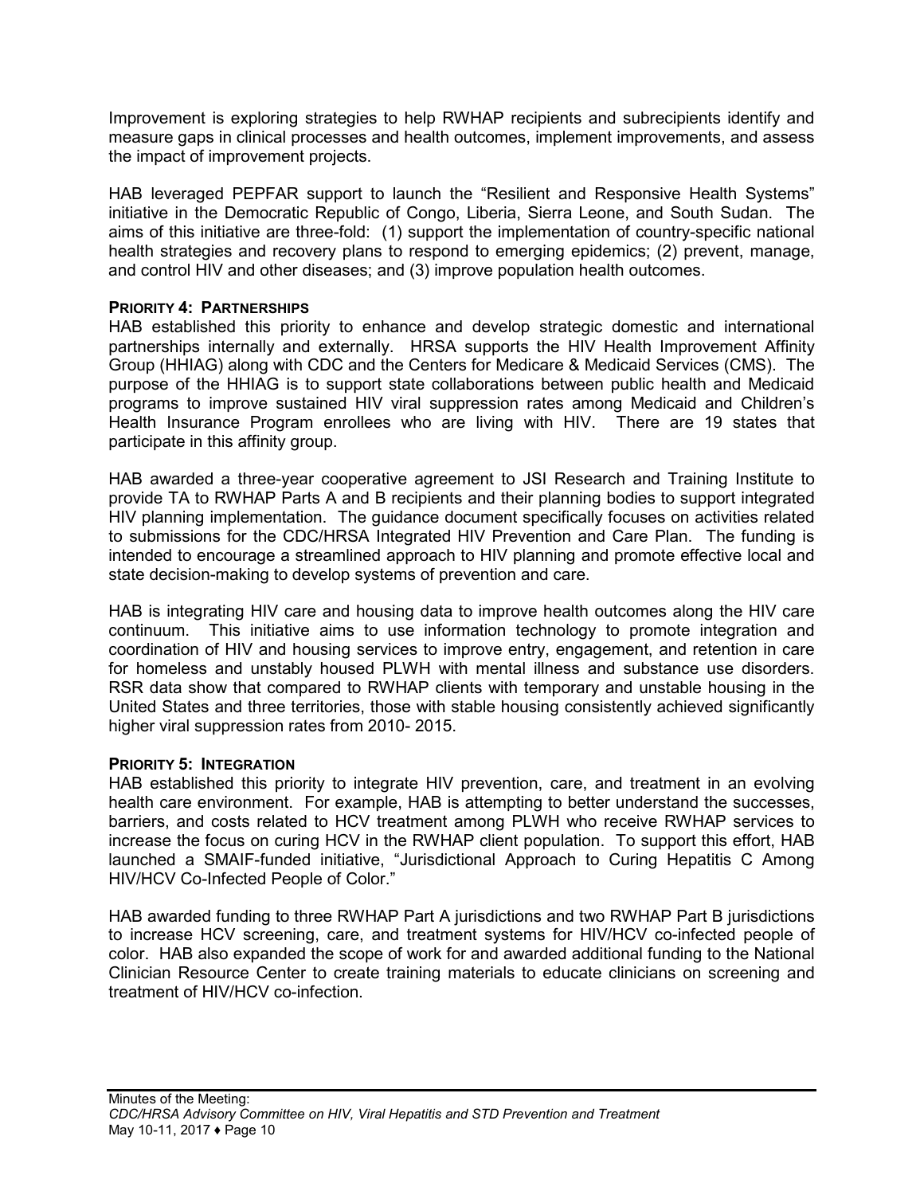Improvement is exploring strategies to help RWHAP recipients and subrecipients identify and measure gaps in clinical processes and health outcomes, implement improvements, and assess the impact of improvement projects.

HAB leveraged PEPFAR support to launch the "Resilient and Responsive Health Systems" initiative in the Democratic Republic of Congo, Liberia, Sierra Leone, and South Sudan. The aims of this initiative are three-fold: (1) support the implementation of country-specific national health strategies and recovery plans to respond to emerging epidemics; (2) prevent, manage, and control HIV and other diseases; and (3) improve population health outcomes.

**PRIORITY 4: PARTNERSHIPS**

HAB established this priority to enhance and develop strategic domestic and international partnerships internally and externally. HRSA supports the HIV Health Improvement Affinity Group (HHIAG) along with CDC and the Centers for Medicare & Medicaid Services (CMS). The purpose of the HHIAG is to support state collaborations between public health and Medicaid programs to improve sustained HIV viral suppression rates among Medicaid and Children's Health Insurance Program enrollees who are living with HIV. There are 19 states that participate in this affinity group.

HAB awarded a three-year cooperative agreement to JSI Research and Training Institute to provide TA to RWHAP Parts A and B recipients and their planning bodies to support integrated HIV planning implementation. The guidance document specifically focuses on activities related to submissions for the CDC/HRSA Integrated HIV Prevention and Care Plan. The funding is intended to encourage a streamlined approach to HIV planning and promote effective local and state decision-making to develop systems of prevention and care.

HAB is integrating HIV care and housing data to improve health outcomes along the HIV care continuum. This initiative aims to use information technology to promote integration and coordination of HIV and housing services to improve entry, engagement, and retention in care for homeless and unstably housed PLWH with mental illness and substance use disorders. RSR data show that compared to RWHAP clients with temporary and unstable housing in the United States and three territories, those with stable housing consistently achieved significantly higher viral suppression rates from 2010- 2015.

**PRIORITY 5: INTEGRATION**

HAB established this priority to integrate HIV prevention, care, and treatment in an evolving health care environment. For example, HAB is attempting to better understand the successes, barriers, and costs related to HCV treatment among PLWH who receive RWHAP services to increase the focus on curing HCV in the RWHAP client population. To support this effort, HAB launched a SMAIF-funded initiative, "Jurisdictional Approach to Curing Hepatitis C Among HIV/HCV Co-Infected People of Color."

HAB awarded funding to three RWHAP Part A jurisdictions and two RWHAP Part B jurisdictions to increase HCV screening, care, and treatment systems for HIV/HCV co-infected people of color. HAB also expanded the scope of work for and awarded additional funding to the National Clinician Resource Center to create training materials to educate clinicians on screening and treatment of HIV/HCV co-infection.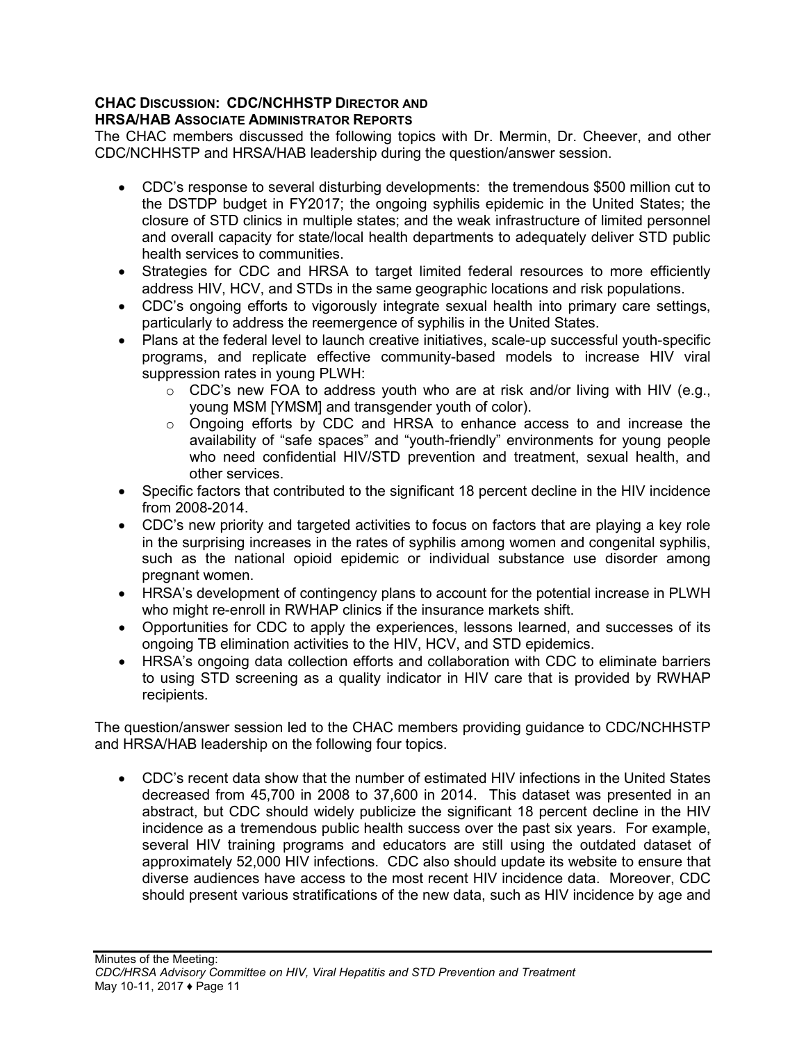**CHAC DISCUSSION: CDC/NCHHSTP DIRECTOR AND HRSA/HAB ASSOCIATE ADMINISTRATOR REPORTS**

The CHAC members discussed the following topics with Dr. Mermin, Dr. Cheever, and other CDC/NCHHSTP and HRSA/HAB leadership during the question/answer session.

- CDC's response to several disturbing developments: the tremendous $500 million cut to the DSTDP budget in FY2017; the ongoing syphilis epidemic in the United States; the closure of STD clinics in multiple states; and the weak infrastructure of limited personnel and overall capacity for state/local health departments to adequately deliver STD public health services to communities.
- Strategies for CDC and HRSA to target limited federal resources to more efficiently address HIV, HCV, and STDs in the same geographic locations and risk populations.
- CDC's ongoing efforts to vigorously integrate sexual health into primary care settings, particularly to address the reemergence of syphilis in the United States.
- Plans at the federal level to launch creative initiatives, scale-up successful youth-specific programs, and replicate effective community-based models to increase HIV viral suppression rates in young PLWH:
  - CDC's new FOA to address youth who are at risk and/or living with HIV (e.g., young MSM [YMSM] and transgender youth of color).
  - Ongoing efforts by CDC and HRSA to enhance access to and increase the availability of "safe spaces" and "youth-friendly" environments for young people who need confidential HIV/STD prevention and treatment, sexual health, and other services.
- Specific factors that contributed to the significant 18 percent decline in the HIV incidence from 2008-2014.
- CDC's new priority and targeted activities to focus on factors that are playing a key role in the surprising increases in the rates of syphilis among women and congenital syphilis, such as the national opioid epidemic or individual substance use disorder among pregnant women.
- HRSA's development of contingency plans to account for the potential increase in PLWH who might re-enroll in RWHAP clinics if the insurance markets shift.
- Opportunities for CDC to apply the experiences, lessons learned, and successes of its ongoing TB elimination activities to the HIV, HCV, and STD epidemics.
- HRSA's ongoing data collection efforts and collaboration with CDC to eliminate barriers to using STD screening as a quality indicator in HIV care that is provided by RWHAP recipients.

The question/answer session led to the CHAC members providing guidance to CDC/NCHHSTP and HRSA/HAB leadership on the following four topics.

- CDC's recent data show that the number of estimated HIV infections in the United States decreased from 45,700 in 2008 to 37,600 in 2014. This dataset was presented in an abstract, but CDC should widely publicize the significant 18 percent decline in the HIV incidence as a tremendous public health success over the past six years. For example, several HIV training programs and educators are still using the outdated dataset of approximately 52,000 HIV infections. CDC also should update its website to ensure that diverse audiences have access to the most recent HIV incidence data. Moreover, CDC should present various stratifications of the new data, such as HIV incidence by age and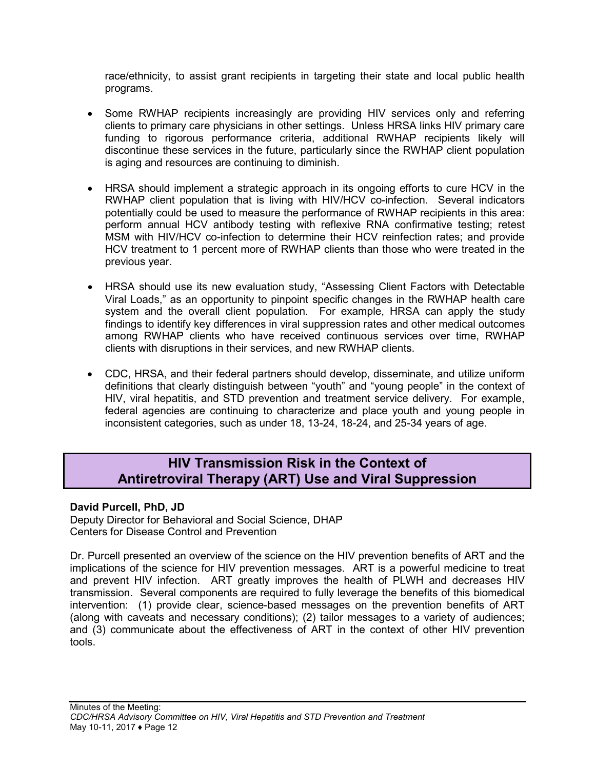race/ethnicity, to assist grant recipients in targeting their state and local public health programs.

- Some RWHAP recipients increasingly are providing HIV services only and referring clients to primary care physicians in other settings. Unless HRSA links HIV primary care funding to rigorous performance criteria, additional RWHAP recipients likely will discontinue these services in the future, particularly since the RWHAP client population is aging and resources are continuing to diminish.

- HRSA should implement a strategic approach in its ongoing efforts to cure HCV in the RWHAP client population that is living with HIV/HCV co-infection. Several indicators potentially could be used to measure the performance of RWHAP recipients in this area: perform annual HCV antibody testing with reflexive RNA confirmative testing; retest MSM with HIV/HCV co-infection to determine their HCV reinfection rates; and provide HCV treatment to 1 percent more of RWHAP clients than those who were treated in the previous year.

- HRSA should use its new evaluation study, "Assessing Client Factors with Detectable Viral Loads," as an opportunity to pinpoint specific changes in the RWHAP health care system and the overall client population. For example, HRSA can apply the study findings to identify key differences in viral suppression rates and other medical outcomes among RWHAP clients who have received continuous services over time, RWHAP clients with disruptions in their services, and new RWHAP clients.

- CDC, HRSA, and their federal partners should develop, disseminate, and utilize uniform definitions that clearly distinguish between "youth" and "young people" in the context of HIV, viral hepatitis, and STD prevention and treatment service delivery. For example, federal agencies are continuing to characterize and place youth and young people in inconsistent categories, such as under 18, 13-24, 18-24, and 25-34 years of age.

## HIV Transmission Risk in the Context of Antiretroviral Therapy (ART) Use and Viral Suppression

**David Purcell, PhD, JD**
Deputy Director for Behavioral and Social Science, DHAP
Centers for Disease Control and Prevention

Dr. Purcell presented an overview of the science on the HIV prevention benefits of ART and the implications of the science for HIV prevention messages. ART is a powerful medicine to treat and prevent HIV infection. ART greatly improves the health of PLWH and decreases HIV transmission. Several components are required to fully leverage the benefits of this biomedical intervention: (1) provide clear, science-based messages on the prevention benefits of ART (along with caveats and necessary conditions); (2) tailor messages to a variety of audiences; and (3) communicate about the effectiveness of ART in the context of other HIV prevention tools.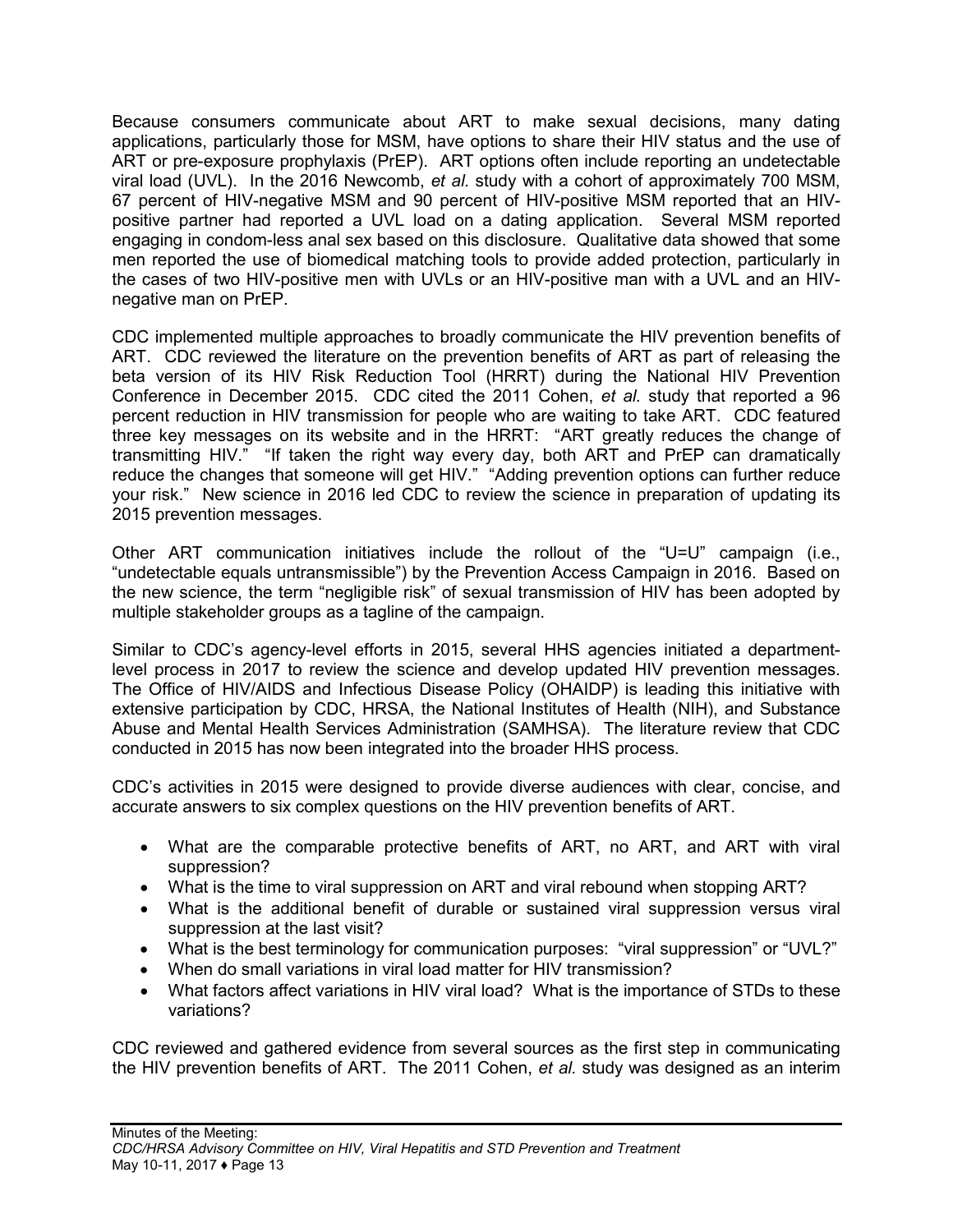Because consumers communicate about ART to make sexual decisions, many dating applications, particularly those for MSM, have options to share their HIV status and the use of ART or pre-exposure prophylaxis (PrEP). ART options often include reporting an undetectable viral load (UVL). In the 2016 Newcomb, *et al.* study with a cohort of approximately 700 MSM, 67 percent of HIV-negative MSM and 90 percent of HIV-positive MSM reported that an HIV-positive partner had reported a UVL load on a dating application. Several MSM reported engaging in condom-less anal sex based on this disclosure. Qualitative data showed that some men reported the use of biomedical matching tools to provide added protection, particularly in the cases of two HIV-positive men with UVLs or an HIV-positive man with a UVL and an HIV-negative man on PrEP.

CDC implemented multiple approaches to broadly communicate the HIV prevention benefits of ART. CDC reviewed the literature on the prevention benefits of ART as part of releasing the beta version of its HIV Risk Reduction Tool (HRRT) during the National HIV Prevention Conference in December 2015. CDC cited the 2011 Cohen, *et al.* study that reported a 96 percent reduction in HIV transmission for people who are waiting to take ART. CDC featured three key messages on its website and in the HRRT: "ART greatly reduces the change of transmitting HIV." "If taken the right way every day, both ART and PrEP can dramatically reduce the changes that someone will get HIV." "Adding prevention options can further reduce your risk." New science in 2016 led CDC to review the science in preparation of updating its 2015 prevention messages.

Other ART communication initiatives include the rollout of the "U=U" campaign (i.e., "undetectable equals untransmissible") by the Prevention Access Campaign in 2016. Based on the new science, the term "negligible risk" of sexual transmission of HIV has been adopted by multiple stakeholder groups as a tagline of the campaign.

Similar to CDC's agency-level efforts in 2015, several HHS agencies initiated a department-level process in 2017 to review the science and develop updated HIV prevention messages. The Office of HIV/AIDS and Infectious Disease Policy (OHAIDP) is leading this initiative with extensive participation by CDC, HRSA, the National Institutes of Health (NIH), and Substance Abuse and Mental Health Services Administration (SAMHSA). The literature review that CDC conducted in 2015 has now been integrated into the broader HHS process.

CDC's activities in 2015 were designed to provide diverse audiences with clear, concise, and accurate answers to six complex questions on the HIV prevention benefits of ART.

- What are the comparable protective benefits of ART, no ART, and ART with viral suppression?
- What is the time to viral suppression on ART and viral rebound when stopping ART?
- What is the additional benefit of durable or sustained viral suppression versus viral suppression at the last visit?
- What is the best terminology for communication purposes: "viral suppression" or "UVL?"
- When do small variations in viral load matter for HIV transmission?
- What factors affect variations in HIV viral load? What is the importance of STDs to these variations?

CDC reviewed and gathered evidence from several sources as the first step in communicating the HIV prevention benefits of ART. The 2011 Cohen, *et al.* study was designed as an interim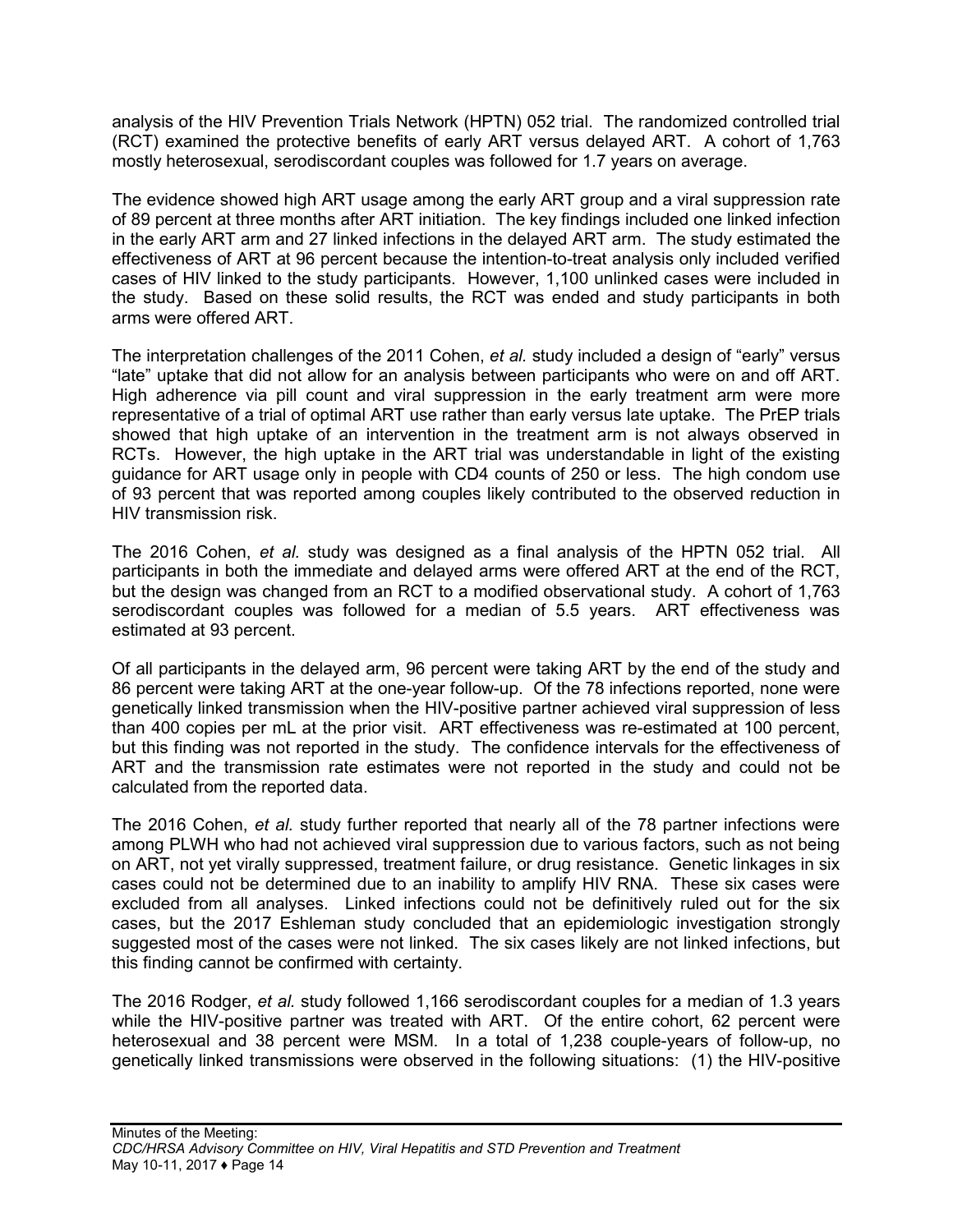analysis of the HIV Prevention Trials Network (HPTN) 052 trial. The randomized controlled trial (RCT) examined the protective benefits of early ART versus delayed ART. A cohort of 1,763 mostly heterosexual, serodiscordant couples was followed for 1.7 years on average.

The evidence showed high ART usage among the early ART group and a viral suppression rate of 89 percent at three months after ART initiation. The key findings included one linked infection in the early ART arm and 27 linked infections in the delayed ART arm. The study estimated the effectiveness of ART at 96 percent because the intention-to-treat analysis only included verified cases of HIV linked to the study participants. However, 1,100 unlinked cases were included in the study. Based on these solid results, the RCT was ended and study participants in both arms were offered ART.

The interpretation challenges of the 2011 Cohen, *et al.* study included a design of "early" versus "late" uptake that did not allow for an analysis between participants who were on and off ART. High adherence via pill count and viral suppression in the early treatment arm were more representative of a trial of optimal ART use rather than early versus late uptake. The PrEP trials showed that high uptake of an intervention in the treatment arm is not always observed in RCTs. However, the high uptake in the ART trial was understandable in light of the existing guidance for ART usage only in people with CD4 counts of 250 or less. The high condom use of 93 percent that was reported among couples likely contributed to the observed reduction in HIV transmission risk.

The 2016 Cohen, *et al.* study was designed as a final analysis of the HPTN 052 trial. All participants in both the immediate and delayed arms were offered ART at the end of the RCT, but the design was changed from an RCT to a modified observational study. A cohort of 1,763 serodiscordant couples was followed for a median of 5.5 years. ART effectiveness was estimated at 93 percent.

Of all participants in the delayed arm, 96 percent were taking ART by the end of the study and 86 percent were taking ART at the one-year follow-up. Of the 78 infections reported, none were genetically linked transmission when the HIV-positive partner achieved viral suppression of less than 400 copies per mL at the prior visit. ART effectiveness was re-estimated at 100 percent, but this finding was not reported in the study. The confidence intervals for the effectiveness of ART and the transmission rate estimates were not reported in the study and could not be calculated from the reported data.

The 2016 Cohen, *et al.* study further reported that nearly all of the 78 partner infections were among PLWH who had not achieved viral suppression due to various factors, such as not being on ART, not yet virally suppressed, treatment failure, or drug resistance. Genetic linkages in six cases could not be determined due to an inability to amplify HIV RNA. These six cases were excluded from all analyses. Linked infections could not be definitively ruled out for the six cases, but the 2017 Eshleman study concluded that an epidemiologic investigation strongly suggested most of the cases were not linked. The six cases likely are not linked infections, but this finding cannot be confirmed with certainty.

The 2016 Rodger, *et al.* study followed 1,166 serodiscordant couples for a median of 1.3 years while the HIV-positive partner was treated with ART. Of the entire cohort, 62 percent were heterosexual and 38 percent were MSM. In a total of 1,238 couple-years of follow-up, no genetically linked transmissions were observed in the following situations: (1) the HIV-positive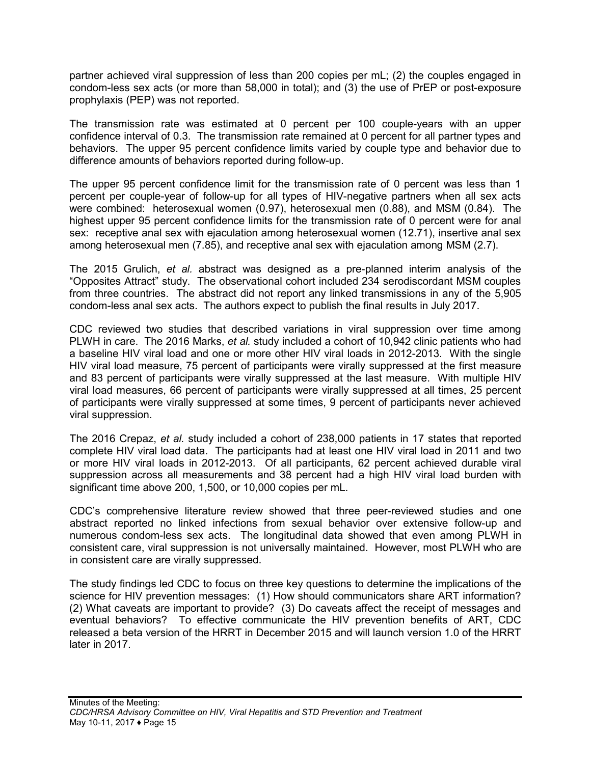partner achieved viral suppression of less than 200 copies per mL; (2) the couples engaged in condom-less sex acts (or more than 58,000 in total); and (3) the use of PrEP or post-exposure prophylaxis (PEP) was not reported.

The transmission rate was estimated at 0 percent per 100 couple-years with an upper confidence interval of 0.3. The transmission rate remained at 0 percent for all partner types and behaviors. The upper 95 percent confidence limits varied by couple type and behavior due to difference amounts of behaviors reported during follow-up.

The upper 95 percent confidence limit for the transmission rate of 0 percent was less than 1 percent per couple-year of follow-up for all types of HIV-negative partners when all sex acts were combined: heterosexual women (0.97), heterosexual men (0.88), and MSM (0.84). The highest upper 95 percent confidence limits for the transmission rate of 0 percent were for anal sex: receptive anal sex with ejaculation among heterosexual women (12.71), insertive anal sex among heterosexual men (7.85), and receptive anal sex with ejaculation among MSM (2.7).

The 2015 Grulich, *et al.* abstract was designed as a pre-planned interim analysis of the "Opposites Attract" study. The observational cohort included 234 serodiscordant MSM couples from three countries. The abstract did not report any linked transmissions in any of the 5,905 condom-less anal sex acts. The authors expect to publish the final results in July 2017.

CDC reviewed two studies that described variations in viral suppression over time among PLWH in care. The 2016 Marks, *et al.* study included a cohort of 10,942 clinic patients who had a baseline HIV viral load and one or more other HIV viral loads in 2012-2013. With the single HIV viral load measure, 75 percent of participants were virally suppressed at the first measure and 83 percent of participants were virally suppressed at the last measure. With multiple HIV viral load measures, 66 percent of participants were virally suppressed at all times, 25 percent of participants were virally suppressed at some times, 9 percent of participants never achieved viral suppression.

The 2016 Crepaz, *et al.* study included a cohort of 238,000 patients in 17 states that reported complete HIV viral load data. The participants had at least one HIV viral load in 2011 and two or more HIV viral loads in 2012-2013. Of all participants, 62 percent achieved durable viral suppression across all measurements and 38 percent had a high HIV viral load burden with significant time above 200, 1,500, or 10,000 copies per mL.

CDC's comprehensive literature review showed that three peer-reviewed studies and one abstract reported no linked infections from sexual behavior over extensive follow-up and numerous condom-less sex acts. The longitudinal data showed that even among PLWH in consistent care, viral suppression is not universally maintained. However, most PLWH who are in consistent care are virally suppressed.

The study findings led CDC to focus on three key questions to determine the implications of the science for HIV prevention messages: (1) How should communicators share ART information? (2) What caveats are important to provide? (3) Do caveats affect the receipt of messages and eventual behaviors? To effective communicate the HIV prevention benefits of ART, CDC released a beta version of the HRRT in December 2015 and will launch version 1.0 of the HRRT later in 2017.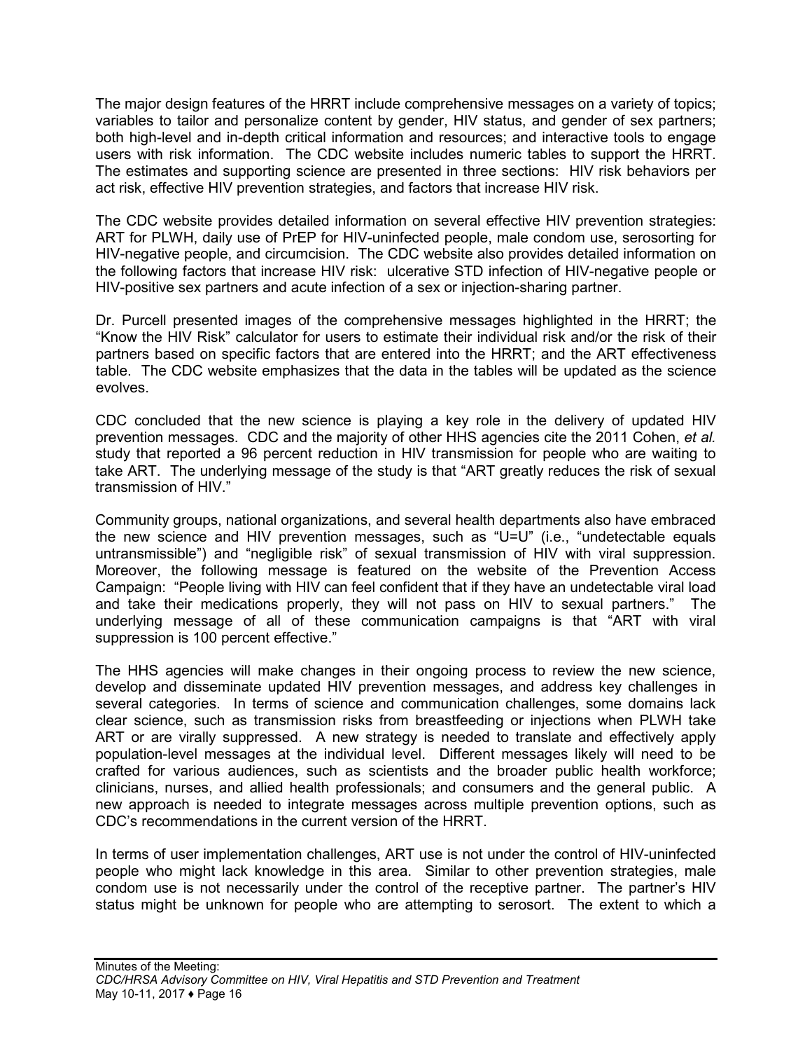The major design features of the HRRT include comprehensive messages on a variety of topics; variables to tailor and personalize content by gender, HIV status, and gender of sex partners; both high-level and in-depth critical information and resources; and interactive tools to engage users with risk information. The CDC website includes numeric tables to support the HRRT. The estimates and supporting science are presented in three sections: HIV risk behaviors per act risk, effective HIV prevention strategies, and factors that increase HIV risk.

The CDC website provides detailed information on several effective HIV prevention strategies: ART for PLWH, daily use of PrEP for HIV-uninfected people, male condom use, serosorting for HIV-negative people, and circumcision. The CDC website also provides detailed information on the following factors that increase HIV risk: ulcerative STD infection of HIV-negative people or HIV-positive sex partners and acute infection of a sex or injection-sharing partner.

Dr. Purcell presented images of the comprehensive messages highlighted in the HRRT; the "Know the HIV Risk" calculator for users to estimate their individual risk and/or the risk of their partners based on specific factors that are entered into the HRRT; and the ART effectiveness table. The CDC website emphasizes that the data in the tables will be updated as the science evolves.

CDC concluded that the new science is playing a key role in the delivery of updated HIV prevention messages. CDC and the majority of other HHS agencies cite the 2011 Cohen, *et al.* study that reported a 96 percent reduction in HIV transmission for people who are waiting to take ART. The underlying message of the study is that "ART greatly reduces the risk of sexual transmission of HIV."

Community groups, national organizations, and several health departments also have embraced the new science and HIV prevention messages, such as "U=U" (i.e., "undetectable equals untransmissible") and "negligible risk" of sexual transmission of HIV with viral suppression. Moreover, the following message is featured on the website of the Prevention Access Campaign: "People living with HIV can feel confident that if they have an undetectable viral load and take their medications properly, they will not pass on HIV to sexual partners." The underlying message of all of these communication campaigns is that "ART with viral suppression is 100 percent effective."

The HHS agencies will make changes in their ongoing process to review the new science, develop and disseminate updated HIV prevention messages, and address key challenges in several categories. In terms of science and communication challenges, some domains lack clear science, such as transmission risks from breastfeeding or injections when PLWH take ART or are virally suppressed. A new strategy is needed to translate and effectively apply population-level messages at the individual level. Different messages likely will need to be crafted for various audiences, such as scientists and the broader public health workforce; clinicians, nurses, and allied health professionals; and consumers and the general public. A new approach is needed to integrate messages across multiple prevention options, such as CDC's recommendations in the current version of the HRRT.

In terms of user implementation challenges, ART use is not under the control of HIV-uninfected people who might lack knowledge in this area. Similar to other prevention strategies, male condom use is not necessarily under the control of the receptive partner. The partner's HIV status might be unknown for people who are attempting to serosort. The extent to which a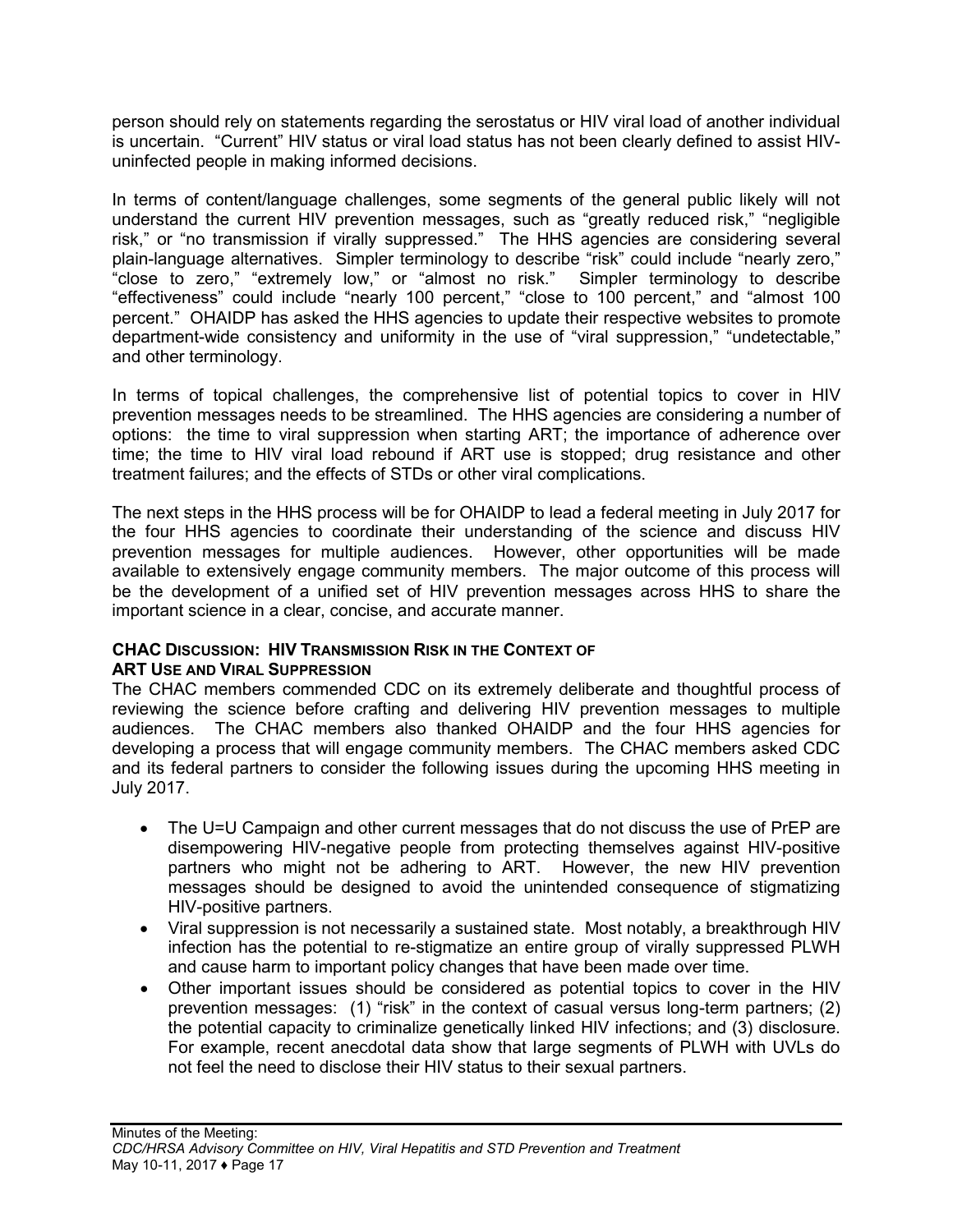person should rely on statements regarding the serostatus or HIV viral load of another individual is uncertain. "Current" HIV status or viral load status has not been clearly defined to assist HIV-uninfected people in making informed decisions.

In terms of content/language challenges, some segments of the general public likely will not understand the current HIV prevention messages, such as "greatly reduced risk," "negligible risk," or "no transmission if virally suppressed." The HHS agencies are considering several plain-language alternatives. Simpler terminology to describe "risk" could include "nearly zero," "close to zero," "extremely low," or "almost no risk." Simpler terminology to describe "effectiveness" could include "nearly 100 percent," "close to 100 percent," and "almost 100 percent." OHAIDP has asked the HHS agencies to update their respective websites to promote department-wide consistency and uniformity in the use of "viral suppression," "undetectable," and other terminology.

In terms of topical challenges, the comprehensive list of potential topics to cover in HIV prevention messages needs to be streamlined. The HHS agencies are considering a number of options: the time to viral suppression when starting ART; the importance of adherence over time; the time to HIV viral load rebound if ART use is stopped; drug resistance and other treatment failures; and the effects of STDs or other viral complications.

The next steps in the HHS process will be for OHAIDP to lead a federal meeting in July 2017 for the four HHS agencies to coordinate their understanding of the science and discuss HIV prevention messages for multiple audiences. However, other opportunities will be made available to extensively engage community members. The major outcome of this process will be the development of a unified set of HIV prevention messages across HHS to share the important science in a clear, concise, and accurate manner.

### CHAC Discussion: HIV Transmission Risk in the Context of ART Use and Viral Suppression

The CHAC members commended CDC on its extremely deliberate and thoughtful process of reviewing the science before crafting and delivering HIV prevention messages to multiple audiences. The CHAC members also thanked OHAIDP and the four HHS agencies for developing a process that will engage community members. The CHAC members asked CDC and its federal partners to consider the following issues during the upcoming HHS meeting in July 2017.

- The U=U Campaign and other current messages that do not discuss the use of PrEP are disempowering HIV-negative people from protecting themselves against HIV-positive partners who might not be adhering to ART. However, the new HIV prevention messages should be designed to avoid the unintended consequence of stigmatizing HIV-positive partners.
- Viral suppression is not necessarily a sustained state. Most notably, a breakthrough HIV infection has the potential to re-stigmatize an entire group of virally suppressed PLWH and cause harm to important policy changes that have been made over time.
- Other important issues should be considered as potential topics to cover in the HIV prevention messages: (1) "risk" in the context of casual versus long-term partners; (2) the potential capacity to criminalize genetically linked HIV infections; and (3) disclosure. For example, recent anecdotal data show that large segments of PLWH with UVLs do not feel the need to disclose their HIV status to their sexual partners.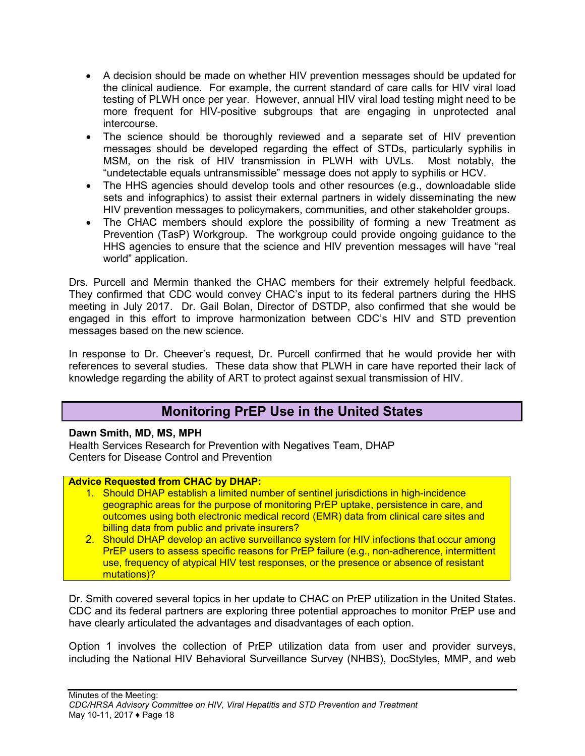- A decision should be made on whether HIV prevention messages should be updated for the clinical audience. For example, the current standard of care calls for HIV viral load testing of PLWH once per year. However, annual HIV viral load testing might need to be more frequent for HIV-positive subgroups that are engaging in unprotected anal intercourse.
- The science should be thoroughly reviewed and a separate set of HIV prevention messages should be developed regarding the effect of STDs, particularly syphilis in MSM, on the risk of HIV transmission in PLWH with UVLs. Most notably, the "undetectable equals untransmissible" message does not apply to syphilis or HCV.
- The HHS agencies should develop tools and other resources (e.g., downloadable slide sets and infographics) to assist their external partners in widely disseminating the new HIV prevention messages to policymakers, communities, and other stakeholder groups.
- The CHAC members should explore the possibility of forming a new Treatment as Prevention (TasP) Workgroup. The workgroup could provide ongoing guidance to the HHS agencies to ensure that the science and HIV prevention messages will have "real world" application.

Drs. Purcell and Mermin thanked the CHAC members for their extremely helpful feedback. They confirmed that CDC would convey CHAC's input to its federal partners during the HHS meeting in July 2017. Dr. Gail Bolan, Director of DSTDP, also confirmed that she would be engaged in this effort to improve harmonization between CDC's HIV and STD prevention messages based on the new science.

In response to Dr. Cheever's request, Dr. Purcell confirmed that he would provide her with references to several studies. These data show that PLWH in care have reported their lack of knowledge regarding the ability of ART to protect against sexual transmission of HIV.

## Monitoring PrEP Use in the United States

**Dawn Smith, MD, MS, MPH**
Health Services Research for Prevention with Negatives Team, DHAP
Centers for Disease Control and Prevention

**Advice Requested from CHAC by DHAP:**

1. Should DHAP establish a limited number of sentinel jurisdictions in high-incidence geographic areas for the purpose of monitoring PrEP uptake, persistence in care, and outcomes using both electronic medical record (EMR) data from clinical care sites and billing data from public and private insurers?
2. Should DHAP develop an active surveillance system for HIV infections that occur among PrEP users to assess specific reasons for PrEP failure (e.g., non-adherence, intermittent use, frequency of atypical HIV test responses, or the presence or absence of resistant mutations)?

Dr. Smith covered several topics in her update to CHAC on PrEP utilization in the United States. CDC and its federal partners are exploring three potential approaches to monitor PrEP use and have clearly articulated the advantages and disadvantages of each option.

Option 1 involves the collection of PrEP utilization data from user and provider surveys, including the National HIV Behavioral Surveillance Survey (NHBS), DocStyles, MMP, and web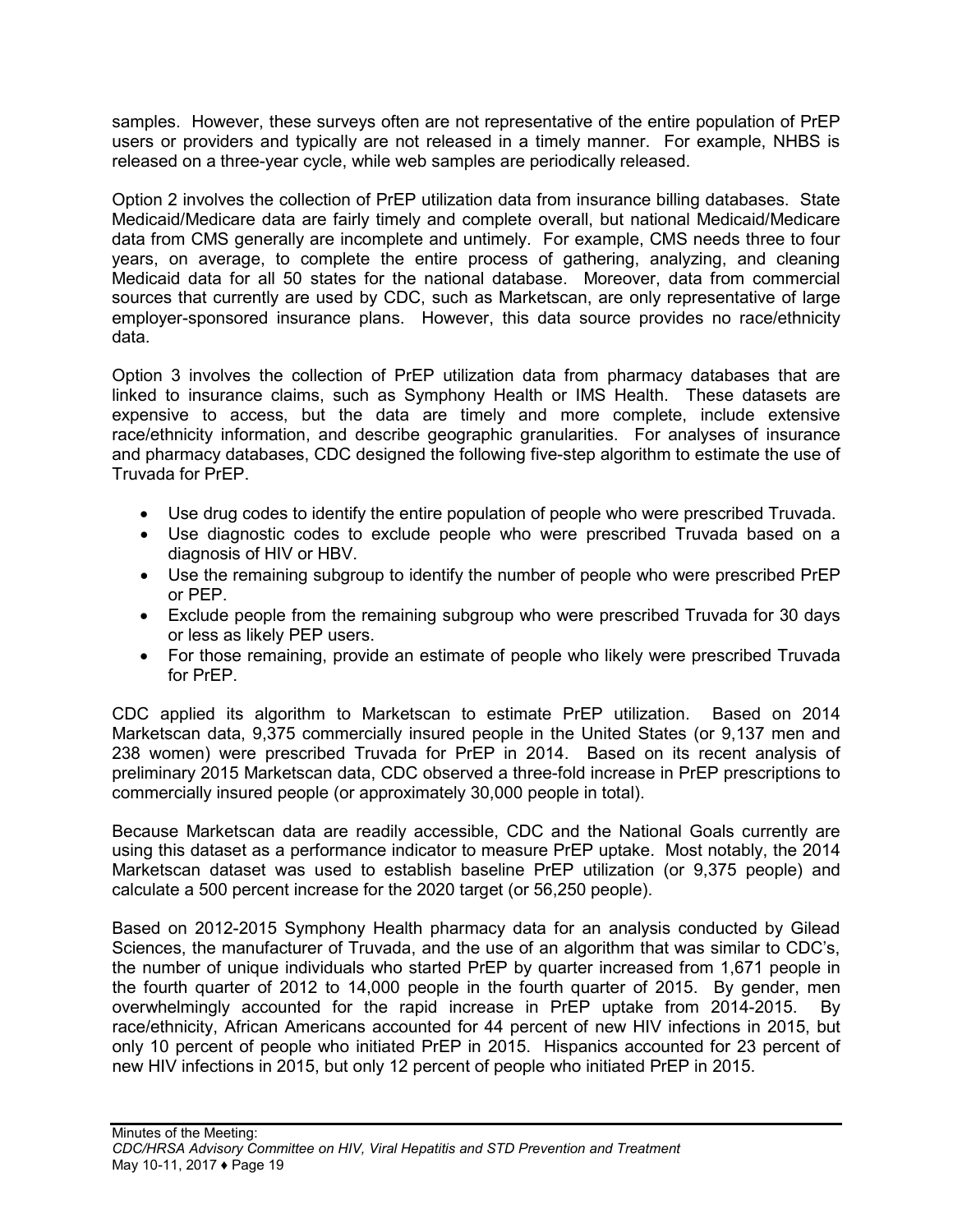samples. However, these surveys often are not representative of the entire population of PrEP users or providers and typically are not released in a timely manner. For example, NHBS is released on a three-year cycle, while web samples are periodically released.

Option 2 involves the collection of PrEP utilization data from insurance billing databases. State Medicaid/Medicare data are fairly timely and complete overall, but national Medicaid/Medicare data from CMS generally are incomplete and untimely. For example, CMS needs three to four years, on average, to complete the entire process of gathering, analyzing, and cleaning Medicaid data for all 50 states for the national database. Moreover, data from commercial sources that currently are used by CDC, such as Marketscan, are only representative of large employer-sponsored insurance plans. However, this data source provides no race/ethnicity data.

Option 3 involves the collection of PrEP utilization data from pharmacy databases that are linked to insurance claims, such as Symphony Health or IMS Health. These datasets are expensive to access, but the data are timely and more complete, include extensive race/ethnicity information, and describe geographic granularities. For analyses of insurance and pharmacy databases, CDC designed the following five-step algorithm to estimate the use of Truvada for PrEP.

- Use drug codes to identify the entire population of people who were prescribed Truvada.
- Use diagnostic codes to exclude people who were prescribed Truvada based on a diagnosis of HIV or HBV.
- Use the remaining subgroup to identify the number of people who were prescribed PrEP or PEP.
- Exclude people from the remaining subgroup who were prescribed Truvada for 30 days or less as likely PEP users.
- For those remaining, provide an estimate of people who likely were prescribed Truvada for PrEP.

CDC applied its algorithm to Marketscan to estimate PrEP utilization. Based on 2014 Marketscan data, 9,375 commercially insured people in the United States (or 9,137 men and 238 women) were prescribed Truvada for PrEP in 2014. Based on its recent analysis of preliminary 2015 Marketscan data, CDC observed a three-fold increase in PrEP prescriptions to commercially insured people (or approximately 30,000 people in total).

Because Marketscan data are readily accessible, CDC and the National Goals currently are using this dataset as a performance indicator to measure PrEP uptake. Most notably, the 2014 Marketscan dataset was used to establish baseline PrEP utilization (or 9,375 people) and calculate a 500 percent increase for the 2020 target (or 56,250 people).

Based on 2012-2015 Symphony Health pharmacy data for an analysis conducted by Gilead Sciences, the manufacturer of Truvada, and the use of an algorithm that was similar to CDC's, the number of unique individuals who started PrEP by quarter increased from 1,671 people in the fourth quarter of 2012 to 14,000 people in the fourth quarter of 2015. By gender, men overwhelmingly accounted for the rapid increase in PrEP uptake from 2014-2015. By race/ethnicity, African Americans accounted for 44 percent of new HIV infections in 2015, but only 10 percent of people who initiated PrEP in 2015. Hispanics accounted for 23 percent of new HIV infections in 2015, but only 12 percent of people who initiated PrEP in 2015.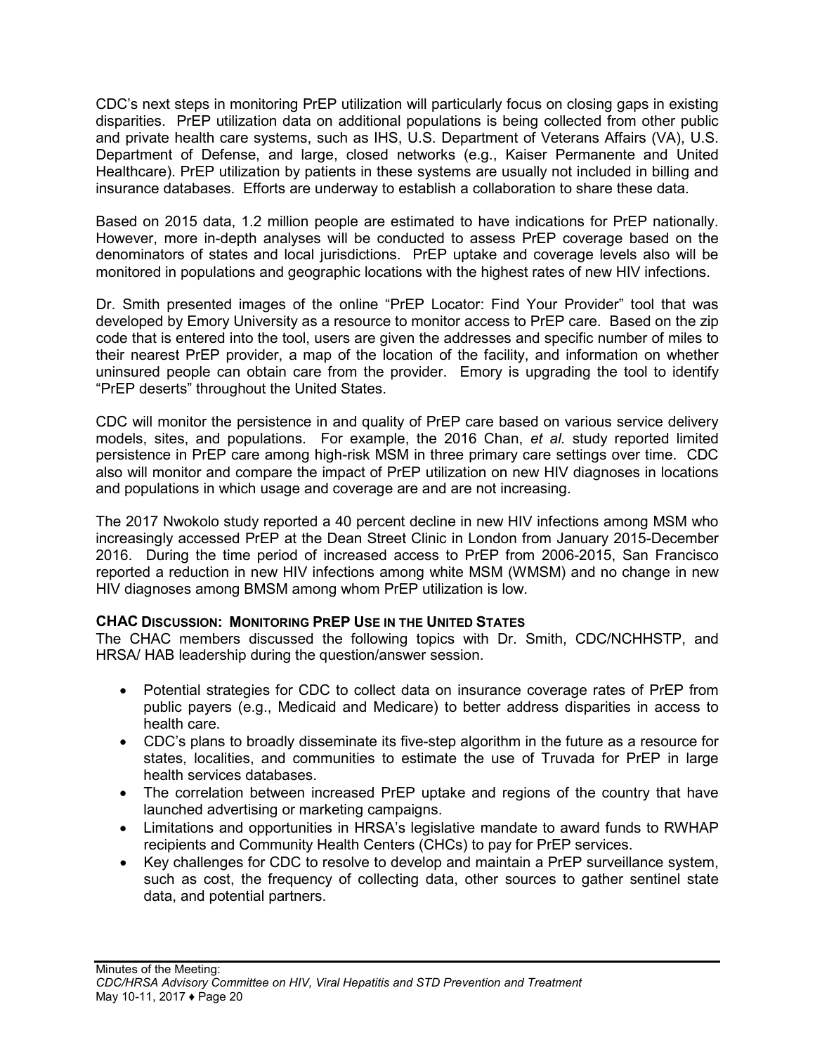CDC's next steps in monitoring PrEP utilization will particularly focus on closing gaps in existing disparities. PrEP utilization data on additional populations is being collected from other public and private health care systems, such as IHS, U.S. Department of Veterans Affairs (VA), U.S. Department of Defense, and large, closed networks (e.g., Kaiser Permanente and United Healthcare). PrEP utilization by patients in these systems are usually not included in billing and insurance databases. Efforts are underway to establish a collaboration to share these data.

Based on 2015 data, 1.2 million people are estimated to have indications for PrEP nationally. However, more in-depth analyses will be conducted to assess PrEP coverage based on the denominators of states and local jurisdictions. PrEP uptake and coverage levels also will be monitored in populations and geographic locations with the highest rates of new HIV infections.

Dr. Smith presented images of the online "PrEP Locator: Find Your Provider" tool that was developed by Emory University as a resource to monitor access to PrEP care. Based on the zip code that is entered into the tool, users are given the addresses and specific number of miles to their nearest PrEP provider, a map of the location of the facility, and information on whether uninsured people can obtain care from the provider. Emory is upgrading the tool to identify "PrEP deserts" throughout the United States.

CDC will monitor the persistence in and quality of PrEP care based on various service delivery models, sites, and populations. For example, the 2016 Chan, *et al.* study reported limited persistence in PrEP care among high-risk MSM in three primary care settings over time. CDC also will monitor and compare the impact of PrEP utilization on new HIV diagnoses in locations and populations in which usage and coverage are and are not increasing.

The 2017 Nwokolo study reported a 40 percent decline in new HIV infections among MSM who increasingly accessed PrEP at the Dean Street Clinic in London from January 2015-December 2016. During the time period of increased access to PrEP from 2006-2015, San Francisco reported a reduction in new HIV infections among white MSM (WMSM) and no change in new HIV diagnoses among BMSM among whom PrEP utilization is low.

**CHAC DISCUSSION: MONITORING PREP USE IN THE UNITED STATES**

The CHAC members discussed the following topics with Dr. Smith, CDC/NCHHSTP, and HRSA/ HAB leadership during the question/answer session.

- Potential strategies for CDC to collect data on insurance coverage rates of PrEP from public payers (e.g., Medicaid and Medicare) to better address disparities in access to health care.
- CDC's plans to broadly disseminate its five-step algorithm in the future as a resource for states, localities, and communities to estimate the use of Truvada for PrEP in large health services databases.
- The correlation between increased PrEP uptake and regions of the country that have launched advertising or marketing campaigns.
- Limitations and opportunities in HRSA's legislative mandate to award funds to RWHAP recipients and Community Health Centers (CHCs) to pay for PrEP services.
- Key challenges for CDC to resolve to develop and maintain a PrEP surveillance system, such as cost, the frequency of collecting data, other sources to gather sentinel state data, and potential partners.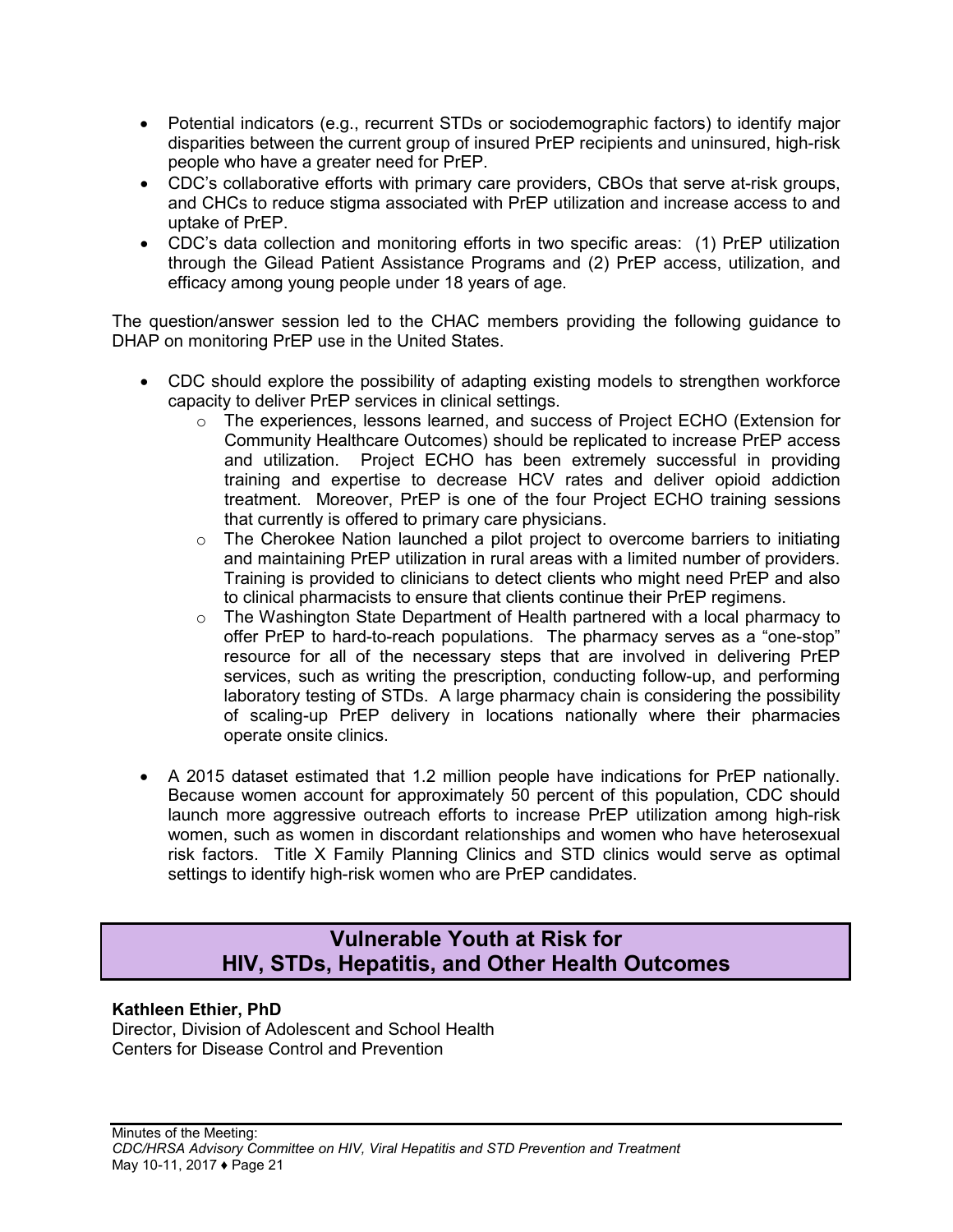- Potential indicators (e.g., recurrent STDs or sociodemographic factors) to identify major disparities between the current group of insured PrEP recipients and uninsured, high-risk people who have a greater need for PrEP.
- CDC's collaborative efforts with primary care providers, CBOs that serve at-risk groups, and CHCs to reduce stigma associated with PrEP utilization and increase access to and uptake of PrEP.
- CDC's data collection and monitoring efforts in two specific areas: (1) PrEP utilization through the Gilead Patient Assistance Programs and (2) PrEP access, utilization, and efficacy among young people under 18 years of age.

The question/answer session led to the CHAC members providing the following guidance to DHAP on monitoring PrEP use in the United States.

- CDC should explore the possibility of adapting existing models to strengthen workforce capacity to deliver PrEP services in clinical settings.
  - The experiences, lessons learned, and success of Project ECHO (Extension for Community Healthcare Outcomes) should be replicated to increase PrEP access and utilization. Project ECHO has been extremely successful in providing training and expertise to decrease HCV rates and deliver opioid addiction treatment. Moreover, PrEP is one of the four Project ECHO training sessions that currently is offered to primary care physicians.
  - The Cherokee Nation launched a pilot project to overcome barriers to initiating and maintaining PrEP utilization in rural areas with a limited number of providers. Training is provided to clinicians to detect clients who might need PrEP and also to clinical pharmacists to ensure that clients continue their PrEP regimens.
  - The Washington State Department of Health partnered with a local pharmacy to offer PrEP to hard-to-reach populations. The pharmacy serves as a "one-stop" resource for all of the necessary steps that are involved in delivering PrEP services, such as writing the prescription, conducting follow-up, and performing laboratory testing of STDs. A large pharmacy chain is considering the possibility of scaling-up PrEP delivery in locations nationally where their pharmacies operate onsite clinics.
- A 2015 dataset estimated that 1.2 million people have indications for PrEP nationally. Because women account for approximately 50 percent of this population, CDC should launch more aggressive outreach efforts to increase PrEP utilization among high-risk women, such as women in discordant relationships and women who have heterosexual risk factors. Title X Family Planning Clinics and STD clinics would serve as optimal settings to identify high-risk women who are PrEP candidates.

## Vulnerable Youth at Risk for HIV, STDs, Hepatitis, and Other Health Outcomes

**Kathleen Ethier, PhD**
Director, Division of Adolescent and School Health
Centers for Disease Control and Prevention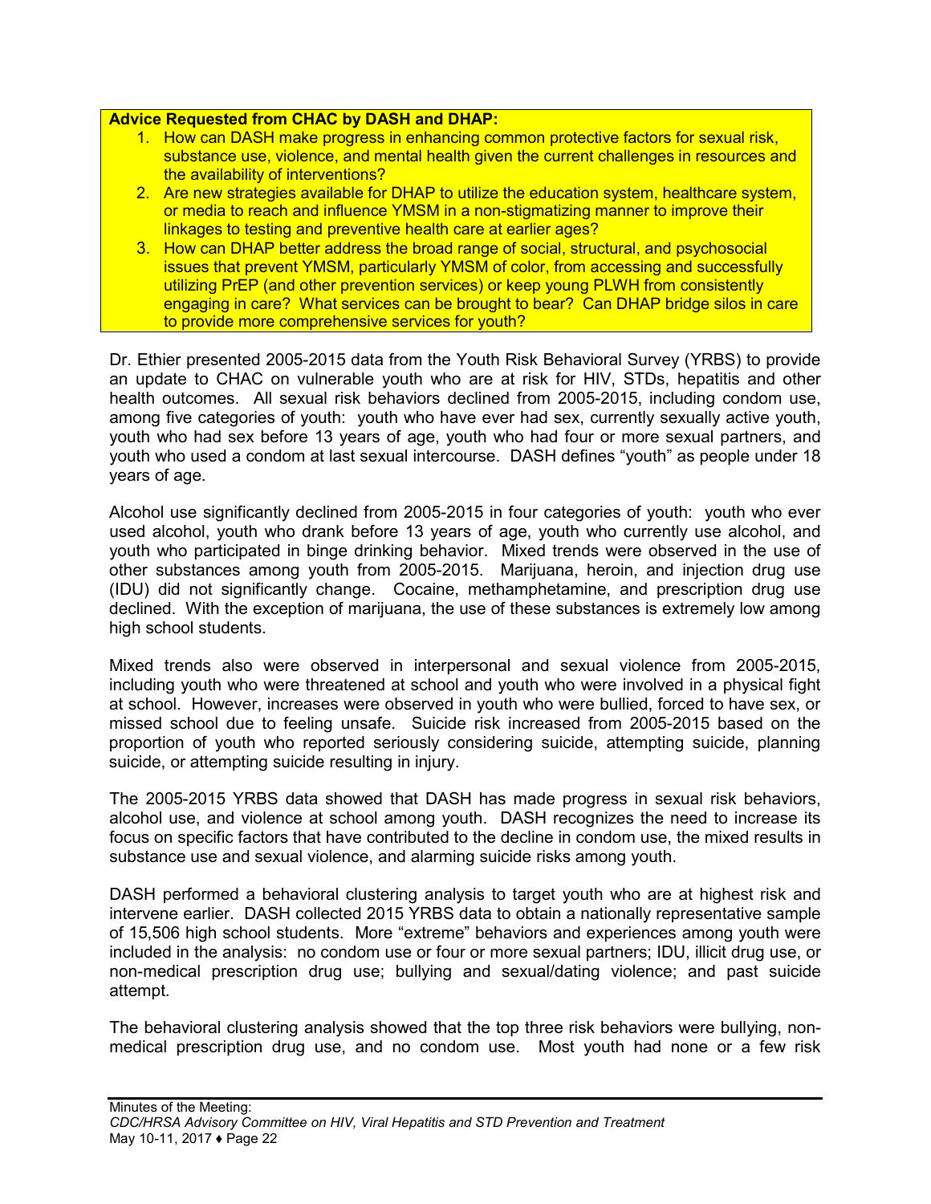**Advice Requested from CHAC by DASH and DHAP:**

1. How can DASH make progress in enhancing common protective factors for sexual risk, substance use, violence, and mental health given the current challenges in resources and the availability of interventions?
2. Are new strategies available for DHAP to utilize the education system, healthcare system, or media to reach and influence YMSM in a non-stigmatizing manner to improve their linkages to testing and preventive health care at earlier ages?
3. How can DHAP better address the broad range of social, structural, and psychosocial issues that prevent YMSM, particularly YMSM of color, from accessing and successfully utilizing PrEP (and other prevention services) or keep young PLWH from consistently engaging in care? What services can be brought to bear? Can DHAP bridge silos in care to provide more comprehensive services for youth?

Dr. Ethier presented 2005-2015 data from the Youth Risk Behavioral Survey (YRBS) to provide an update to CHAC on vulnerable youth who are at risk for HIV, STDs, hepatitis and other health outcomes. All sexual risk behaviors declined from 2005-2015, including condom use, among five categories of youth: youth who have ever had sex, currently sexually active youth, youth who had sex before 13 years of age, youth who had four or more sexual partners, and youth who used a condom at last sexual intercourse. DASH defines "youth" as people under 18 years of age.

Alcohol use significantly declined from 2005-2015 in four categories of youth: youth who ever used alcohol, youth who drank before 13 years of age, youth who currently use alcohol, and youth who participated in binge drinking behavior. Mixed trends were observed in the use of other substances among youth from 2005-2015. Marijuana, heroin, and injection drug use (IDU) did not significantly change. Cocaine, methamphetamine, and prescription drug use declined. With the exception of marijuana, the use of these substances is extremely low among high school students.

Mixed trends also were observed in interpersonal and sexual violence from 2005-2015, including youth who were threatened at school and youth who were involved in a physical fight at school. However, increases were observed in youth who were bullied, forced to have sex, or missed school due to feeling unsafe. Suicide risk increased from 2005-2015 based on the proportion of youth who reported seriously considering suicide, attempting suicide, planning suicide, or attempting suicide resulting in injury.

The 2005-2015 YRBS data showed that DASH has made progress in sexual risk behaviors, alcohol use, and violence at school among youth. DASH recognizes the need to increase its focus on specific factors that have contributed to the decline in condom use, the mixed results in substance use and sexual violence, and alarming suicide risks among youth.

DASH performed a behavioral clustering analysis to target youth who are at highest risk and intervene earlier. DASH collected 2015 YRBS data to obtain a nationally representative sample of 15,506 high school students. More "extreme" behaviors and experiences among youth were included in the analysis: no condom use or four or more sexual partners; IDU, illicit drug use, or non-medical prescription drug use; bullying and sexual/dating violence; and past suicide attempt.

The behavioral clustering analysis showed that the top three risk behaviors were bullying, non-medical prescription drug use, and no condom use. Most youth had none or a few risk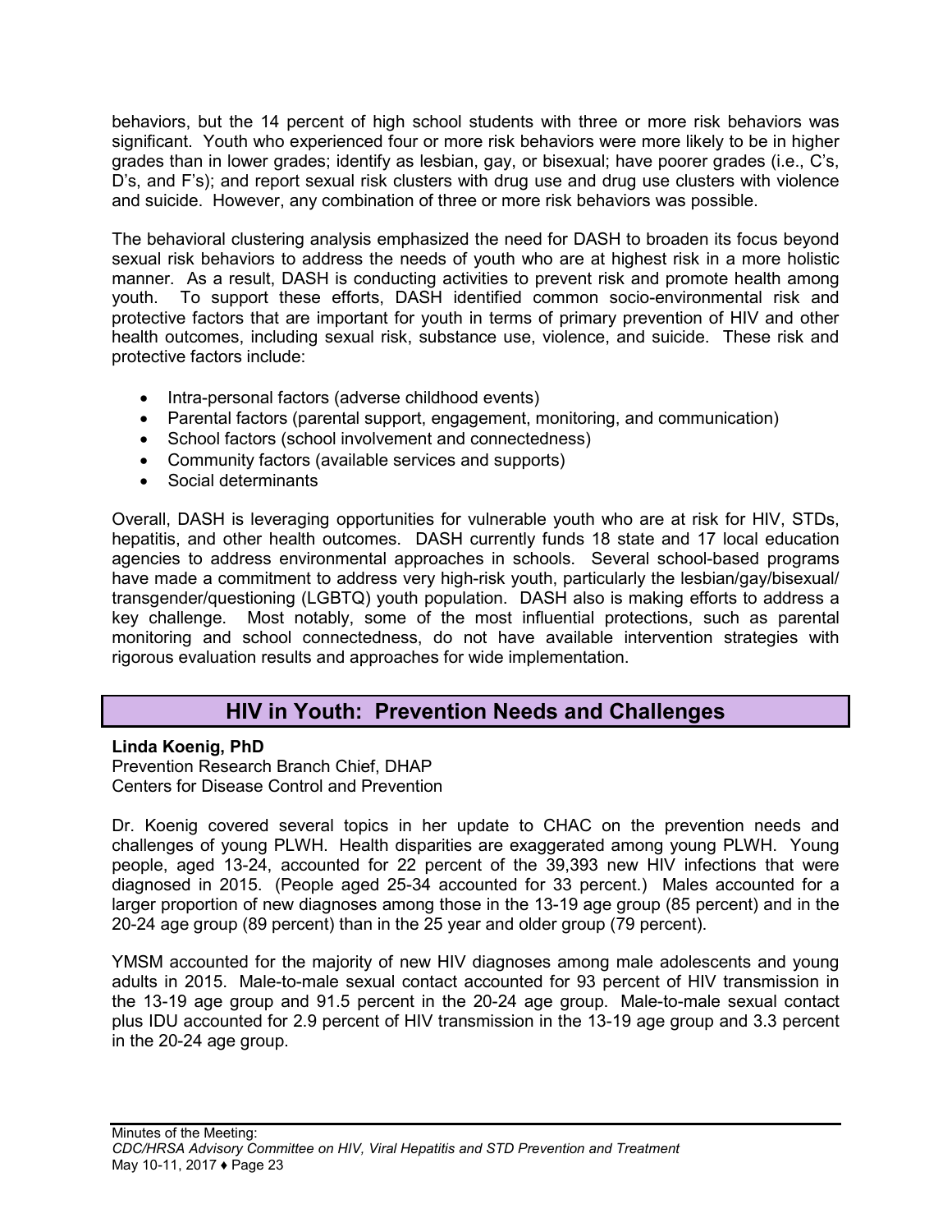behaviors, but the 14 percent of high school students with three or more risk behaviors was significant. Youth who experienced four or more risk behaviors were more likely to be in higher grades than in lower grades; identify as lesbian, gay, or bisexual; have poorer grades (i.e., C's, D's, and F's); and report sexual risk clusters with drug use and drug use clusters with violence and suicide. However, any combination of three or more risk behaviors was possible.

The behavioral clustering analysis emphasized the need for DASH to broaden its focus beyond sexual risk behaviors to address the needs of youth who are at highest risk in a more holistic manner. As a result, DASH is conducting activities to prevent risk and promote health among youth. To support these efforts, DASH identified common socio-environmental risk and protective factors that are important for youth in terms of primary prevention of HIV and other health outcomes, including sexual risk, substance use, violence, and suicide. These risk and protective factors include:

- Intra-personal factors (adverse childhood events)
- Parental factors (parental support, engagement, monitoring, and communication)
- School factors (school involvement and connectedness)
- Community factors (available services and supports)
- Social determinants

Overall, DASH is leveraging opportunities for vulnerable youth who are at risk for HIV, STDs, hepatitis, and other health outcomes. DASH currently funds 18 state and 17 local education agencies to address environmental approaches in schools. Several school-based programs have made a commitment to address very high-risk youth, particularly the lesbian/gay/bisexual/ transgender/questioning (LGBTQ) youth population. DASH also is making efforts to address a key challenge. Most notably, some of the most influential protections, such as parental monitoring and school connectedness, do not have available intervention strategies with rigorous evaluation results and approaches for wide implementation.

## HIV in Youth: Prevention Needs and Challenges

**Linda Koenig, PhD**
Prevention Research Branch Chief, DHAP
Centers for Disease Control and Prevention

Dr. Koenig covered several topics in her update to CHAC on the prevention needs and challenges of young PLWH. Health disparities are exaggerated among young PLWH. Young people, aged 13-24, accounted for 22 percent of the 39,393 new HIV infections that were diagnosed in 2015. (People aged 25-34 accounted for 33 percent.) Males accounted for a larger proportion of new diagnoses among those in the 13-19 age group (85 percent) and in the 20-24 age group (89 percent) than in the 25 year and older group (79 percent).

YMSM accounted for the majority of new HIV diagnoses among male adolescents and young adults in 2015. Male-to-male sexual contact accounted for 93 percent of HIV transmission in the 13-19 age group and 91.5 percent in the 20-24 age group. Male-to-male sexual contact plus IDU accounted for 2.9 percent of HIV transmission in the 13-19 age group and 3.3 percent in the 20-24 age group.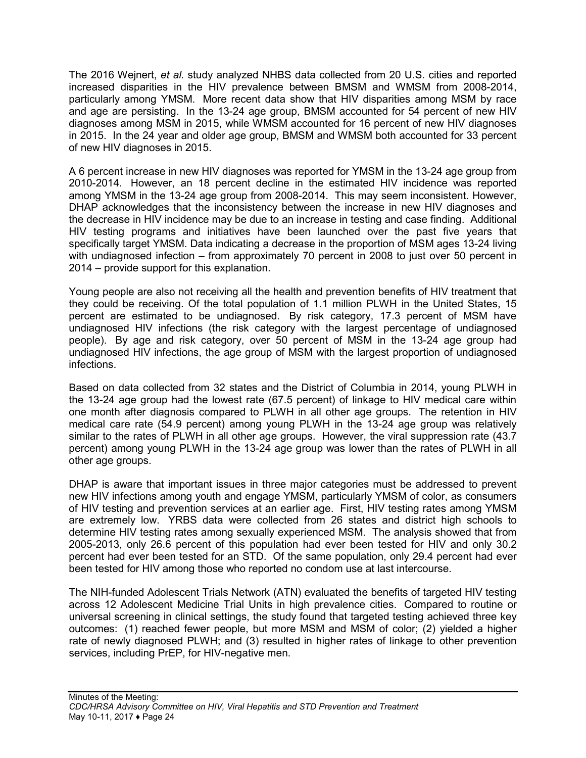The 2016 Wejnert, *et al.* study analyzed NHBS data collected from 20 U.S. cities and reported increased disparities in the HIV prevalence between BMSM and WMSM from 2008-2014, particularly among YMSM. More recent data show that HIV disparities among MSM by race and age are persisting. In the 13-24 age group, BMSM accounted for 54 percent of new HIV diagnoses among MSM in 2015, while WMSM accounted for 16 percent of new HIV diagnoses in 2015. In the 24 year and older age group, BMSM and WMSM both accounted for 33 percent of new HIV diagnoses in 2015.

A 6 percent increase in new HIV diagnoses was reported for YMSM in the 13-24 age group from 2010-2014. However, an 18 percent decline in the estimated HIV incidence was reported among YMSM in the 13-24 age group from 2008-2014. This may seem inconsistent. However, DHAP acknowledges that the inconsistency between the increase in new HIV diagnoses and the decrease in HIV incidence may be due to an increase in testing and case finding. Additional HIV testing programs and initiatives have been launched over the past five years that specifically target YMSM. Data indicating a decrease in the proportion of MSM ages 13-24 living with undiagnosed infection – from approximately 70 percent in 2008 to just over 50 percent in 2014 – provide support for this explanation.

Young people are also not receiving all the health and prevention benefits of HIV treatment that they could be receiving. Of the total population of 1.1 million PLWH in the United States, 15 percent are estimated to be undiagnosed. By risk category, 17.3 percent of MSM have undiagnosed HIV infections (the risk category with the largest percentage of undiagnosed people). By age and risk category, over 50 percent of MSM in the 13-24 age group had undiagnosed HIV infections, the age group of MSM with the largest proportion of undiagnosed infections.

Based on data collected from 32 states and the District of Columbia in 2014, young PLWH in the 13-24 age group had the lowest rate (67.5 percent) of linkage to HIV medical care within one month after diagnosis compared to PLWH in all other age groups. The retention in HIV medical care rate (54.9 percent) among young PLWH in the 13-24 age group was relatively similar to the rates of PLWH in all other age groups. However, the viral suppression rate (43.7 percent) among young PLWH in the 13-24 age group was lower than the rates of PLWH in all other age groups.

DHAP is aware that important issues in three major categories must be addressed to prevent new HIV infections among youth and engage YMSM, particularly YMSM of color, as consumers of HIV testing and prevention services at an earlier age. First, HIV testing rates among YMSM are extremely low. YRBS data were collected from 26 states and district high schools to determine HIV testing rates among sexually experienced MSM. The analysis showed that from 2005-2013, only 26.6 percent of this population had ever been tested for HIV and only 30.2 percent had ever been tested for an STD. Of the same population, only 29.4 percent had ever been tested for HIV among those who reported no condom use at last intercourse.

The NIH-funded Adolescent Trials Network (ATN) evaluated the benefits of targeted HIV testing across 12 Adolescent Medicine Trial Units in high prevalence cities. Compared to routine or universal screening in clinical settings, the study found that targeted testing achieved three key outcomes: (1) reached fewer people, but more MSM and MSM of color; (2) yielded a higher rate of newly diagnosed PLWH; and (3) resulted in higher rates of linkage to other prevention services, including PrEP, for HIV-negative men.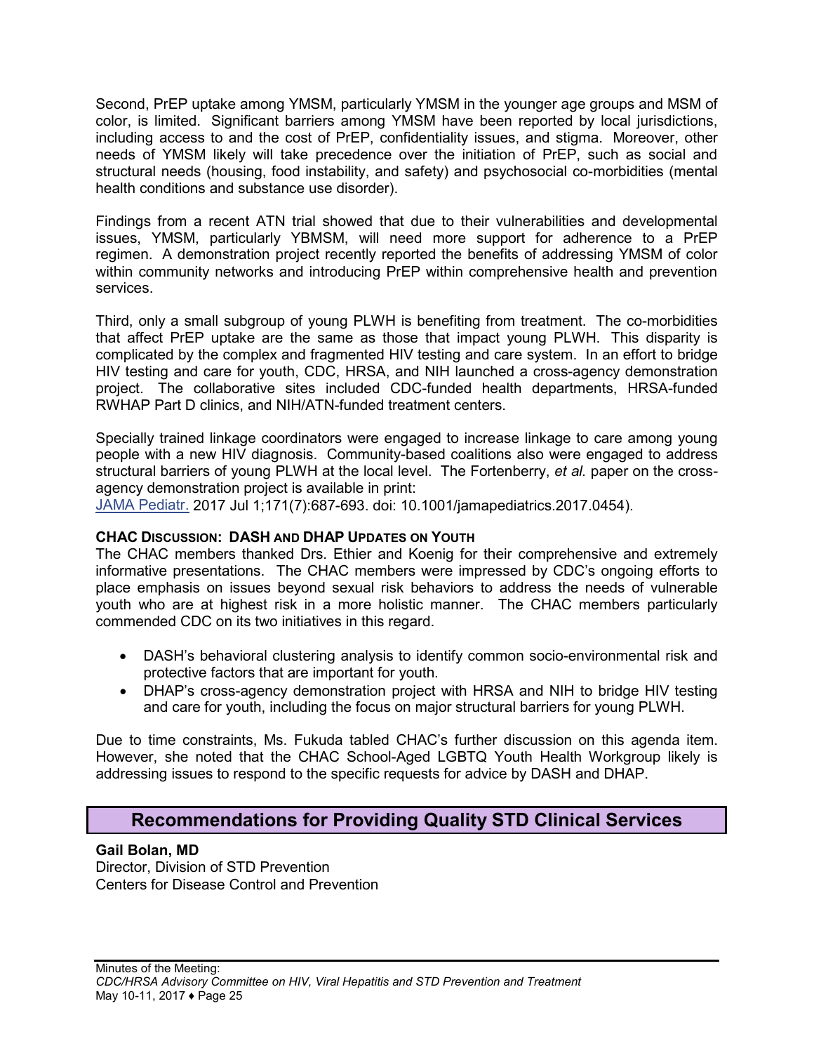Second, PrEP uptake among YMSM, particularly YMSM in the younger age groups and MSM of color, is limited. Significant barriers among YMSM have been reported by local jurisdictions, including access to and the cost of PrEP, confidentiality issues, and stigma. Moreover, other needs of YMSM likely will take precedence over the initiation of PrEP, such as social and structural needs (housing, food instability, and safety) and psychosocial co-morbidities (mental health conditions and substance use disorder).

Findings from a recent ATN trial showed that due to their vulnerabilities and developmental issues, YMSM, particularly YBMSM, will need more support for adherence to a PrEP regimen. A demonstration project recently reported the benefits of addressing YMSM of color within community networks and introducing PrEP within comprehensive health and prevention services.

Third, only a small subgroup of young PLWH is benefiting from treatment. The co-morbidities that affect PrEP uptake are the same as those that impact young PLWH. This disparity is complicated by the complex and fragmented HIV testing and care system. In an effort to bridge HIV testing and care for youth, CDC, HRSA, and NIH launched a cross-agency demonstration project. The collaborative sites included CDC-funded health departments, HRSA-funded RWHAP Part D clinics, and NIH/ATN-funded treatment centers.

Specially trained linkage coordinators were engaged to increase linkage to care among young people with a new HIV diagnosis. Community-based coalitions also were engaged to address structural barriers of young PLWH at the local level. The Fortenberry, *et al.* paper on the cross-agency demonstration project is available in print: JAMA Pediatr. 2017 Jul 1;171(7):687-693. doi: 10.1001/jamapediatrics.2017.0454).

**CHAC DISCUSSION: DASH AND DHAP UPDATES ON YOUTH**

The CHAC members thanked Drs. Ethier and Koenig for their comprehensive and extremely informative presentations. The CHAC members were impressed by CDC's ongoing efforts to place emphasis on issues beyond sexual risk behaviors to address the needs of vulnerable youth who are at highest risk in a more holistic manner. The CHAC members particularly commended CDC on its two initiatives in this regard.

- DASH's behavioral clustering analysis to identify common socio-environmental risk and protective factors that are important for youth.
- DHAP's cross-agency demonstration project with HRSA and NIH to bridge HIV testing and care for youth, including the focus on major structural barriers for young PLWH.

Due to time constraints, Ms. Fukuda tabled CHAC's further discussion on this agenda item. However, she noted that the CHAC School-Aged LGBTQ Youth Health Workgroup likely is addressing issues to respond to the specific requests for advice by DASH and DHAP.

## Recommendations for Providing Quality STD Clinical Services

**Gail Bolan, MD**
Director, Division of STD Prevention
Centers for Disease Control and Prevention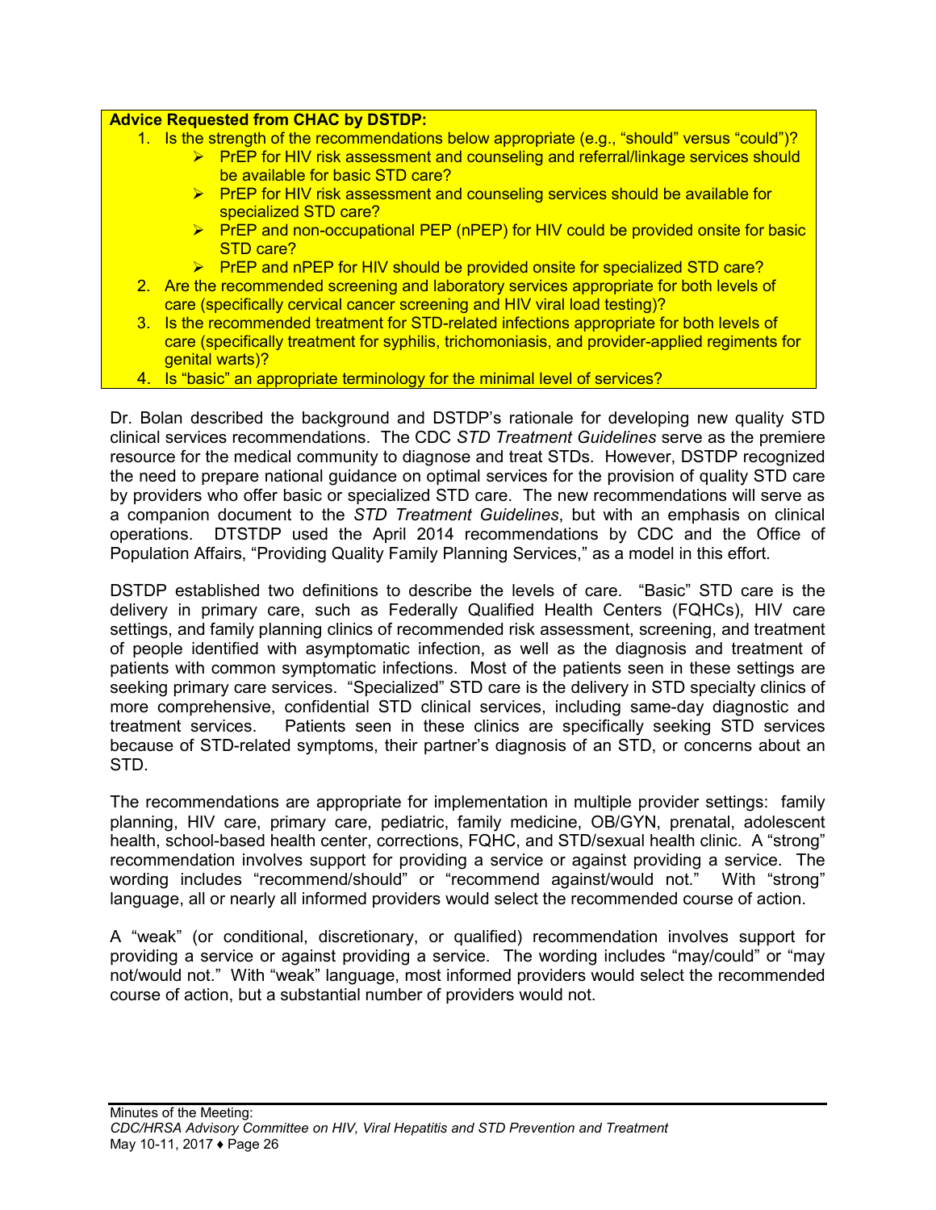**Advice Requested from CHAC by DSTDP:**

1. Is the strength of the recommendations below appropriate (e.g., "should" versus "could")?
   - PrEP for HIV risk assessment and counseling and referral/linkage services should be available for basic STD care?
   - PrEP for HIV risk assessment and counseling services should be available for specialized STD care?
   - PrEP and non-occupational PEP (nPEP) for HIV could be provided onsite for basic STD care?
   - PrEP and nPEP for HIV should be provided onsite for specialized STD care?
2. Are the recommended screening and laboratory services appropriate for both levels of care (specifically cervical cancer screening and HIV viral load testing)?
3. Is the recommended treatment for STD-related infections appropriate for both levels of care (specifically treatment for syphilis, trichomoniasis, and provider-applied regiments for genital warts)?
4. Is "basic" an appropriate terminology for the minimal level of services?

Dr. Bolan described the background and DSTDP's rationale for developing new quality STD clinical services recommendations. The CDC *STD Treatment Guidelines* serve as the premiere resource for the medical community to diagnose and treat STDs. However, DSTDP recognized the need to prepare national guidance on optimal services for the provision of quality STD care by providers who offer basic or specialized STD care. The new recommendations will serve as a companion document to the *STD Treatment Guidelines*, but with an emphasis on clinical operations. DTSTDP used the April 2014 recommendations by CDC and the Office of Population Affairs, "Providing Quality Family Planning Services," as a model in this effort.

DSTDP established two definitions to describe the levels of care. "Basic" STD care is the delivery in primary care, such as Federally Qualified Health Centers (FQHCs), HIV care settings, and family planning clinics of recommended risk assessment, screening, and treatment of people identified with asymptomatic infection, as well as the diagnosis and treatment of patients with common symptomatic infections. Most of the patients seen in these settings are seeking primary care services. "Specialized" STD care is the delivery in STD specialty clinics of more comprehensive, confidential STD clinical services, including same-day diagnostic and treatment services. Patients seen in these clinics are specifically seeking STD services because of STD-related symptoms, their partner's diagnosis of an STD, or concerns about an STD.

The recommendations are appropriate for implementation in multiple provider settings: family planning, HIV care, primary care, pediatric, family medicine, OB/GYN, prenatal, adolescent health, school-based health center, corrections, FQHC, and STD/sexual health clinic. A "strong" recommendation involves support for providing a service or against providing a service. The wording includes "recommend/should" or "recommend against/would not." With "strong" language, all or nearly all informed providers would select the recommended course of action.

A "weak" (or conditional, discretionary, or qualified) recommendation involves support for providing a service or against providing a service. The wording includes "may/could" or "may not/would not." With "weak" language, most informed providers would select the recommended course of action, but a substantial number of providers would not.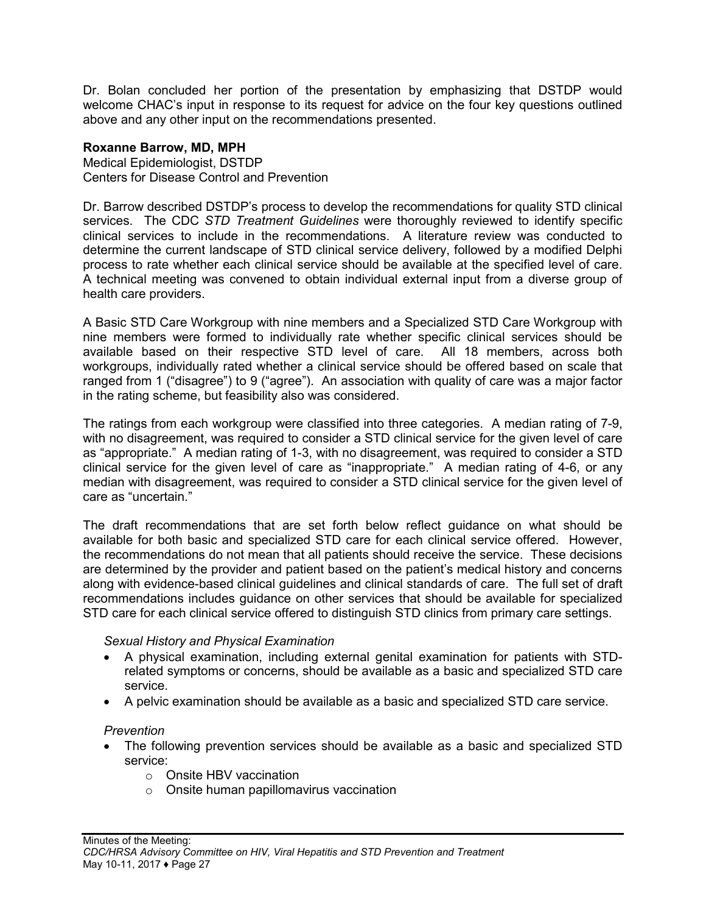Dr. Bolan concluded her portion of the presentation by emphasizing that DSTDP would welcome CHAC's input in response to its request for advice on the four key questions outlined above and any other input on the recommendations presented.

**Roxanne Barrow, MD, MPH**
Medical Epidemiologist, DSTDP
Centers for Disease Control and Prevention

Dr. Barrow described DSTDP's process to develop the recommendations for quality STD clinical services. The CDC *STD Treatment Guidelines* were thoroughly reviewed to identify specific clinical services to include in the recommendations. A literature review was conducted to determine the current landscape of STD clinical service delivery, followed by a modified Delphi process to rate whether each clinical service should be available at the specified level of care. A technical meeting was convened to obtain individual external input from a diverse group of health care providers.

A Basic STD Care Workgroup with nine members and a Specialized STD Care Workgroup with nine members were formed to individually rate whether specific clinical services should be available based on their respective STD level of care. All 18 members, across both workgroups, individually rated whether a clinical service should be offered based on scale that ranged from 1 ("disagree") to 9 ("agree"). An association with quality of care was a major factor in the rating scheme, but feasibility also was considered.

The ratings from each workgroup were classified into three categories. A median rating of 7-9, with no disagreement, was required to consider a STD clinical service for the given level of care as "appropriate." A median rating of 1-3, with no disagreement, was required to consider a STD clinical service for the given level of care as "inappropriate." A median rating of 4-6, or any median with disagreement, was required to consider a STD clinical service for the given level of care as "uncertain."

The draft recommendations that are set forth below reflect guidance on what should be available for both basic and specialized STD care for each clinical service offered. However, the recommendations do not mean that all patients should receive the service. These decisions are determined by the provider and patient based on the patient's medical history and concerns along with evidence-based clinical guidelines and clinical standards of care. The full set of draft recommendations includes guidance on other services that should be available for specialized STD care for each clinical service offered to distinguish STD clinics from primary care settings.

*Sexual History and Physical Examination*

- A physical examination, including external genital examination for patients with STD-related symptoms or concerns, should be available as a basic and specialized STD care service.
- A pelvic examination should be available as a basic and specialized STD care service.

*Prevention*

- The following prevention services should be available as a basic and specialized STD service:
  - Onsite HBV vaccination
  - Onsite human papillomavirus vaccination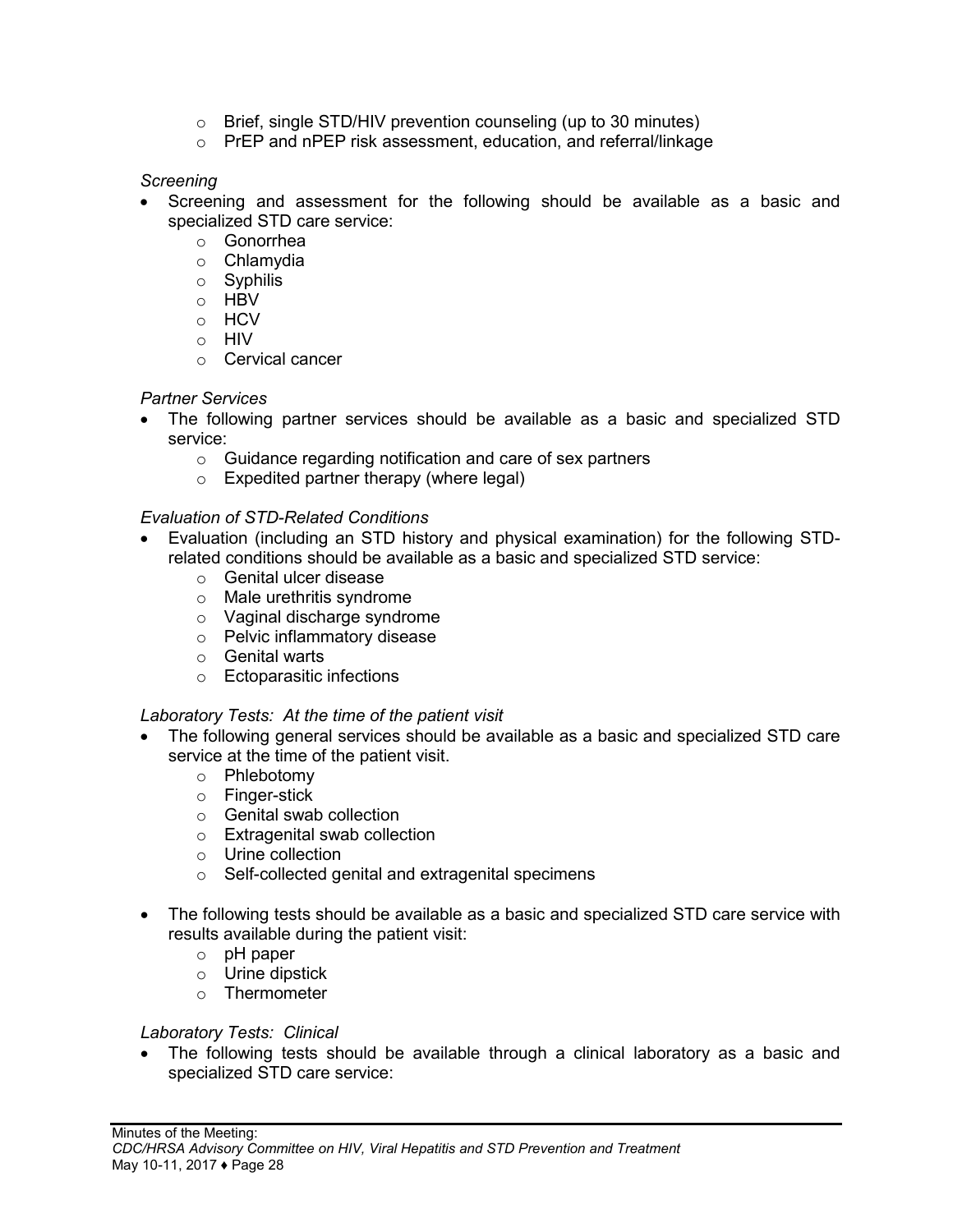- Brief, single STD/HIV prevention counseling (up to 30 minutes)
    - PrEP and nPEP risk assessment, education, and referral/linkage

*Screening*

- Screening and assessment for the following should be available as a basic and specialized STD care service:
    - Gonorrhea
    - Chlamydia
    - Syphilis
    - HBV
    - HCV
    - HIV
    - Cervical cancer

*Partner Services*

- The following partner services should be available as a basic and specialized STD service:
    - Guidance regarding notification and care of sex partners
    - Expedited partner therapy (where legal)

*Evaluation of STD-Related Conditions*

- Evaluation (including an STD history and physical examination) for the following STD-related conditions should be available as a basic and specialized STD service:
    - Genital ulcer disease
    - Male urethritis syndrome
    - Vaginal discharge syndrome
    - Pelvic inflammatory disease
    - Genital warts
    - Ectoparasitic infections

*Laboratory Tests: At the time of the patient visit*

- The following general services should be available as a basic and specialized STD care service at the time of the patient visit.
    - Phlebotomy
    - Finger-stick
    - Genital swab collection
    - Extragenital swab collection
    - Urine collection
    - Self-collected genital and extragenital specimens

- The following tests should be available as a basic and specialized STD care service with results available during the patient visit:
    - pH paper
    - Urine dipstick
    - Thermometer

*Laboratory Tests: Clinical*

- The following tests should be available through a clinical laboratory as a basic and specialized STD care service: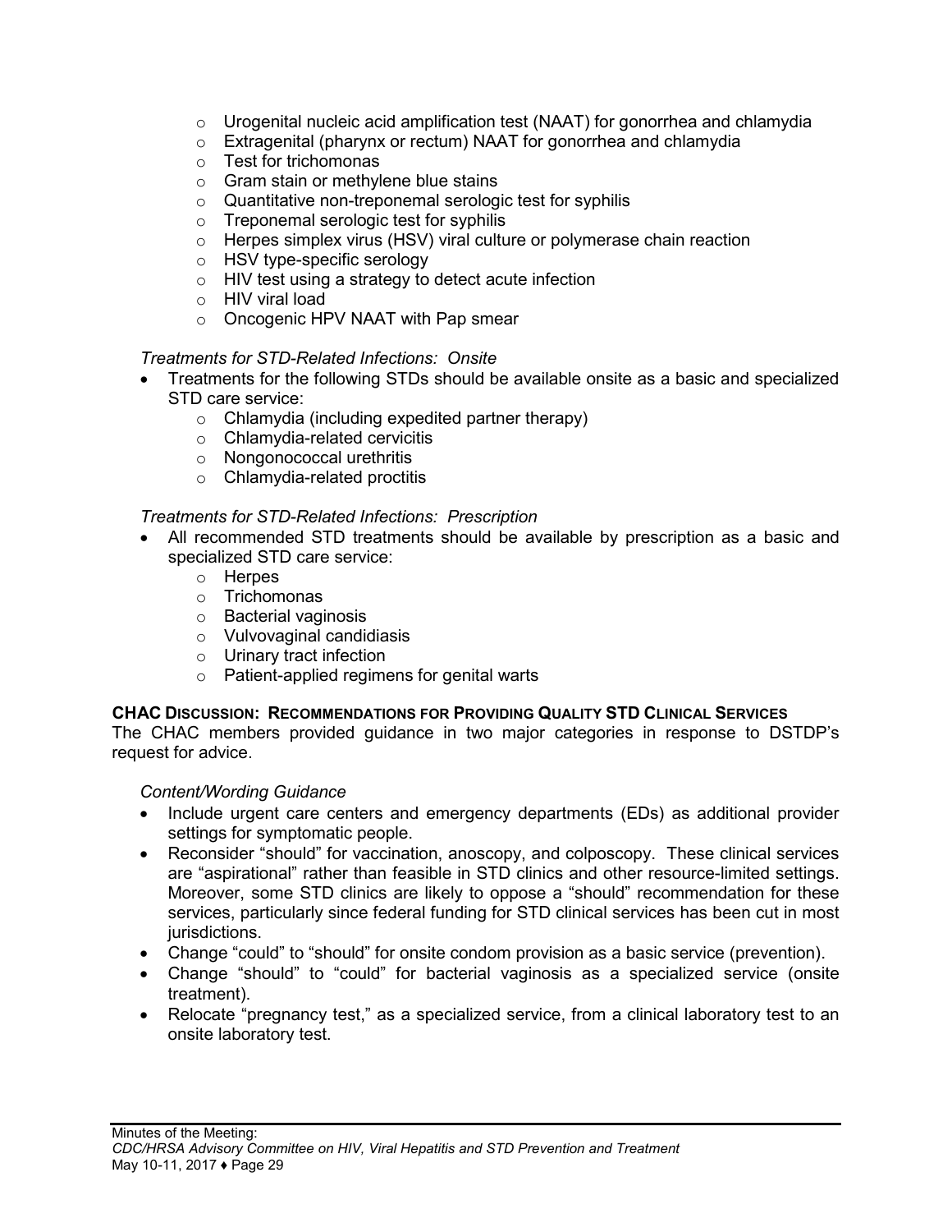- Urogenital nucleic acid amplification test (NAAT) for gonorrhea and chlamydia
- Extragenital (pharynx or rectum) NAAT for gonorrhea and chlamydia
- Test for trichomonas
- Gram stain or methylene blue stains
- Quantitative non-treponemal serologic test for syphilis
- Treponemal serologic test for syphilis
- Herpes simplex virus (HSV) viral culture or polymerase chain reaction
- HSV type-specific serology
- HIV test using a strategy to detect acute infection
- HIV viral load
- Oncogenic HPV NAAT with Pap smear

*Treatments for STD-Related Infections: Onsite*

- Treatments for the following STDs should be available onsite as a basic and specialized STD care service:
  - Chlamydia (including expedited partner therapy)
  - Chlamydia-related cervicitis
  - Nongonococcal urethritis
  - Chlamydia-related proctitis

*Treatments for STD-Related Infections: Prescription*

- All recommended STD treatments should be available by prescription as a basic and specialized STD care service:
  - Herpes
  - Trichomonas
  - Bacterial vaginosis
  - Vulvovaginal candidiasis
  - Urinary tract infection
  - Patient-applied regimens for genital warts

**CHAC DISCUSSION: RECOMMENDATIONS FOR PROVIDING QUALITY STD CLINICAL SERVICES**

The CHAC members provided guidance in two major categories in response to DSTDP's request for advice.

*Content/Wording Guidance*

- Include urgent care centers and emergency departments (EDs) as additional provider settings for symptomatic people.
- Reconsider "should" for vaccination, anoscopy, and colposcopy. These clinical services are "aspirational" rather than feasible in STD clinics and other resource-limited settings. Moreover, some STD clinics are likely to oppose a "should" recommendation for these services, particularly since federal funding for STD clinical services has been cut in most jurisdictions.
- Change "could" to "should" for onsite condom provision as a basic service (prevention).
- Change "should" to "could" for bacterial vaginosis as a specialized service (onsite treatment).
- Relocate "pregnancy test," as a specialized service, from a clinical laboratory test to an onsite laboratory test.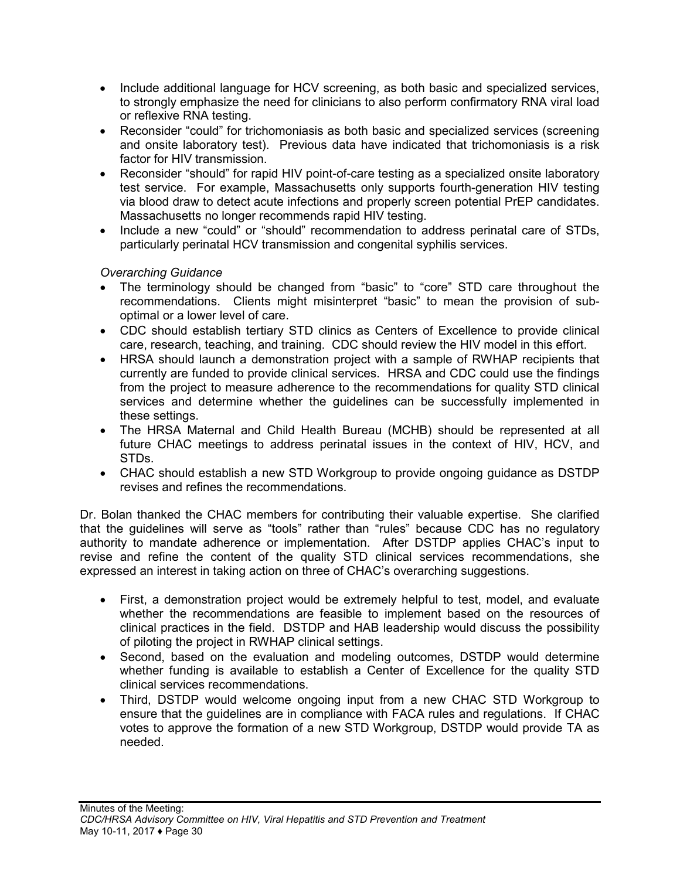- Include additional language for HCV screening, as both basic and specialized services, to strongly emphasize the need for clinicians to also perform confirmatory RNA viral load or reflexive RNA testing.
- Reconsider "could" for trichomoniasis as both basic and specialized services (screening and onsite laboratory test). Previous data have indicated that trichomoniasis is a risk factor for HIV transmission.
- Reconsider "should" for rapid HIV point-of-care testing as a specialized onsite laboratory test service. For example, Massachusetts only supports fourth-generation HIV testing via blood draw to detect acute infections and properly screen potential PrEP candidates. Massachusetts no longer recommends rapid HIV testing.
- Include a new "could" or "should" recommendation to address perinatal care of STDs, particularly perinatal HCV transmission and congenital syphilis services.

*Overarching Guidance*

- The terminology should be changed from "basic" to "core" STD care throughout the recommendations. Clients might misinterpret "basic" to mean the provision of sub-optimal or a lower level of care.
- CDC should establish tertiary STD clinics as Centers of Excellence to provide clinical care, research, teaching, and training. CDC should review the HIV model in this effort.
- HRSA should launch a demonstration project with a sample of RWHAP recipients that currently are funded to provide clinical services. HRSA and CDC could use the findings from the project to measure adherence to the recommendations for quality STD clinical services and determine whether the guidelines can be successfully implemented in these settings.
- The HRSA Maternal and Child Health Bureau (MCHB) should be represented at all future CHAC meetings to address perinatal issues in the context of HIV, HCV, and STDs.
- CHAC should establish a new STD Workgroup to provide ongoing guidance as DSTDP revises and refines the recommendations.

Dr. Bolan thanked the CHAC members for contributing their valuable expertise. She clarified that the guidelines will serve as "tools" rather than "rules" because CDC has no regulatory authority to mandate adherence or implementation. After DSTDP applies CHAC's input to revise and refine the content of the quality STD clinical services recommendations, she expressed an interest in taking action on three of CHAC's overarching suggestions.

- First, a demonstration project would be extremely helpful to test, model, and evaluate whether the recommendations are feasible to implement based on the resources of clinical practices in the field. DSTDP and HAB leadership would discuss the possibility of piloting the project in RWHAP clinical settings.
- Second, based on the evaluation and modeling outcomes, DSTDP would determine whether funding is available to establish a Center of Excellence for the quality STD clinical services recommendations.
- Third, DSTDP would welcome ongoing input from a new CHAC STD Workgroup to ensure that the guidelines are in compliance with FACA rules and regulations. If CHAC votes to approve the formation of a new STD Workgroup, DSTDP would provide TA as needed.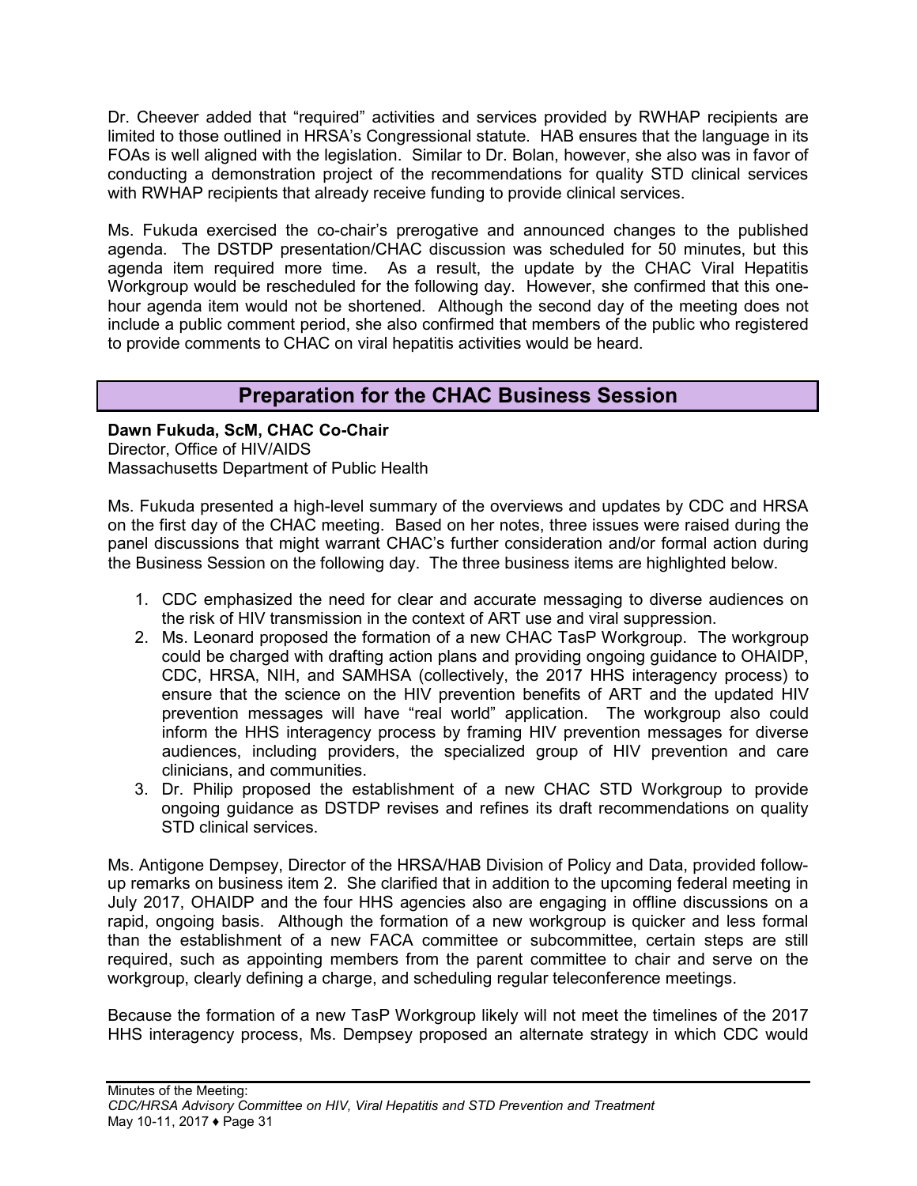Dr. Cheever added that "required" activities and services provided by RWHAP recipients are limited to those outlined in HRSA's Congressional statute. HAB ensures that the language in its FOAs is well aligned with the legislation. Similar to Dr. Bolan, however, she also was in favor of conducting a demonstration project of the recommendations for quality STD clinical services with RWHAP recipients that already receive funding to provide clinical services.

Ms. Fukuda exercised the co-chair's prerogative and announced changes to the published agenda. The DSTDP presentation/CHAC discussion was scheduled for 50 minutes, but this agenda item required more time. As a result, the update by the CHAC Viral Hepatitis Workgroup would be rescheduled for the following day. However, she confirmed that this one-hour agenda item would not be shortened. Although the second day of the meeting does not include a public comment period, she also confirmed that members of the public who registered to provide comments to CHAC on viral hepatitis activities would be heard.

## Preparation for the CHAC Business Session

**Dawn Fukuda, ScM, CHAC Co-Chair**
Director, Office of HIV/AIDS
Massachusetts Department of Public Health

Ms. Fukuda presented a high-level summary of the overviews and updates by CDC and HRSA on the first day of the CHAC meeting. Based on her notes, three issues were raised during the panel discussions that might warrant CHAC's further consideration and/or formal action during the Business Session on the following day. The three business items are highlighted below.

1. CDC emphasized the need for clear and accurate messaging to diverse audiences on the risk of HIV transmission in the context of ART use and viral suppression.
2. Ms. Leonard proposed the formation of a new CHAC TasP Workgroup. The workgroup could be charged with drafting action plans and providing ongoing guidance to OHAIDP, CDC, HRSA, NIH, and SAMHSA (collectively, the 2017 HHS interagency process) to ensure that the science on the HIV prevention benefits of ART and the updated HIV prevention messages will have "real world" application. The workgroup also could inform the HHS interagency process by framing HIV prevention messages for diverse audiences, including providers, the specialized group of HIV prevention and care clinicians, and communities.
3. Dr. Philip proposed the establishment of a new CHAC STD Workgroup to provide ongoing guidance as DSTDP revises and refines its draft recommendations on quality STD clinical services.

Ms. Antigone Dempsey, Director of the HRSA/HAB Division of Policy and Data, provided follow-up remarks on business item 2. She clarified that in addition to the upcoming federal meeting in July 2017, OHAIDP and the four HHS agencies also are engaging in offline discussions on a rapid, ongoing basis. Although the formation of a new workgroup is quicker and less formal than the establishment of a new FACA committee or subcommittee, certain steps are still required, such as appointing members from the parent committee to chair and serve on the workgroup, clearly defining a charge, and scheduling regular teleconference meetings.

Because the formation of a new TasP Workgroup likely will not meet the timelines of the 2017 HHS interagency process, Ms. Dempsey proposed an alternate strategy in which CDC would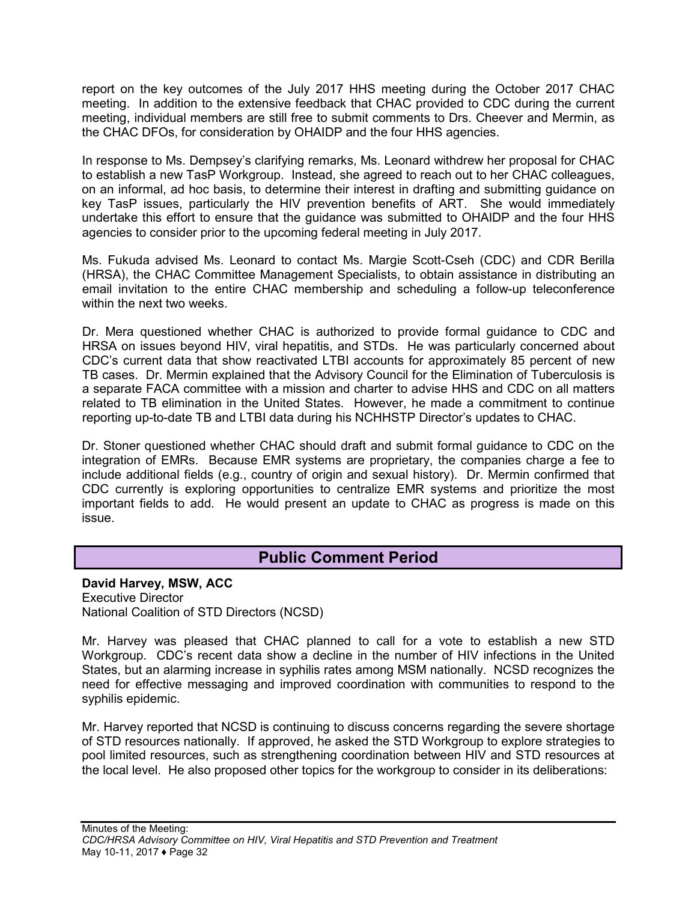report on the key outcomes of the July 2017 HHS meeting during the October 2017 CHAC meeting. In addition to the extensive feedback that CHAC provided to CDC during the current meeting, individual members are still free to submit comments to Drs. Cheever and Mermin, as the CHAC DFOs, for consideration by OHAIDP and the four HHS agencies.

In response to Ms. Dempsey's clarifying remarks, Ms. Leonard withdrew her proposal for CHAC to establish a new TasP Workgroup. Instead, she agreed to reach out to her CHAC colleagues, on an informal, ad hoc basis, to determine their interest in drafting and submitting guidance on key TasP issues, particularly the HIV prevention benefits of ART. She would immediately undertake this effort to ensure that the guidance was submitted to OHAIDP and the four HHS agencies to consider prior to the upcoming federal meeting in July 2017.

Ms. Fukuda advised Ms. Leonard to contact Ms. Margie Scott-Cseh (CDC) and CDR Berilla (HRSA), the CHAC Committee Management Specialists, to obtain assistance in distributing an email invitation to the entire CHAC membership and scheduling a follow-up teleconference within the next two weeks.

Dr. Mera questioned whether CHAC is authorized to provide formal guidance to CDC and HRSA on issues beyond HIV, viral hepatitis, and STDs. He was particularly concerned about CDC's current data that show reactivated LTBI accounts for approximately 85 percent of new TB cases. Dr. Mermin explained that the Advisory Council for the Elimination of Tuberculosis is a separate FACA committee with a mission and charter to advise HHS and CDC on all matters related to TB elimination in the United States. However, he made a commitment to continue reporting up-to-date TB and LTBI data during his NCHHSTP Director's updates to CHAC.

Dr. Stoner questioned whether CHAC should draft and submit formal guidance to CDC on the integration of EMRs. Because EMR systems are proprietary, the companies charge a fee to include additional fields (e.g., country of origin and sexual history). Dr. Mermin confirmed that CDC currently is exploring opportunities to centralize EMR systems and prioritize the most important fields to add. He would present an update to CHAC as progress is made on this issue.

## Public Comment Period

**David Harvey, MSW, ACC**
Executive Director
National Coalition of STD Directors (NCSD)

Mr. Harvey was pleased that CHAC planned to call for a vote to establish a new STD Workgroup. CDC's recent data show a decline in the number of HIV infections in the United States, but an alarming increase in syphilis rates among MSM nationally. NCSD recognizes the need for effective messaging and improved coordination with communities to respond to the syphilis epidemic.

Mr. Harvey reported that NCSD is continuing to discuss concerns regarding the severe shortage of STD resources nationally. If approved, he asked the STD Workgroup to explore strategies to pool limited resources, such as strengthening coordination between HIV and STD resources at the local level. He also proposed other topics for the workgroup to consider in its deliberations: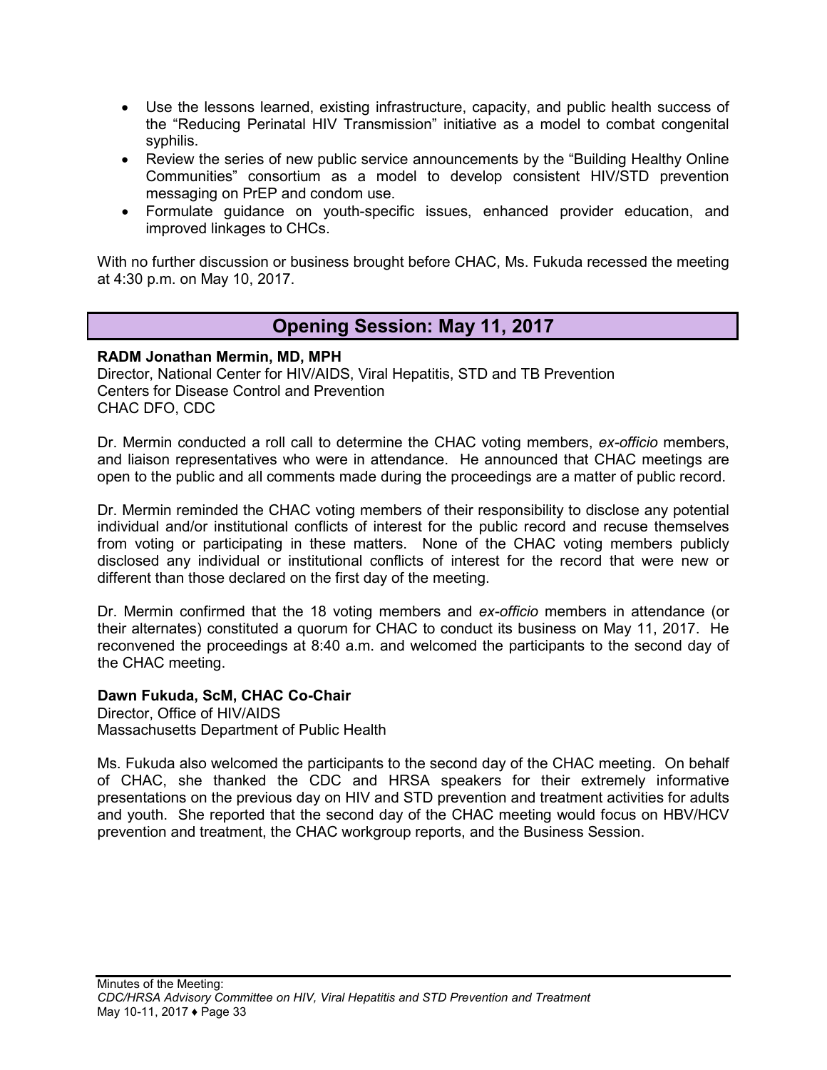- Use the lessons learned, existing infrastructure, capacity, and public health success of the "Reducing Perinatal HIV Transmission" initiative as a model to combat congenital syphilis.
- Review the series of new public service announcements by the "Building Healthy Online Communities" consortium as a model to develop consistent HIV/STD prevention messaging on PrEP and condom use.
- Formulate guidance on youth-specific issues, enhanced provider education, and improved linkages to CHCs.

With no further discussion or business brought before CHAC, Ms. Fukuda recessed the meeting at 4:30 p.m. on May 10, 2017.

## Opening Session: May 11, 2017

**RADM Jonathan Mermin, MD, MPH**
Director, National Center for HIV/AIDS, Viral Hepatitis, STD and TB Prevention
Centers for Disease Control and Prevention
CHAC DFO, CDC

Dr. Mermin conducted a roll call to determine the CHAC voting members, *ex-officio* members, and liaison representatives who were in attendance. He announced that CHAC meetings are open to the public and all comments made during the proceedings are a matter of public record.

Dr. Mermin reminded the CHAC voting members of their responsibility to disclose any potential individual and/or institutional conflicts of interest for the public record and recuse themselves from voting or participating in these matters. None of the CHAC voting members publicly disclosed any individual or institutional conflicts of interest for the record that were new or different than those declared on the first day of the meeting.

Dr. Mermin confirmed that the 18 voting members and *ex-officio* members in attendance (or their alternates) constituted a quorum for CHAC to conduct its business on May 11, 2017. He reconvened the proceedings at 8:40 a.m. and welcomed the participants to the second day of the CHAC meeting.

**Dawn Fukuda, ScM, CHAC Co-Chair**
Director, Office of HIV/AIDS
Massachusetts Department of Public Health

Ms. Fukuda also welcomed the participants to the second day of the CHAC meeting. On behalf of CHAC, she thanked the CDC and HRSA speakers for their extremely informative presentations on the previous day on HIV and STD prevention and treatment activities for adults and youth. She reported that the second day of the CHAC meeting would focus on HBV/HCV prevention and treatment, the CHAC workgroup reports, and the Business Session.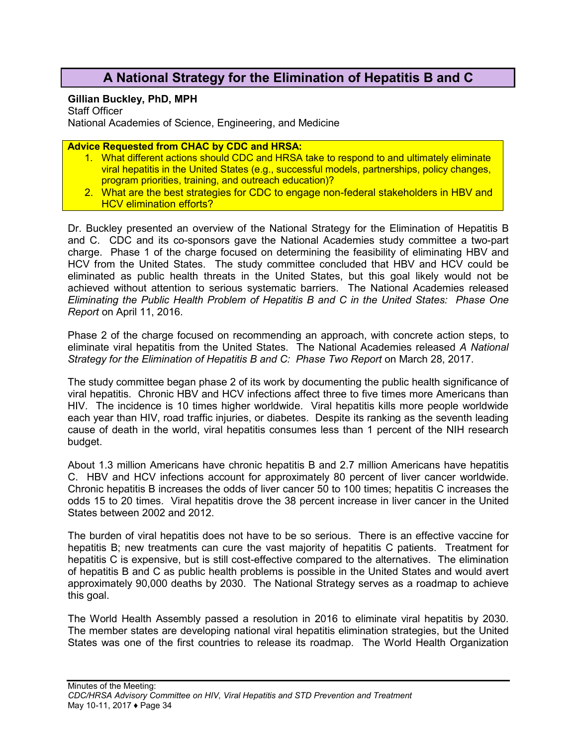## A National Strategy for the Elimination of Hepatitis B and C

**Gillian Buckley, PhD, MPH**
Staff Officer
National Academies of Science, Engineering, and Medicine

**Advice Requested from CHAC by CDC and HRSA:**

1. What different actions should CDC and HRSA take to respond to and ultimately eliminate viral hepatitis in the United States (e.g., successful models, partnerships, policy changes, program priorities, training, and outreach education)?
2. What are the best strategies for CDC to engage non-federal stakeholders in HBV and HCV elimination efforts?

Dr. Buckley presented an overview of the National Strategy for the Elimination of Hepatitis B and C. CDC and its co-sponsors gave the National Academies study committee a two-part charge. Phase 1 of the charge focused on determining the feasibility of eliminating HBV and HCV from the United States. The study committee concluded that HBV and HCV could be eliminated as public health threats in the United States, but this goal likely would not be achieved without attention to serious systematic barriers. The National Academies released *Eliminating the Public Health Problem of Hepatitis B and C in the United States: Phase One Report* on April 11, 2016.

Phase 2 of the charge focused on recommending an approach, with concrete action steps, to eliminate viral hepatitis from the United States. The National Academies released *A National Strategy for the Elimination of Hepatitis B and C: Phase Two Report* on March 28, 2017.

The study committee began phase 2 of its work by documenting the public health significance of viral hepatitis. Chronic HBV and HCV infections affect three to five times more Americans than HIV. The incidence is 10 times higher worldwide. Viral hepatitis kills more people worldwide each year than HIV, road traffic injuries, or diabetes. Despite its ranking as the seventh leading cause of death in the world, viral hepatitis consumes less than 1 percent of the NIH research budget.

About 1.3 million Americans have chronic hepatitis B and 2.7 million Americans have hepatitis C. HBV and HCV infections account for approximately 80 percent of liver cancer worldwide. Chronic hepatitis B increases the odds of liver cancer 50 to 100 times; hepatitis C increases the odds 15 to 20 times. Viral hepatitis drove the 38 percent increase in liver cancer in the United States between 2002 and 2012.

The burden of viral hepatitis does not have to be so serious. There is an effective vaccine for hepatitis B; new treatments can cure the vast majority of hepatitis C patients. Treatment for hepatitis C is expensive, but is still cost-effective compared to the alternatives. The elimination of hepatitis B and C as public health problems is possible in the United States and would avert approximately 90,000 deaths by 2030. The National Strategy serves as a roadmap to achieve this goal.

The World Health Assembly passed a resolution in 2016 to eliminate viral hepatitis by 2030. The member states are developing national viral hepatitis elimination strategies, but the United States was one of the first countries to release its roadmap. The World Health Organization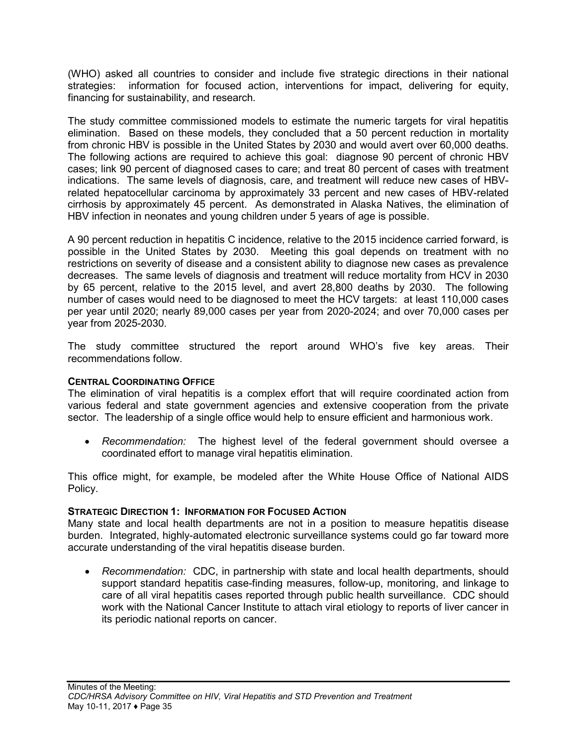(WHO) asked all countries to consider and include five strategic directions in their national strategies: information for focused action, interventions for impact, delivering for equity, financing for sustainability, and research.

The study committee commissioned models to estimate the numeric targets for viral hepatitis elimination. Based on these models, they concluded that a 50 percent reduction in mortality from chronic HBV is possible in the United States by 2030 and would avert over 60,000 deaths. The following actions are required to achieve this goal: diagnose 90 percent of chronic HBV cases; link 90 percent of diagnosed cases to care; and treat 80 percent of cases with treatment indications. The same levels of diagnosis, care, and treatment will reduce new cases of HBV-related hepatocellular carcinoma by approximately 33 percent and new cases of HBV-related cirrhosis by approximately 45 percent. As demonstrated in Alaska Natives, the elimination of HBV infection in neonates and young children under 5 years of age is possible.

A 90 percent reduction in hepatitis C incidence, relative to the 2015 incidence carried forward, is possible in the United States by 2030. Meeting this goal depends on treatment with no restrictions on severity of disease and a consistent ability to diagnose new cases as prevalence decreases. The same levels of diagnosis and treatment will reduce mortality from HCV in 2030 by 65 percent, relative to the 2015 level, and avert 28,800 deaths by 2030. The following number of cases would need to be diagnosed to meet the HCV targets: at least 110,000 cases per year until 2020; nearly 89,000 cases per year from 2020-2024; and over 70,000 cases per year from 2025-2030.

The study committee structured the report around WHO's five key areas. Their recommendations follow.

#### Central Coordinating Office

The elimination of viral hepatitis is a complex effort that will require coordinated action from various federal and state government agencies and extensive cooperation from the private sector. The leadership of a single office would help to ensure efficient and harmonious work.

- *Recommendation:* The highest level of the federal government should oversee a coordinated effort to manage viral hepatitis elimination.

This office might, for example, be modeled after the White House Office of National AIDS Policy.

#### Strategic Direction 1: Information for Focused Action

Many state and local health departments are not in a position to measure hepatitis disease burden. Integrated, highly-automated electronic surveillance systems could go far toward more accurate understanding of the viral hepatitis disease burden.

- *Recommendation:* CDC, in partnership with state and local health departments, should support standard hepatitis case-finding measures, follow-up, monitoring, and linkage to care of all viral hepatitis cases reported through public health surveillance. CDC should work with the National Cancer Institute to attach viral etiology to reports of liver cancer in its periodic national reports on cancer.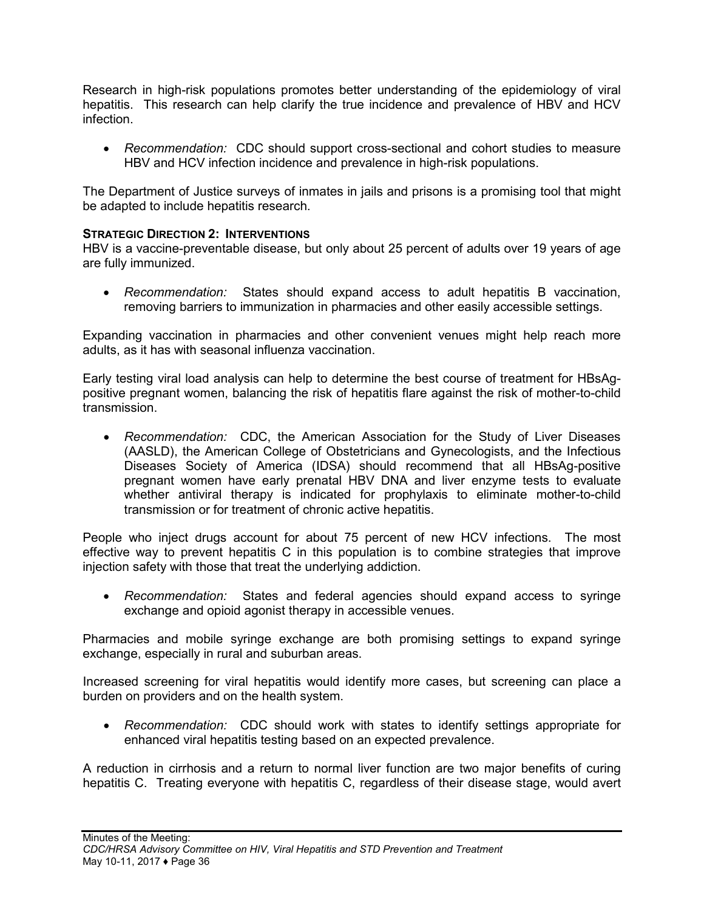Research in high-risk populations promotes better understanding of the epidemiology of viral hepatitis. This research can help clarify the true incidence and prevalence of HBV and HCV infection.

- *Recommendation:* CDC should support cross-sectional and cohort studies to measure HBV and HCV infection incidence and prevalence in high-risk populations.

The Department of Justice surveys of inmates in jails and prisons is a promising tool that might be adapted to include hepatitis research.

**STRATEGIC DIRECTION 2: INTERVENTIONS**

HBV is a vaccine-preventable disease, but only about 25 percent of adults over 19 years of age are fully immunized.

- *Recommendation:* States should expand access to adult hepatitis B vaccination, removing barriers to immunization in pharmacies and other easily accessible settings.

Expanding vaccination in pharmacies and other convenient venues might help reach more adults, as it has with seasonal influenza vaccination.

Early testing viral load analysis can help to determine the best course of treatment for HBsAg-positive pregnant women, balancing the risk of hepatitis flare against the risk of mother-to-child transmission.

- *Recommendation:* CDC, the American Association for the Study of Liver Diseases (AASLD), the American College of Obstetricians and Gynecologists, and the Infectious Diseases Society of America (IDSA) should recommend that all HBsAg-positive pregnant women have early prenatal HBV DNA and liver enzyme tests to evaluate whether antiviral therapy is indicated for prophylaxis to eliminate mother-to-child transmission or for treatment of chronic active hepatitis.

People who inject drugs account for about 75 percent of new HCV infections. The most effective way to prevent hepatitis C in this population is to combine strategies that improve injection safety with those that treat the underlying addiction.

- *Recommendation:* States and federal agencies should expand access to syringe exchange and opioid agonist therapy in accessible venues.

Pharmacies and mobile syringe exchange are both promising settings to expand syringe exchange, especially in rural and suburban areas.

Increased screening for viral hepatitis would identify more cases, but screening can place a burden on providers and on the health system.

- *Recommendation:* CDC should work with states to identify settings appropriate for enhanced viral hepatitis testing based on an expected prevalence.

A reduction in cirrhosis and a return to normal liver function are two major benefits of curing hepatitis C. Treating everyone with hepatitis C, regardless of their disease stage, would avert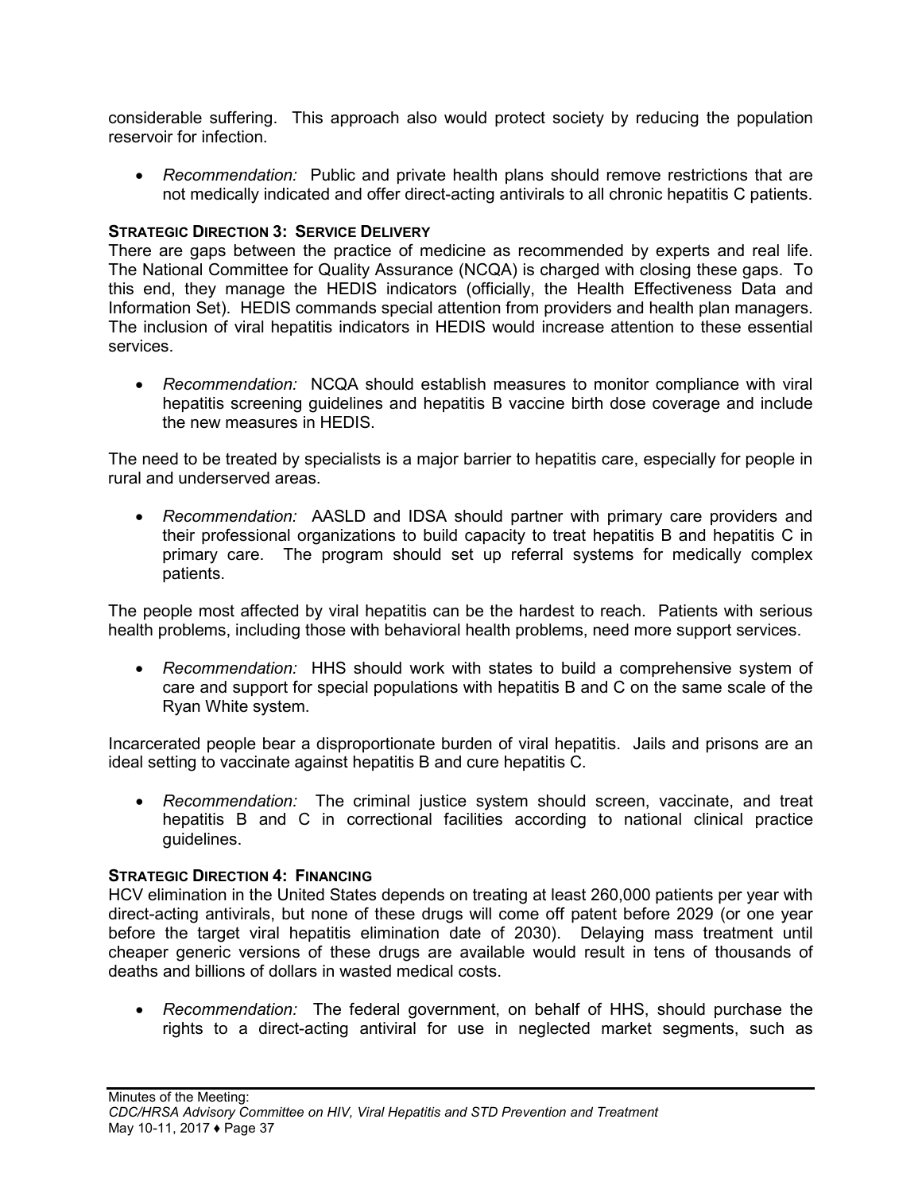considerable suffering. This approach also would protect society by reducing the population reservoir for infection.

- *Recommendation:* Public and private health plans should remove restrictions that are not medically indicated and offer direct-acting antivirals to all chronic hepatitis C patients.

**STRATEGIC DIRECTION 3: SERVICE DELIVERY**

There are gaps between the practice of medicine as recommended by experts and real life. The National Committee for Quality Assurance (NCQA) is charged with closing these gaps. To this end, they manage the HEDIS indicators (officially, the Health Effectiveness Data and Information Set). HEDIS commands special attention from providers and health plan managers. The inclusion of viral hepatitis indicators in HEDIS would increase attention to these essential services.

- *Recommendation:* NCQA should establish measures to monitor compliance with viral hepatitis screening guidelines and hepatitis B vaccine birth dose coverage and include the new measures in HEDIS.

The need to be treated by specialists is a major barrier to hepatitis care, especially for people in rural and underserved areas.

- *Recommendation:* AASLD and IDSA should partner with primary care providers and their professional organizations to build capacity to treat hepatitis B and hepatitis C in primary care. The program should set up referral systems for medically complex patients.

The people most affected by viral hepatitis can be the hardest to reach. Patients with serious health problems, including those with behavioral health problems, need more support services.

- *Recommendation:* HHS should work with states to build a comprehensive system of care and support for special populations with hepatitis B and C on the same scale of the Ryan White system.

Incarcerated people bear a disproportionate burden of viral hepatitis. Jails and prisons are an ideal setting to vaccinate against hepatitis B and cure hepatitis C.

- *Recommendation:* The criminal justice system should screen, vaccinate, and treat hepatitis B and C in correctional facilities according to national clinical practice guidelines.

**STRATEGIC DIRECTION 4: FINANCING**

HCV elimination in the United States depends on treating at least 260,000 patients per year with direct-acting antivirals, but none of these drugs will come off patent before 2029 (or one year before the target viral hepatitis elimination date of 2030). Delaying mass treatment until cheaper generic versions of these drugs are available would result in tens of thousands of deaths and billions of dollars in wasted medical costs.

- *Recommendation:* The federal government, on behalf of HHS, should purchase the rights to a direct-acting antiviral for use in neglected market segments, such as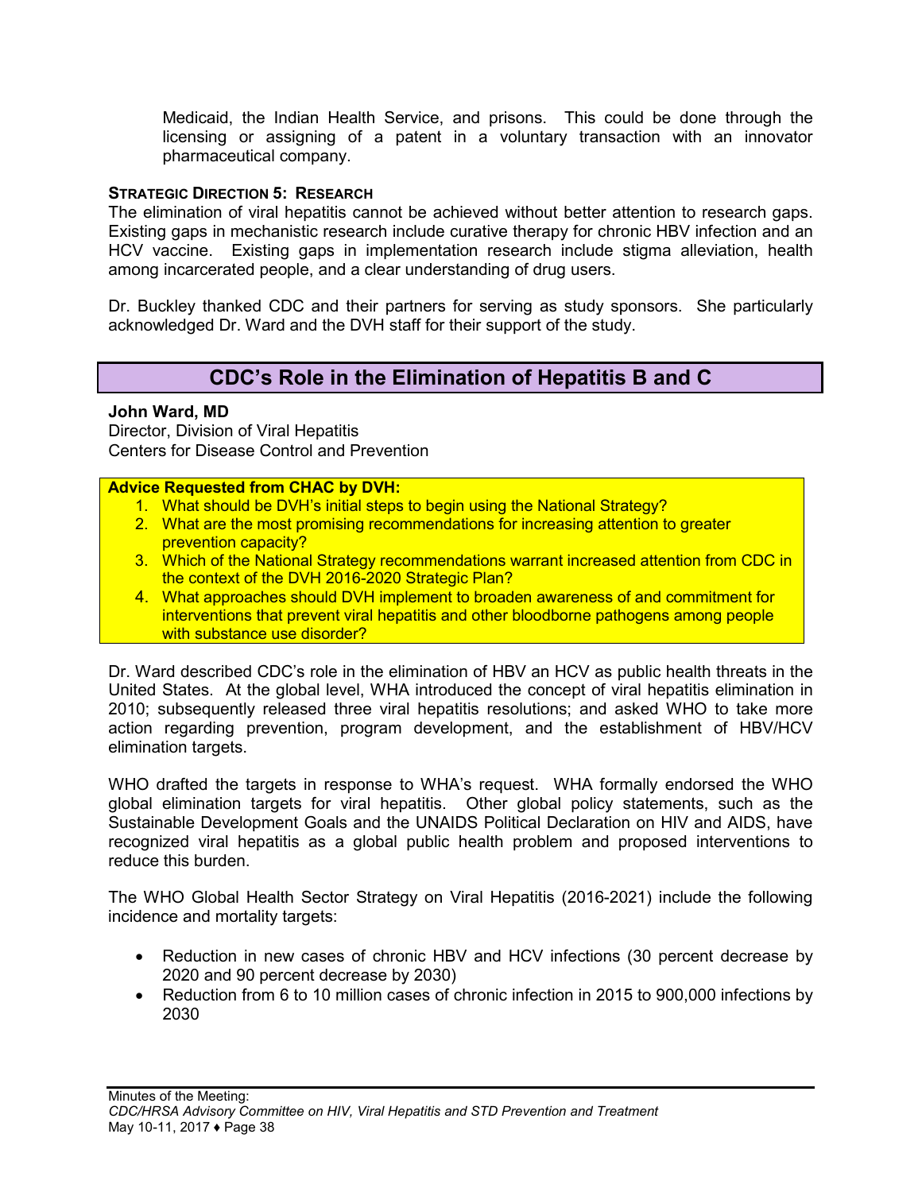Medicaid, the Indian Health Service, and prisons. This could be done through the licensing or assigning of a patent in a voluntary transaction with an innovator pharmaceutical company.

**STRATEGIC DIRECTION 5: RESEARCH**

The elimination of viral hepatitis cannot be achieved without better attention to research gaps. Existing gaps in mechanistic research include curative therapy for chronic HBV infection and an HCV vaccine. Existing gaps in implementation research include stigma alleviation, health among incarcerated people, and a clear understanding of drug users.

Dr. Buckley thanked CDC and their partners for serving as study sponsors. She particularly acknowledged Dr. Ward and the DVH staff for their support of the study.

## CDC's Role in the Elimination of Hepatitis B and C

**John Ward, MD**
Director, Division of Viral Hepatitis
Centers for Disease Control and Prevention

**Advice Requested from CHAC by DVH:**

1. What should be DVH's initial steps to begin using the National Strategy?
2. What are the most promising recommendations for increasing attention to greater prevention capacity?
3. Which of the National Strategy recommendations warrant increased attention from CDC in the context of the DVH 2016-2020 Strategic Plan?
4. What approaches should DVH implement to broaden awareness of and commitment for interventions that prevent viral hepatitis and other bloodborne pathogens among people with substance use disorder?

Dr. Ward described CDC's role in the elimination of HBV an HCV as public health threats in the United States. At the global level, WHA introduced the concept of viral hepatitis elimination in 2010; subsequently released three viral hepatitis resolutions; and asked WHO to take more action regarding prevention, program development, and the establishment of HBV/HCV elimination targets.

WHO drafted the targets in response to WHA's request. WHA formally endorsed the WHO global elimination targets for viral hepatitis. Other global policy statements, such as the Sustainable Development Goals and the UNAIDS Political Declaration on HIV and AIDS, have recognized viral hepatitis as a global public health problem and proposed interventions to reduce this burden.

The WHO Global Health Sector Strategy on Viral Hepatitis (2016-2021) include the following incidence and mortality targets:

- Reduction in new cases of chronic HBV and HCV infections (30 percent decrease by 2020 and 90 percent decrease by 2030)
- Reduction from 6 to 10 million cases of chronic infection in 2015 to 900,000 infections by 2030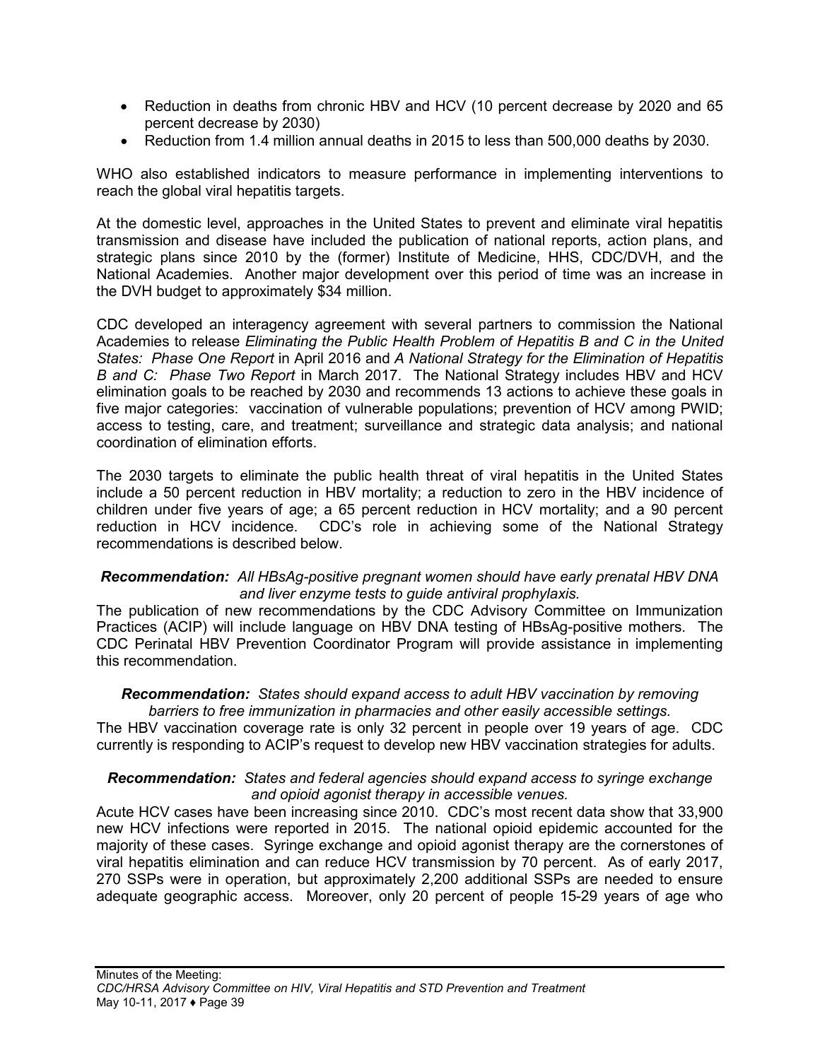- Reduction in deaths from chronic HBV and HCV (10 percent decrease by 2020 and 65 percent decrease by 2030)
- Reduction from 1.4 million annual deaths in 2015 to less than 500,000 deaths by 2030.

WHO also established indicators to measure performance in implementing interventions to reach the global viral hepatitis targets.

At the domestic level, approaches in the United States to prevent and eliminate viral hepatitis transmission and disease have included the publication of national reports, action plans, and strategic plans since 2010 by the (former) Institute of Medicine, HHS, CDC/DVH, and the National Academies. Another major development over this period of time was an increase in the DVH budget to approximately $34 million.

CDC developed an interagency agreement with several partners to commission the National Academies to release *Eliminating the Public Health Problem of Hepatitis B and C in the United States: Phase One Report* in April 2016 and *A National Strategy for the Elimination of Hepatitis B and C: Phase Two Report* in March 2017. The National Strategy includes HBV and HCV elimination goals to be reached by 2030 and recommends 13 actions to achieve these goals in five major categories: vaccination of vulnerable populations; prevention of HCV among PWID; access to testing, care, and treatment; surveillance and strategic data analysis; and national coordination of elimination efforts.

The 2030 targets to eliminate the public health threat of viral hepatitis in the United States include a 50 percent reduction in HBV mortality; a reduction to zero in the HBV incidence of children under five years of age; a 65 percent reduction in HCV mortality; and a 90 percent reduction in HCV incidence. CDC's role in achieving some of the National Strategy recommendations is described below.

***Recommendation:*** *All HBsAg-positive pregnant women should have early prenatal HBV DNA and liver enzyme tests to guide antiviral prophylaxis.*

The publication of new recommendations by the CDC Advisory Committee on Immunization Practices (ACIP) will include language on HBV DNA testing of HBsAg-positive mothers. The CDC Perinatal HBV Prevention Coordinator Program will provide assistance in implementing this recommendation.

***Recommendation:*** *States should expand access to adult HBV vaccination by removing barriers to free immunization in pharmacies and other easily accessible settings.*

The HBV vaccination coverage rate is only 32 percent in people over 19 years of age. CDC currently is responding to ACIP's request to develop new HBV vaccination strategies for adults.

***Recommendation:*** *States and federal agencies should expand access to syringe exchange and opioid agonist therapy in accessible venues.*

Acute HCV cases have been increasing since 2010. CDC's most recent data show that 33,900 new HCV infections were reported in 2015. The national opioid epidemic accounted for the majority of these cases. Syringe exchange and opioid agonist therapy are the cornerstones of viral hepatitis elimination and can reduce HCV transmission by 70 percent. As of early 2017, 270 SSPs were in operation, but approximately 2,200 additional SSPs are needed to ensure adequate geographic access. Moreover, only 20 percent of people 15-29 years of age who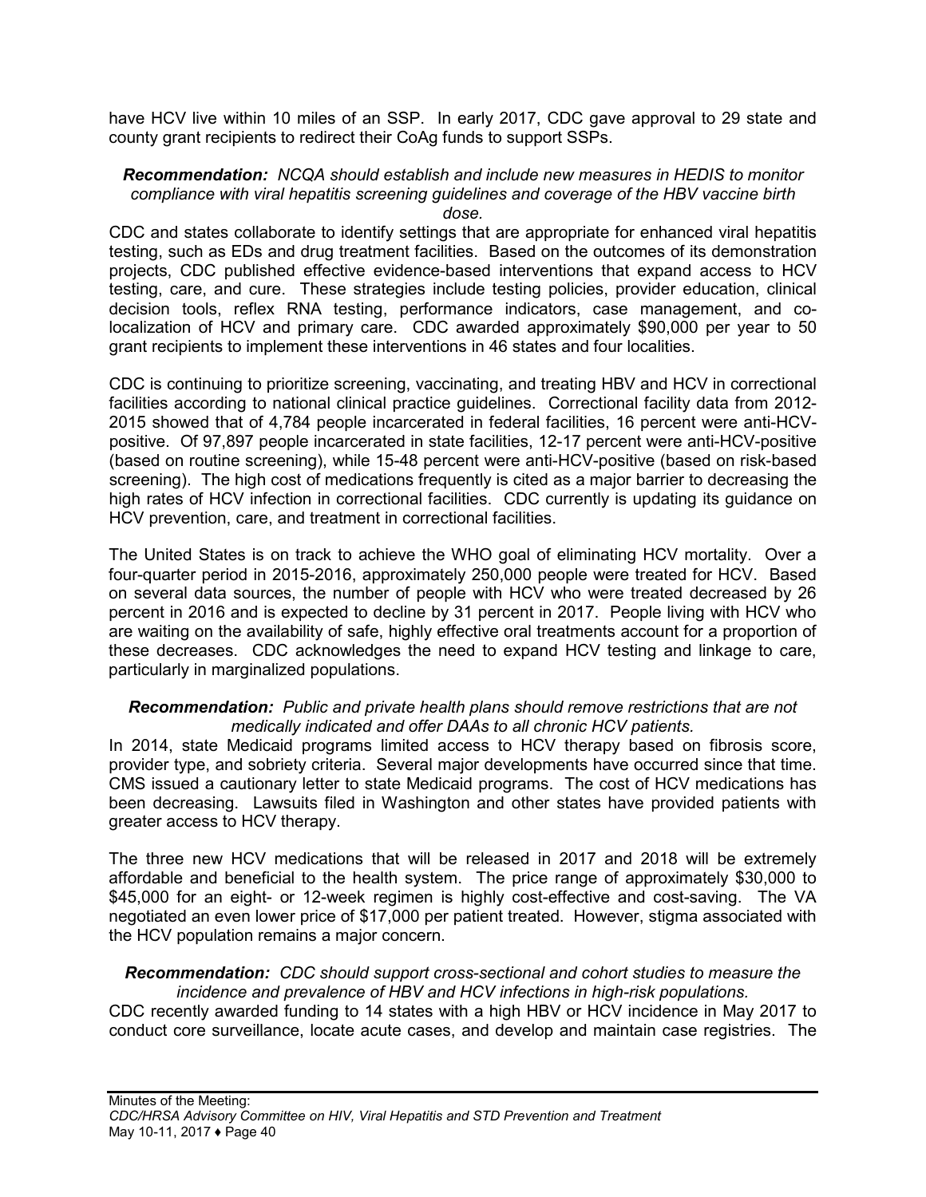have HCV live within 10 miles of an SSP. In early 2017, CDC gave approval to 29 state and county grant recipients to redirect their CoAg funds to support SSPs.

***Recommendation:*** *NCQA should establish and include new measures in HEDIS to monitor compliance with viral hepatitis screening guidelines and coverage of the HBV vaccine birth dose.*

CDC and states collaborate to identify settings that are appropriate for enhanced viral hepatitis testing, such as EDs and drug treatment facilities. Based on the outcomes of its demonstration projects, CDC published effective evidence-based interventions that expand access to HCV testing, care, and cure. These strategies include testing policies, provider education, clinical decision tools, reflex RNA testing, performance indicators, case management, and co-localization of HCV and primary care. CDC awarded approximately $90,000 per year to 50 grant recipients to implement these interventions in 46 states and four localities.

CDC is continuing to prioritize screening, vaccinating, and treating HBV and HCV in correctional facilities according to national clinical practice guidelines. Correctional facility data from 2012-2015 showed that of 4,784 people incarcerated in federal facilities, 16 percent were anti-HCV-positive. Of 97,897 people incarcerated in state facilities, 12-17 percent were anti-HCV-positive (based on routine screening), while 15-48 percent were anti-HCV-positive (based on risk-based screening). The high cost of medications frequently is cited as a major barrier to decreasing the high rates of HCV infection in correctional facilities. CDC currently is updating its guidance on HCV prevention, care, and treatment in correctional facilities.

The United States is on track to achieve the WHO goal of eliminating HCV mortality. Over a four-quarter period in 2015-2016, approximately 250,000 people were treated for HCV. Based on several data sources, the number of people with HCV who were treated decreased by 26 percent in 2016 and is expected to decline by 31 percent in 2017. People living with HCV who are waiting on the availability of safe, highly effective oral treatments account for a proportion of these decreases. CDC acknowledges the need to expand HCV testing and linkage to care, particularly in marginalized populations.

***Recommendation:*** *Public and private health plans should remove restrictions that are not medically indicated and offer DAAs to all chronic HCV patients.*

In 2014, state Medicaid programs limited access to HCV therapy based on fibrosis score, provider type, and sobriety criteria. Several major developments have occurred since that time. CMS issued a cautionary letter to state Medicaid programs. The cost of HCV medications has been decreasing. Lawsuits filed in Washington and other states have provided patients with greater access to HCV therapy.

The three new HCV medications that will be released in 2017 and 2018 will be extremely affordable and beneficial to the health system. The price range of approximately $30,000 to $45,000 for an eight- or 12-week regimen is highly cost-effective and cost-saving. The VA negotiated an even lower price of $17,000 per patient treated. However, stigma associated with the HCV population remains a major concern.

***Recommendation:*** *CDC should support cross-sectional and cohort studies to measure the incidence and prevalence of HBV and HCV infections in high-risk populations.*

CDC recently awarded funding to 14 states with a high HBV or HCV incidence in May 2017 to conduct core surveillance, locate acute cases, and develop and maintain case registries. The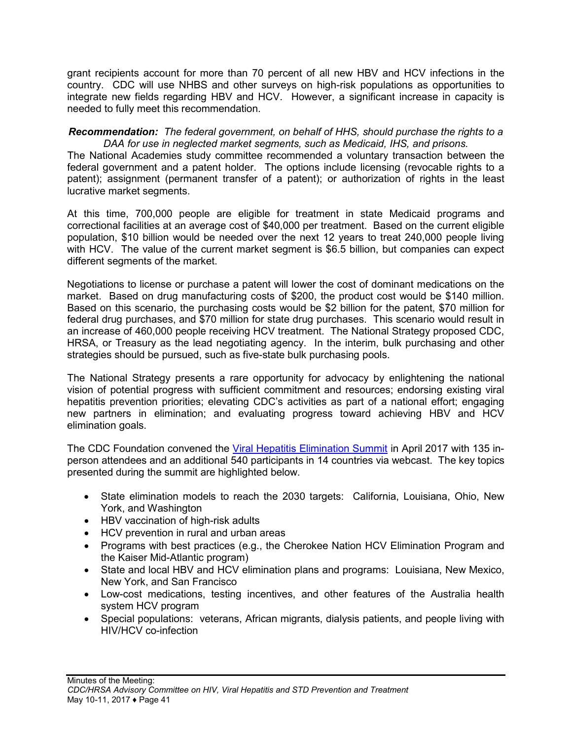grant recipients account for more than 70 percent of all new HBV and HCV infections in the country. CDC will use NHBS and other surveys on high-risk populations as opportunities to integrate new fields regarding HBV and HCV. However, a significant increase in capacity is needed to fully meet this recommendation.

***Recommendation:*** *The federal government, on behalf of HHS, should purchase the rights to a DAA for use in neglected market segments, such as Medicaid, IHS, and prisons.*

The National Academies study committee recommended a voluntary transaction between the federal government and a patent holder. The options include licensing (revocable rights to a patent); assignment (permanent transfer of a patent); or authorization of rights in the least lucrative market segments.

At this time, 700,000 people are eligible for treatment in state Medicaid programs and correctional facilities at an average cost of $40,000 per treatment. Based on the current eligible population, $10 billion would be needed over the next 12 years to treat 240,000 people living with HCV. The value of the current market segment is $6.5 billion, but companies can expect different segments of the market.

Negotiations to license or purchase a patent will lower the cost of dominant medications on the market. Based on drug manufacturing costs of $200, the product cost would be $140 million. Based on this scenario, the purchasing costs would be $2 billion for the patent, $70 million for federal drug purchases, and $70 million for state drug purchases. This scenario would result in an increase of 460,000 people receiving HCV treatment. The National Strategy proposed CDC, HRSA, or Treasury as the lead negotiating agency. In the interim, bulk purchasing and other strategies should be pursued, such as five-state bulk purchasing pools.

The National Strategy presents a rare opportunity for advocacy by enlightening the national vision of potential progress with sufficient commitment and resources; endorsing existing viral hepatitis prevention priorities; elevating CDC's activities as part of a national effort; engaging new partners in elimination; and evaluating progress toward achieving HBV and HCV elimination goals.

The CDC Foundation convened the Viral Hepatitis Elimination Summit in April 2017 with 135 in-person attendees and an additional 540 participants in 14 countries via webcast. The key topics presented during the summit are highlighted below.

- State elimination models to reach the 2030 targets: California, Louisiana, Ohio, New York, and Washington
- HBV vaccination of high-risk adults
- HCV prevention in rural and urban areas
- Programs with best practices (e.g., the Cherokee Nation HCV Elimination Program and the Kaiser Mid-Atlantic program)
- State and local HBV and HCV elimination plans and programs: Louisiana, New Mexico, New York, and San Francisco
- Low-cost medications, testing incentives, and other features of the Australia health system HCV program
- Special populations: veterans, African migrants, dialysis patients, and people living with HIV/HCV co-infection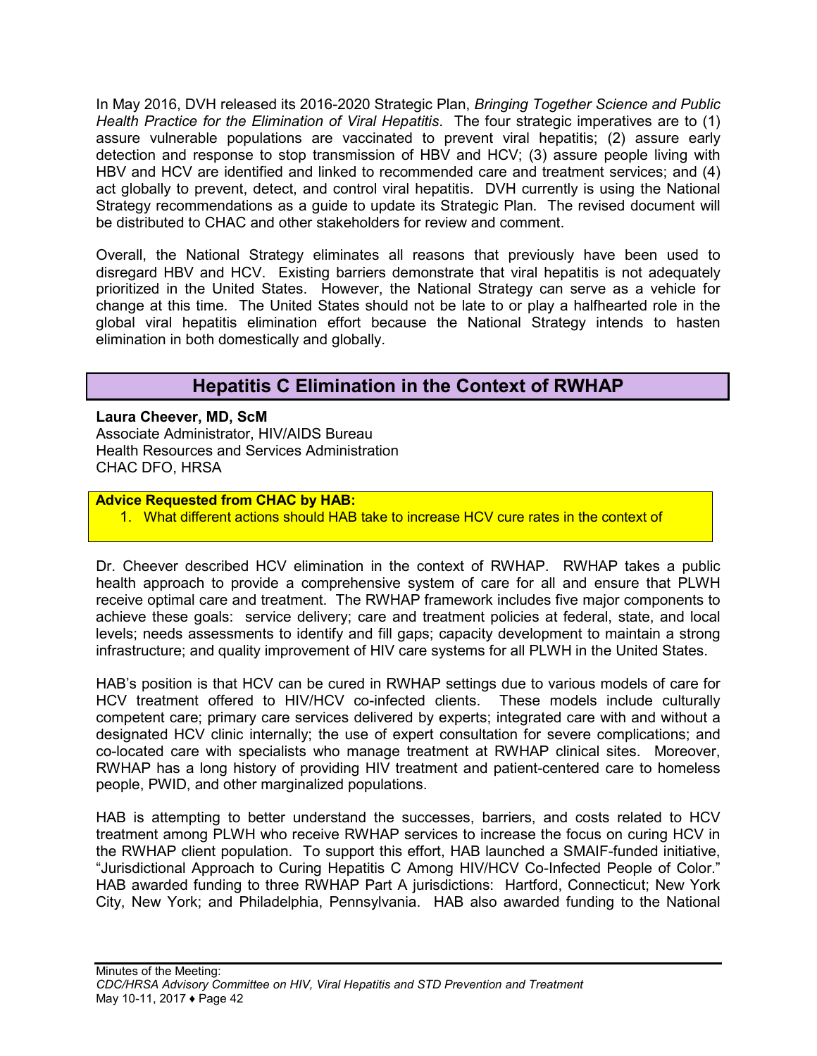In May 2016, DVH released its 2016-2020 Strategic Plan, *Bringing Together Science and Public Health Practice for the Elimination of Viral Hepatitis*. The four strategic imperatives are to (1) assure vulnerable populations are vaccinated to prevent viral hepatitis; (2) assure early detection and response to stop transmission of HBV and HCV; (3) assure people living with HBV and HCV are identified and linked to recommended care and treatment services; and (4) act globally to prevent, detect, and control viral hepatitis. DVH currently is using the National Strategy recommendations as a guide to update its Strategic Plan. The revised document will be distributed to CHAC and other stakeholders for review and comment.

Overall, the National Strategy eliminates all reasons that previously have been used to disregard HBV and HCV. Existing barriers demonstrate that viral hepatitis is not adequately prioritized in the United States. However, the National Strategy can serve as a vehicle for change at this time. The United States should not be late to or play a halfhearted role in the global viral hepatitis elimination effort because the National Strategy intends to hasten elimination in both domestically and globally.

## Hepatitis C Elimination in the Context of RWHAP

**Laura Cheever, MD, ScM**
Associate Administrator, HIV/AIDS Bureau
Health Resources and Services Administration
CHAC DFO, HRSA

**Advice Requested from CHAC by HAB:**

1. What different actions should HAB take to increase HCV cure rates in the context of

Dr. Cheever described HCV elimination in the context of RWHAP. RWHAP takes a public health approach to provide a comprehensive system of care for all and ensure that PLWH receive optimal care and treatment. The RWHAP framework includes five major components to achieve these goals: service delivery; care and treatment policies at federal, state, and local levels; needs assessments to identify and fill gaps; capacity development to maintain a strong infrastructure; and quality improvement of HIV care systems for all PLWH in the United States.

HAB's position is that HCV can be cured in RWHAP settings due to various models of care for HCV treatment offered to HIV/HCV co-infected clients. These models include culturally competent care; primary care services delivered by experts; integrated care with and without a designated HCV clinic internally; the use of expert consultation for severe complications; and co-located care with specialists who manage treatment at RWHAP clinical sites. Moreover, RWHAP has a long history of providing HIV treatment and patient-centered care to homeless people, PWID, and other marginalized populations.

HAB is attempting to better understand the successes, barriers, and costs related to HCV treatment among PLWH who receive RWHAP services to increase the focus on curing HCV in the RWHAP client population. To support this effort, HAB launched a SMAIF-funded initiative, "Jurisdictional Approach to Curing Hepatitis C Among HIV/HCV Co-Infected People of Color." HAB awarded funding to three RWHAP Part A jurisdictions: Hartford, Connecticut; New York City, New York; and Philadelphia, Pennsylvania. HAB also awarded funding to the National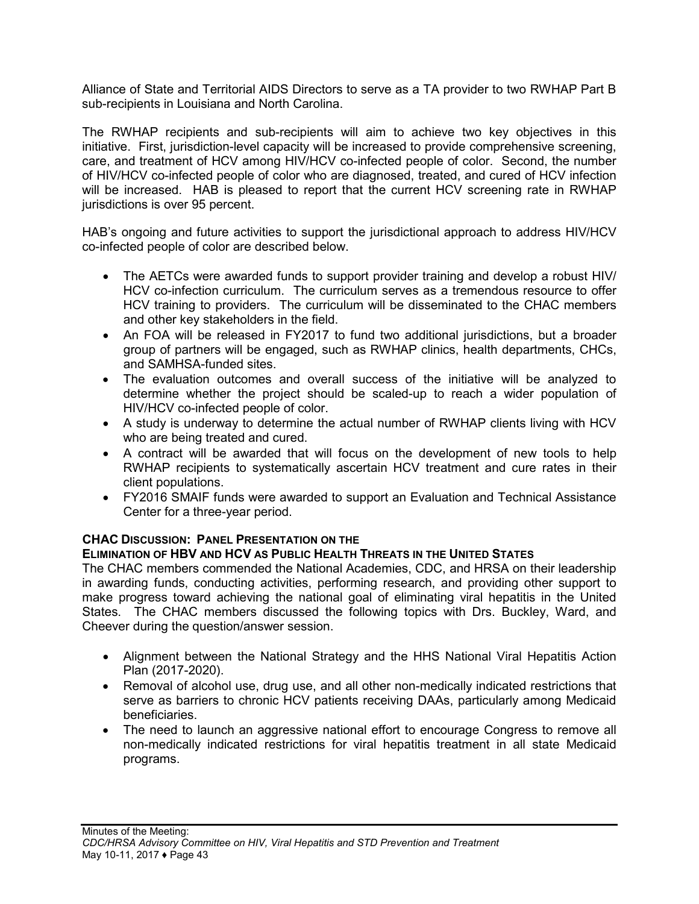Alliance of State and Territorial AIDS Directors to serve as a TA provider to two RWHAP Part B sub-recipients in Louisiana and North Carolina.

The RWHAP recipients and sub-recipients will aim to achieve two key objectives in this initiative. First, jurisdiction-level capacity will be increased to provide comprehensive screening, care, and treatment of HCV among HIV/HCV co-infected people of color. Second, the number of HIV/HCV co-infected people of color who are diagnosed, treated, and cured of HCV infection will be increased. HAB is pleased to report that the current HCV screening rate in RWHAP jurisdictions is over 95 percent.

HAB's ongoing and future activities to support the jurisdictional approach to address HIV/HCV co-infected people of color are described below.

- The AETCs were awarded funds to support provider training and develop a robust HIV/ HCV co-infection curriculum. The curriculum serves as a tremendous resource to offer HCV training to providers. The curriculum will be disseminated to the CHAC members and other key stakeholders in the field.
- An FOA will be released in FY2017 to fund two additional jurisdictions, but a broader group of partners will be engaged, such as RWHAP clinics, health departments, CHCs, and SAMHSA-funded sites.
- The evaluation outcomes and overall success of the initiative will be analyzed to determine whether the project should be scaled-up to reach a wider population of HIV/HCV co-infected people of color.
- A study is underway to determine the actual number of RWHAP clients living with HCV who are being treated and cured.
- A contract will be awarded that will focus on the development of new tools to help RWHAP recipients to systematically ascertain HCV treatment and cure rates in their client populations.
- FY2016 SMAIF funds were awarded to support an Evaluation and Technical Assistance Center for a three-year period.

**CHAC Discussion: Panel Presentation on the Elimination of HBV and HCV as Public Health Threats in the United States**

The CHAC members commended the National Academies, CDC, and HRSA on their leadership in awarding funds, conducting activities, performing research, and providing other support to make progress toward achieving the national goal of eliminating viral hepatitis in the United States. The CHAC members discussed the following topics with Drs. Buckley, Ward, and Cheever during the question/answer session.

- Alignment between the National Strategy and the HHS National Viral Hepatitis Action Plan (2017-2020).
- Removal of alcohol use, drug use, and all other non-medically indicated restrictions that serve as barriers to chronic HCV patients receiving DAAs, particularly among Medicaid beneficiaries.
- The need to launch an aggressive national effort to encourage Congress to remove all non-medically indicated restrictions for viral hepatitis treatment in all state Medicaid programs.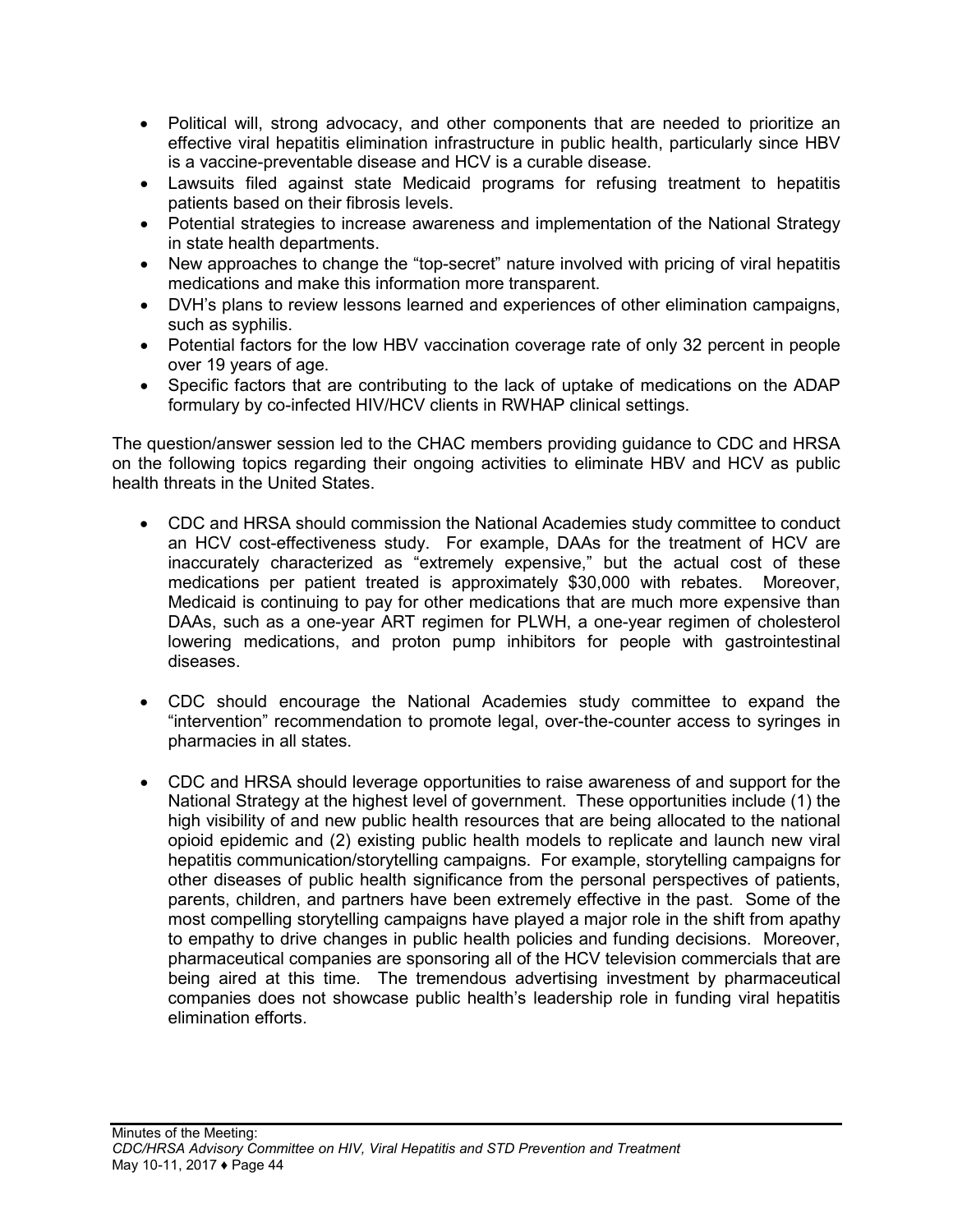- Political will, strong advocacy, and other components that are needed to prioritize an effective viral hepatitis elimination infrastructure in public health, particularly since HBV is a vaccine-preventable disease and HCV is a curable disease.
- Lawsuits filed against state Medicaid programs for refusing treatment to hepatitis patients based on their fibrosis levels.
- Potential strategies to increase awareness and implementation of the National Strategy in state health departments.
- New approaches to change the "top-secret" nature involved with pricing of viral hepatitis medications and make this information more transparent.
- DVH's plans to review lessons learned and experiences of other elimination campaigns, such as syphilis.
- Potential factors for the low HBV vaccination coverage rate of only 32 percent in people over 19 years of age.
- Specific factors that are contributing to the lack of uptake of medications on the ADAP formulary by co-infected HIV/HCV clients in RWHAP clinical settings.

The question/answer session led to the CHAC members providing guidance to CDC and HRSA on the following topics regarding their ongoing activities to eliminate HBV and HCV as public health threats in the United States.

- CDC and HRSA should commission the National Academies study committee to conduct an HCV cost-effectiveness study. For example, DAAs for the treatment of HCV are inaccurately characterized as "extremely expensive," but the actual cost of these medications per patient treated is approximately $30,000 with rebates. Moreover, Medicaid is continuing to pay for other medications that are much more expensive than DAAs, such as a one-year ART regimen for PLWH, a one-year regimen of cholesterol lowering medications, and proton pump inhibitors for people with gastrointestinal diseases.

- CDC should encourage the National Academies study committee to expand the "intervention" recommendation to promote legal, over-the-counter access to syringes in pharmacies in all states.

- CDC and HRSA should leverage opportunities to raise awareness of and support for the National Strategy at the highest level of government. These opportunities include (1) the high visibility of and new public health resources that are being allocated to the national opioid epidemic and (2) existing public health models to replicate and launch new viral hepatitis communication/storytelling campaigns. For example, storytelling campaigns for other diseases of public health significance from the personal perspectives of patients, parents, children, and partners have been extremely effective in the past. Some of the most compelling storytelling campaigns have played a major role in the shift from apathy to empathy to drive changes in public health policies and funding decisions. Moreover, pharmaceutical companies are sponsoring all of the HCV television commercials that are being aired at this time. The tremendous advertising investment by pharmaceutical companies does not showcase public health's leadership role in funding viral hepatitis elimination efforts.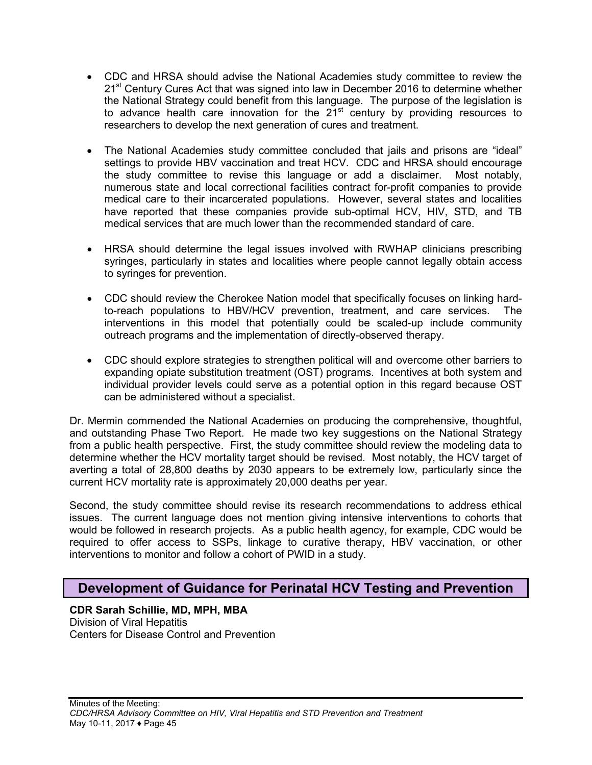- CDC and HRSA should advise the National Academies study committee to review the 21st Century Cures Act that was signed into law in December 2016 to determine whether the National Strategy could benefit from this language. The purpose of the legislation is to advance health care innovation for the 21st century by providing resources to researchers to develop the next generation of cures and treatment.

- The National Academies study committee concluded that jails and prisons are "ideal" settings to provide HBV vaccination and treat HCV. CDC and HRSA should encourage the study committee to revise this language or add a disclaimer. Most notably, numerous state and local correctional facilities contract for-profit companies to provide medical care to their incarcerated populations. However, several states and localities have reported that these companies provide sub-optimal HCV, HIV, STD, and TB medical services that are much lower than the recommended standard of care.

- HRSA should determine the legal issues involved with RWHAP clinicians prescribing syringes, particularly in states and localities where people cannot legally obtain access to syringes for prevention.

- CDC should review the Cherokee Nation model that specifically focuses on linking hard-to-reach populations to HBV/HCV prevention, treatment, and care services. The interventions in this model that potentially could be scaled-up include community outreach programs and the implementation of directly-observed therapy.

- CDC should explore strategies to strengthen political will and overcome other barriers to expanding opiate substitution treatment (OST) programs. Incentives at both system and individual provider levels could serve as a potential option in this regard because OST can be administered without a specialist.

Dr. Mermin commended the National Academies on producing the comprehensive, thoughtful, and outstanding Phase Two Report. He made two key suggestions on the National Strategy from a public health perspective. First, the study committee should review the modeling data to determine whether the HCV mortality target should be revised. Most notably, the HCV target of averting a total of 28,800 deaths by 2030 appears to be extremely low, particularly since the current HCV mortality rate is approximately 20,000 deaths per year.

Second, the study committee should revise its research recommendations to address ethical issues. The current language does not mention giving intensive interventions to cohorts that would be followed in research projects. As a public health agency, for example, CDC would be required to offer access to SSPs, linkage to curative therapy, HBV vaccination, or other interventions to monitor and follow a cohort of PWID in a study.

## Development of Guidance for Perinatal HCV Testing and Prevention

**CDR Sarah Schillie, MD, MPH, MBA**
Division of Viral Hepatitis
Centers for Disease Control and Prevention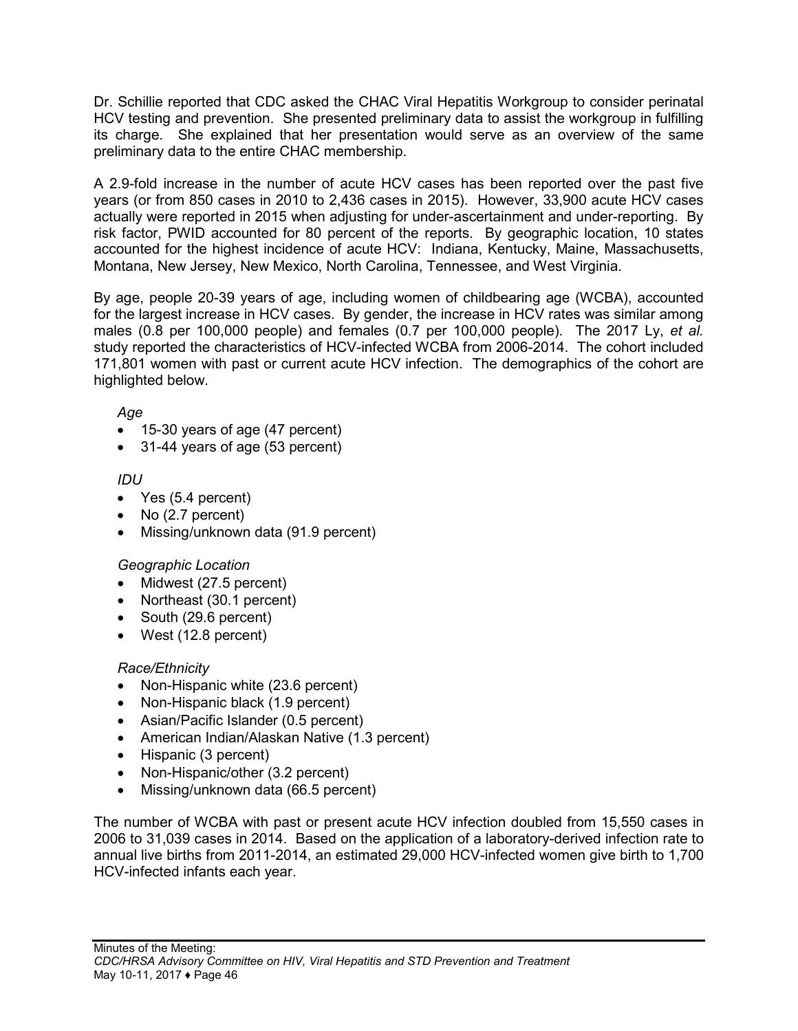Dr. Schillie reported that CDC asked the CHAC Viral Hepatitis Workgroup to consider perinatal HCV testing and prevention. She presented preliminary data to assist the workgroup in fulfilling its charge. She explained that her presentation would serve as an overview of the same preliminary data to the entire CHAC membership.

A 2.9-fold increase in the number of acute HCV cases has been reported over the past five years (or from 850 cases in 2010 to 2,436 cases in 2015). However, 33,900 acute HCV cases actually were reported in 2015 when adjusting for under-ascertainment and under-reporting. By risk factor, PWID accounted for 80 percent of the reports. By geographic location, 10 states accounted for the highest incidence of acute HCV: Indiana, Kentucky, Maine, Massachusetts, Montana, New Jersey, New Mexico, North Carolina, Tennessee, and West Virginia.

By age, people 20-39 years of age, including women of childbearing age (WCBA), accounted for the largest increase in HCV cases. By gender, the increase in HCV rates was similar among males (0.8 per 100,000 people) and females (0.7 per 100,000 people). The 2017 Ly, *et al.* study reported the characteristics of HCV-infected WCBA from 2006-2014. The cohort included 171,801 women with past or current acute HCV infection. The demographics of the cohort are highlighted below.

*Age*

- 15-30 years of age (47 percent)
- 31-44 years of age (53 percent)

*IDU*

- Yes (5.4 percent)
- No (2.7 percent)
- Missing/unknown data (91.9 percent)

*Geographic Location*

- Midwest (27.5 percent)
- Northeast (30.1 percent)
- South (29.6 percent)
- West (12.8 percent)

*Race/Ethnicity*

- Non-Hispanic white (23.6 percent)
- Non-Hispanic black (1.9 percent)
- Asian/Pacific Islander (0.5 percent)
- American Indian/Alaskan Native (1.3 percent)
- Hispanic (3 percent)
- Non-Hispanic/other (3.2 percent)
- Missing/unknown data (66.5 percent)

The number of WCBA with past or present acute HCV infection doubled from 15,550 cases in 2006 to 31,039 cases in 2014. Based on the application of a laboratory-derived infection rate to annual live births from 2011-2014, an estimated 29,000 HCV-infected women give birth to 1,700 HCV-infected infants each year.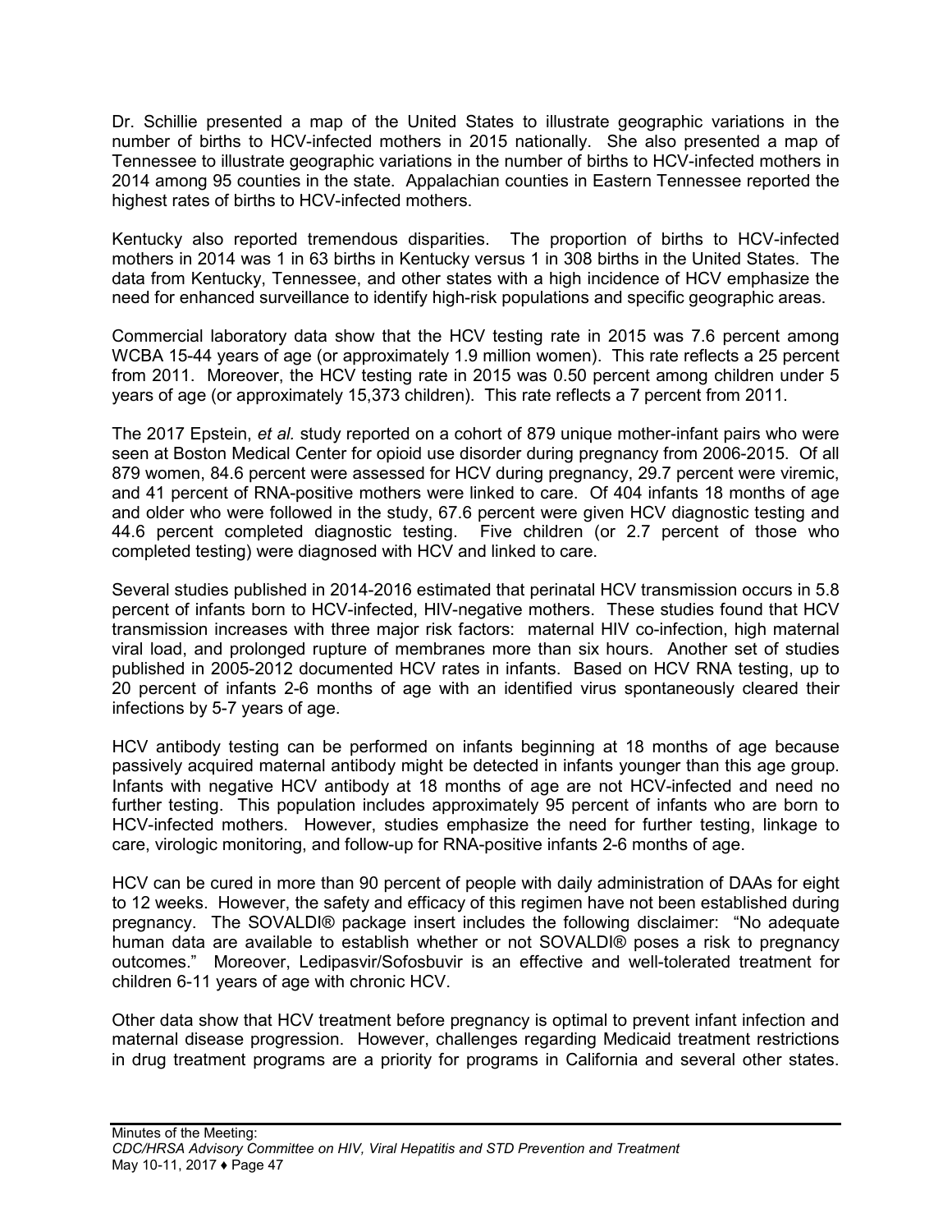Dr. Schillie presented a map of the United States to illustrate geographic variations in the number of births to HCV-infected mothers in 2015 nationally. She also presented a map of Tennessee to illustrate geographic variations in the number of births to HCV-infected mothers in 2014 among 95 counties in the state. Appalachian counties in Eastern Tennessee reported the highest rates of births to HCV-infected mothers.

Kentucky also reported tremendous disparities. The proportion of births to HCV-infected mothers in 2014 was 1 in 63 births in Kentucky versus 1 in 308 births in the United States. The data from Kentucky, Tennessee, and other states with a high incidence of HCV emphasize the need for enhanced surveillance to identify high-risk populations and specific geographic areas.

Commercial laboratory data show that the HCV testing rate in 2015 was 7.6 percent among WCBA 15-44 years of age (or approximately 1.9 million women). This rate reflects a 25 percent from 2011. Moreover, the HCV testing rate in 2015 was 0.50 percent among children under 5 years of age (or approximately 15,373 children). This rate reflects a 7 percent from 2011.

The 2017 Epstein, *et al*. study reported on a cohort of 879 unique mother-infant pairs who were seen at Boston Medical Center for opioid use disorder during pregnancy from 2006-2015. Of all 879 women, 84.6 percent were assessed for HCV during pregnancy, 29.7 percent were viremic, and 41 percent of RNA-positive mothers were linked to care. Of 404 infants 18 months of age and older who were followed in the study, 67.6 percent were given HCV diagnostic testing and 44.6 percent completed diagnostic testing. Five children (or 2.7 percent of those who completed testing) were diagnosed with HCV and linked to care.

Several studies published in 2014-2016 estimated that perinatal HCV transmission occurs in 5.8 percent of infants born to HCV-infected, HIV-negative mothers. These studies found that HCV transmission increases with three major risk factors: maternal HIV co-infection, high maternal viral load, and prolonged rupture of membranes more than six hours. Another set of studies published in 2005-2012 documented HCV rates in infants. Based on HCV RNA testing, up to 20 percent of infants 2-6 months of age with an identified virus spontaneously cleared their infections by 5-7 years of age.

HCV antibody testing can be performed on infants beginning at 18 months of age because passively acquired maternal antibody might be detected in infants younger than this age group. Infants with negative HCV antibody at 18 months of age are not HCV-infected and need no further testing. This population includes approximately 95 percent of infants who are born to HCV-infected mothers. However, studies emphasize the need for further testing, linkage to care, virologic monitoring, and follow-up for RNA-positive infants 2-6 months of age.

HCV can be cured in more than 90 percent of people with daily administration of DAAs for eight to 12 weeks. However, the safety and efficacy of this regimen have not been established during pregnancy. The SOVALDI® package insert includes the following disclaimer: "No adequate human data are available to establish whether or not SOVALDI® poses a risk to pregnancy outcomes." Moreover, Ledipasvir/Sofosbuvir is an effective and well-tolerated treatment for children 6-11 years of age with chronic HCV.

Other data show that HCV treatment before pregnancy is optimal to prevent infant infection and maternal disease progression. However, challenges regarding Medicaid treatment restrictions in drug treatment programs are a priority for programs in California and several other states.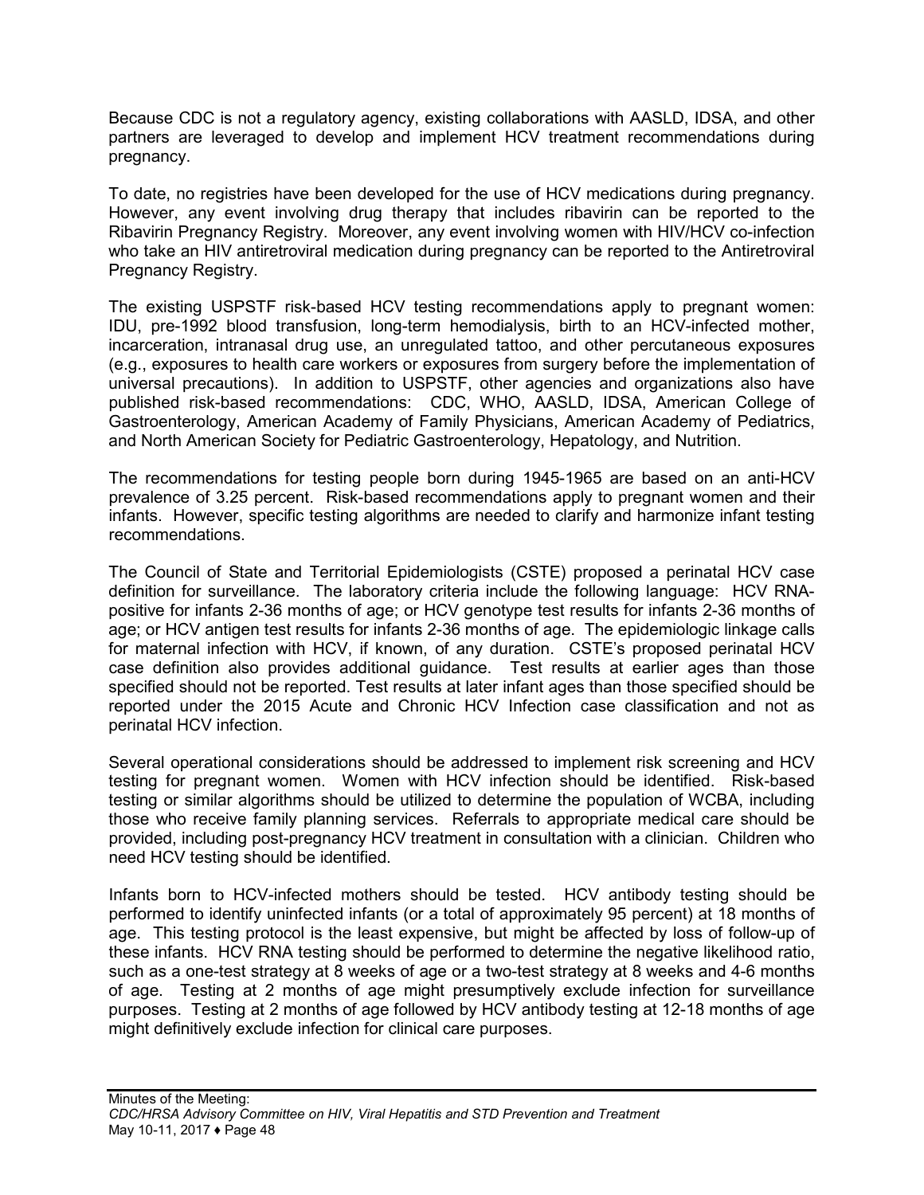Because CDC is not a regulatory agency, existing collaborations with AASLD, IDSA, and other partners are leveraged to develop and implement HCV treatment recommendations during pregnancy.

To date, no registries have been developed for the use of HCV medications during pregnancy. However, any event involving drug therapy that includes ribavirin can be reported to the Ribavirin Pregnancy Registry. Moreover, any event involving women with HIV/HCV co-infection who take an HIV antiretroviral medication during pregnancy can be reported to the Antiretroviral Pregnancy Registry.

The existing USPSTF risk-based HCV testing recommendations apply to pregnant women: IDU, pre-1992 blood transfusion, long-term hemodialysis, birth to an HCV-infected mother, incarceration, intranasal drug use, an unregulated tattoo, and other percutaneous exposures (e.g., exposures to health care workers or exposures from surgery before the implementation of universal precautions). In addition to USPSTF, other agencies and organizations also have published risk-based recommendations: CDC, WHO, AASLD, IDSA, American College of Gastroenterology, American Academy of Family Physicians, American Academy of Pediatrics, and North American Society for Pediatric Gastroenterology, Hepatology, and Nutrition.

The recommendations for testing people born during 1945-1965 are based on an anti-HCV prevalence of 3.25 percent. Risk-based recommendations apply to pregnant women and their infants. However, specific testing algorithms are needed to clarify and harmonize infant testing recommendations.

The Council of State and Territorial Epidemiologists (CSTE) proposed a perinatal HCV case definition for surveillance. The laboratory criteria include the following language: HCV RNA-positive for infants 2-36 months of age; or HCV genotype test results for infants 2-36 months of age; or HCV antigen test results for infants 2-36 months of age. The epidemiologic linkage calls for maternal infection with HCV, if known, of any duration. CSTE's proposed perinatal HCV case definition also provides additional guidance. Test results at earlier ages than those specified should not be reported. Test results at later infant ages than those specified should be reported under the 2015 Acute and Chronic HCV Infection case classification and not as perinatal HCV infection.

Several operational considerations should be addressed to implement risk screening and HCV testing for pregnant women. Women with HCV infection should be identified. Risk-based testing or similar algorithms should be utilized to determine the population of WCBA, including those who receive family planning services. Referrals to appropriate medical care should be provided, including post-pregnancy HCV treatment in consultation with a clinician. Children who need HCV testing should be identified.

Infants born to HCV-infected mothers should be tested. HCV antibody testing should be performed to identify uninfected infants (or a total of approximately 95 percent) at 18 months of age. This testing protocol is the least expensive, but might be affected by loss of follow-up of these infants. HCV RNA testing should be performed to determine the negative likelihood ratio, such as a one-test strategy at 8 weeks of age or a two-test strategy at 8 weeks and 4-6 months of age. Testing at 2 months of age might presumptively exclude infection for surveillance purposes. Testing at 2 months of age followed by HCV antibody testing at 12-18 months of age might definitively exclude infection for clinical care purposes.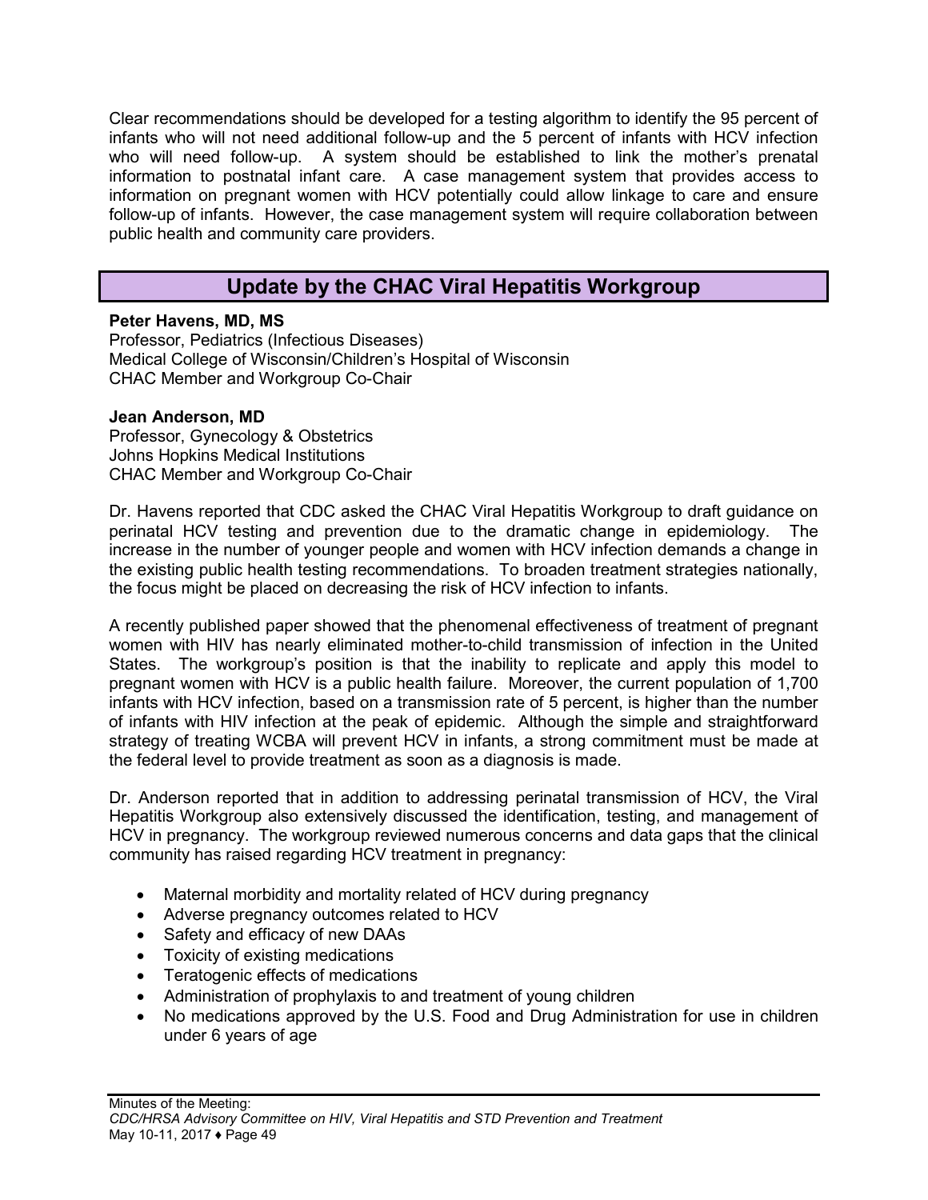Clear recommendations should be developed for a testing algorithm to identify the 95 percent of infants who will not need additional follow-up and the 5 percent of infants with HCV infection who will need follow-up. A system should be established to link the mother's prenatal information to postnatal infant care. A case management system that provides access to information on pregnant women with HCV potentially could allow linkage to care and ensure follow-up of infants. However, the case management system will require collaboration between public health and community care providers.

## Update by the CHAC Viral Hepatitis Workgroup

**Peter Havens, MD, MS**
Professor, Pediatrics (Infectious Diseases)
Medical College of Wisconsin/Children's Hospital of Wisconsin
CHAC Member and Workgroup Co-Chair

**Jean Anderson, MD**
Professor, Gynecology & Obstetrics
Johns Hopkins Medical Institutions
CHAC Member and Workgroup Co-Chair

Dr. Havens reported that CDC asked the CHAC Viral Hepatitis Workgroup to draft guidance on perinatal HCV testing and prevention due to the dramatic change in epidemiology. The increase in the number of younger people and women with HCV infection demands a change in the existing public health testing recommendations. To broaden treatment strategies nationally, the focus might be placed on decreasing the risk of HCV infection to infants.

A recently published paper showed that the phenomenal effectiveness of treatment of pregnant women with HIV has nearly eliminated mother-to-child transmission of infection in the United States. The workgroup's position is that the inability to replicate and apply this model to pregnant women with HCV is a public health failure. Moreover, the current population of 1,700 infants with HCV infection, based on a transmission rate of 5 percent, is higher than the number of infants with HIV infection at the peak of epidemic. Although the simple and straightforward strategy of treating WCBA will prevent HCV in infants, a strong commitment must be made at the federal level to provide treatment as soon as a diagnosis is made.

Dr. Anderson reported that in addition to addressing perinatal transmission of HCV, the Viral Hepatitis Workgroup also extensively discussed the identification, testing, and management of HCV in pregnancy. The workgroup reviewed numerous concerns and data gaps that the clinical community has raised regarding HCV treatment in pregnancy:

- Maternal morbidity and mortality related of HCV during pregnancy
- Adverse pregnancy outcomes related to HCV
- Safety and efficacy of new DAAs
- Toxicity of existing medications
- Teratogenic effects of medications
- Administration of prophylaxis to and treatment of young children
- No medications approved by the U.S. Food and Drug Administration for use in children under 6 years of age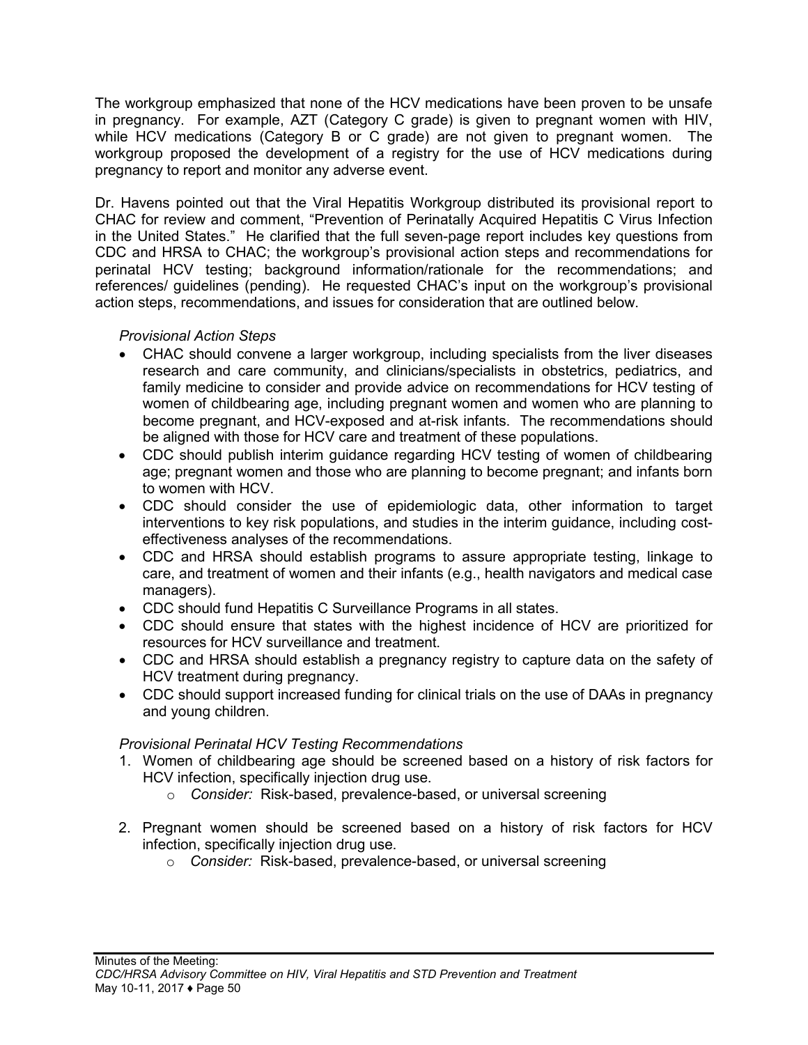The workgroup emphasized that none of the HCV medications have been proven to be unsafe in pregnancy. For example, AZT (Category C grade) is given to pregnant women with HIV, while HCV medications (Category B or C grade) are not given to pregnant women. The workgroup proposed the development of a registry for the use of HCV medications during pregnancy to report and monitor any adverse event.

Dr. Havens pointed out that the Viral Hepatitis Workgroup distributed its provisional report to CHAC for review and comment, "Prevention of Perinatally Acquired Hepatitis C Virus Infection in the United States." He clarified that the full seven-page report includes key questions from CDC and HRSA to CHAC; the workgroup's provisional action steps and recommendations for perinatal HCV testing; background information/rationale for the recommendations; and references/ guidelines (pending). He requested CHAC's input on the workgroup's provisional action steps, recommendations, and issues for consideration that are outlined below.

*Provisional Action Steps*

- CHAC should convene a larger workgroup, including specialists from the liver diseases research and care community, and clinicians/specialists in obstetrics, pediatrics, and family medicine to consider and provide advice on recommendations for HCV testing of women of childbearing age, including pregnant women and women who are planning to become pregnant, and HCV-exposed and at-risk infants. The recommendations should be aligned with those for HCV care and treatment of these populations.
- CDC should publish interim guidance regarding HCV testing of women of childbearing age; pregnant women and those who are planning to become pregnant; and infants born to women with HCV.
- CDC should consider the use of epidemiologic data, other information to target interventions to key risk populations, and studies in the interim guidance, including cost-effectiveness analyses of the recommendations.
- CDC and HRSA should establish programs to assure appropriate testing, linkage to care, and treatment of women and their infants (e.g., health navigators and medical case managers).
- CDC should fund Hepatitis C Surveillance Programs in all states.
- CDC should ensure that states with the highest incidence of HCV are prioritized for resources for HCV surveillance and treatment.
- CDC and HRSA should establish a pregnancy registry to capture data on the safety of HCV treatment during pregnancy.
- CDC should support increased funding for clinical trials on the use of DAAs in pregnancy and young children.

*Provisional Perinatal HCV Testing Recommendations*

1. Women of childbearing age should be screened based on a history of risk factors for HCV infection, specifically injection drug use.
   - *Consider:* Risk-based, prevalence-based, or universal screening

2. Pregnant women should be screened based on a history of risk factors for HCV infection, specifically injection drug use.
   - *Consider:* Risk-based, prevalence-based, or universal screening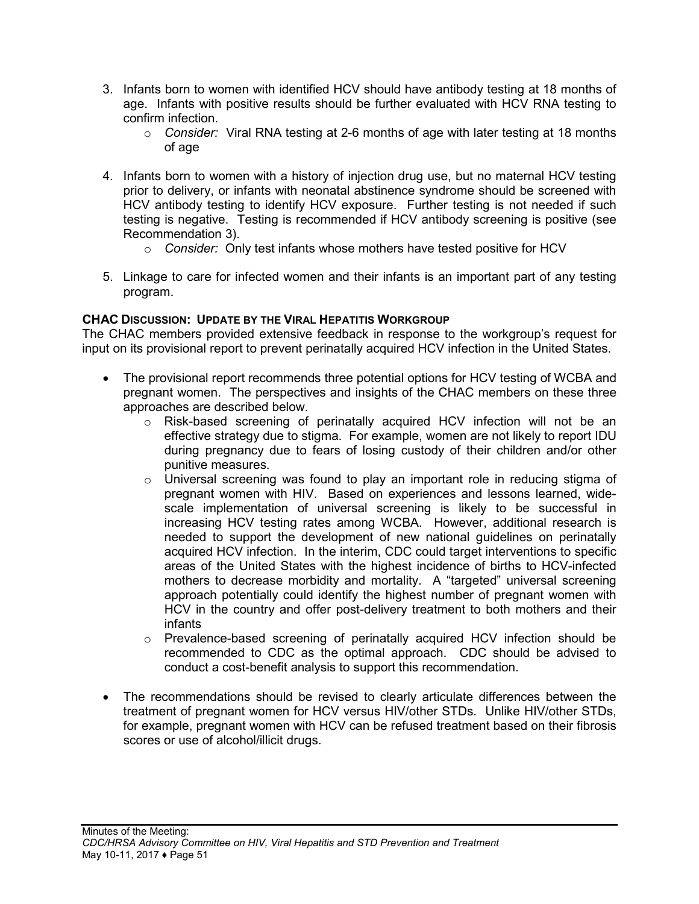3. Infants born to women with identified HCV should have antibody testing at 18 months of age. Infants with positive results should be further evaluated with HCV RNA testing to confirm infection.
   - *Consider:* Viral RNA testing at 2-6 months of age with later testing at 18 months of age

4. Infants born to women with a history of injection drug use, but no maternal HCV testing prior to delivery, or infants with neonatal abstinence syndrome should be screened with HCV antibody testing to identify HCV exposure. Further testing is not needed if such testing is negative. Testing is recommended if HCV antibody screening is positive (see Recommendation 3).
   - *Consider:* Only test infants whose mothers have tested positive for HCV

5. Linkage to care for infected women and their infants is an important part of any testing program.

**CHAC DISCUSSION: UPDATE BY THE VIRAL HEPATITIS WORKGROUP**

The CHAC members provided extensive feedback in response to the workgroup's request for input on its provisional report to prevent perinatally acquired HCV infection in the United States.

- The provisional report recommends three potential options for HCV testing of WCBA and pregnant women. The perspectives and insights of the CHAC members on these three approaches are described below.
  - Risk-based screening of perinatally acquired HCV infection will not be an effective strategy due to stigma. For example, women are not likely to report IDU during pregnancy due to fears of losing custody of their children and/or other punitive measures.
  - Universal screening was found to play an important role in reducing stigma of pregnant women with HIV. Based on experiences and lessons learned, wide-scale implementation of universal screening is likely to be successful in increasing HCV testing rates among WCBA. However, additional research is needed to support the development of new national guidelines on perinatally acquired HCV infection. In the interim, CDC could target interventions to specific areas of the United States with the highest incidence of births to HCV-infected mothers to decrease morbidity and mortality. A "targeted" universal screening approach potentially could identify the highest number of pregnant women with HCV in the country and offer post-delivery treatment to both mothers and their infants
  - Prevalence-based screening of perinatally acquired HCV infection should be recommended to CDC as the optimal approach. CDC should be advised to conduct a cost-benefit analysis to support this recommendation.

- The recommendations should be revised to clearly articulate differences between the treatment of pregnant women for HCV versus HIV/other STDs. Unlike HIV/other STDs, for example, pregnant women with HCV can be refused treatment based on their fibrosis scores or use of alcohol/illicit drugs.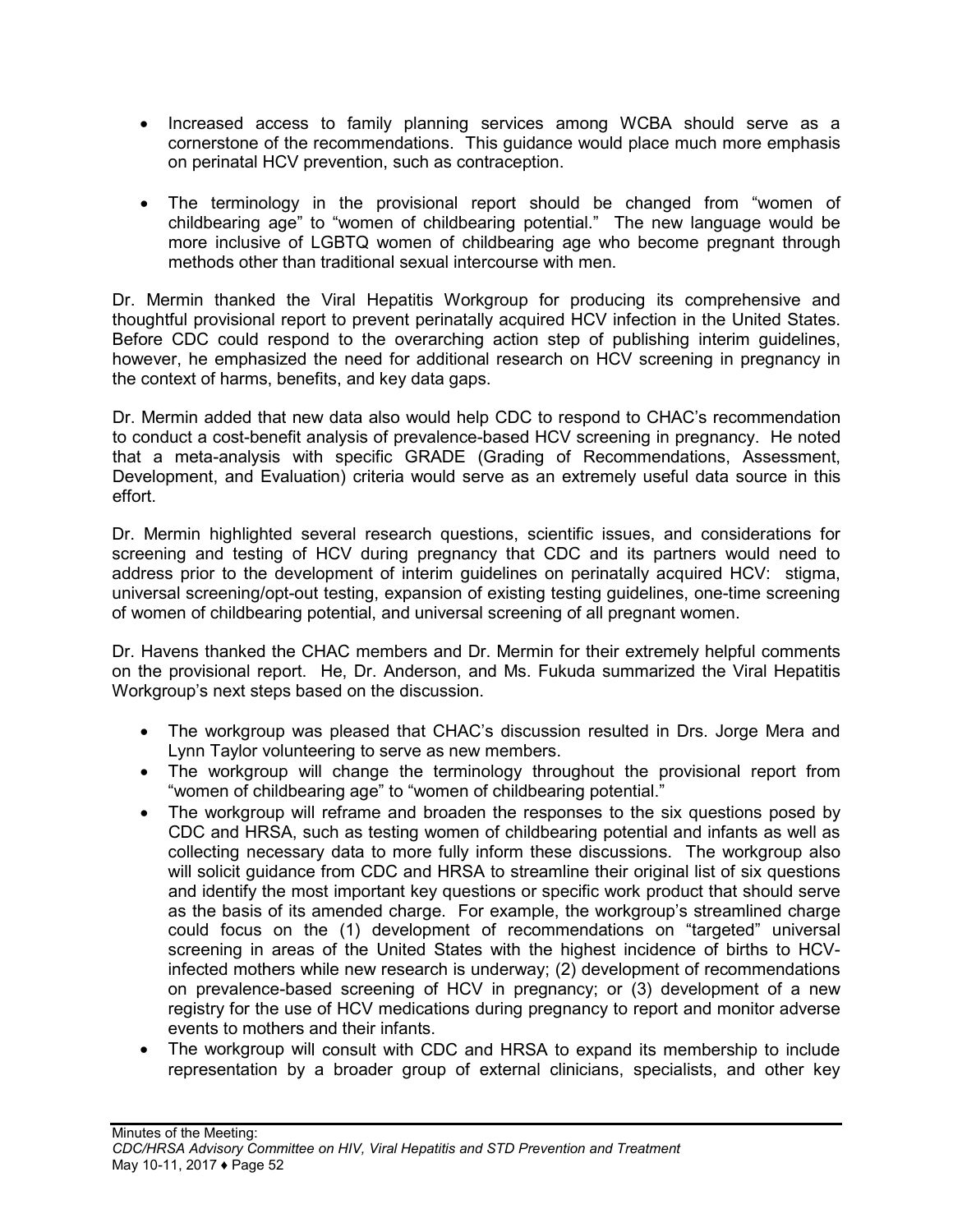- Increased access to family planning services among WCBA should serve as a cornerstone of the recommendations. This guidance would place much more emphasis on perinatal HCV prevention, such as contraception.

- The terminology in the provisional report should be changed from "women of childbearing age" to "women of childbearing potential." The new language would be more inclusive of LGBTQ women of childbearing age who become pregnant through methods other than traditional sexual intercourse with men.

Dr. Mermin thanked the Viral Hepatitis Workgroup for producing its comprehensive and thoughtful provisional report to prevent perinatally acquired HCV infection in the United States. Before CDC could respond to the overarching action step of publishing interim guidelines, however, he emphasized the need for additional research on HCV screening in pregnancy in the context of harms, benefits, and key data gaps.

Dr. Mermin added that new data also would help CDC to respond to CHAC's recommendation to conduct a cost-benefit analysis of prevalence-based HCV screening in pregnancy. He noted that a meta-analysis with specific GRADE (Grading of Recommendations, Assessment, Development, and Evaluation) criteria would serve as an extremely useful data source in this effort.

Dr. Mermin highlighted several research questions, scientific issues, and considerations for screening and testing of HCV during pregnancy that CDC and its partners would need to address prior to the development of interim guidelines on perinatally acquired HCV: stigma, universal screening/opt-out testing, expansion of existing testing guidelines, one-time screening of women of childbearing potential, and universal screening of all pregnant women.

Dr. Havens thanked the CHAC members and Dr. Mermin for their extremely helpful comments on the provisional report. He, Dr. Anderson, and Ms. Fukuda summarized the Viral Hepatitis Workgroup's next steps based on the discussion.

- The workgroup was pleased that CHAC's discussion resulted in Drs. Jorge Mera and Lynn Taylor volunteering to serve as new members.
- The workgroup will change the terminology throughout the provisional report from "women of childbearing age" to "women of childbearing potential."
- The workgroup will reframe and broaden the responses to the six questions posed by CDC and HRSA, such as testing women of childbearing potential and infants as well as collecting necessary data to more fully inform these discussions. The workgroup also will solicit guidance from CDC and HRSA to streamline their original list of six questions and identify the most important key questions or specific work product that should serve as the basis of its amended charge. For example, the workgroup's streamlined charge could focus on the (1) development of recommendations on "targeted" universal screening in areas of the United States with the highest incidence of births to HCV-infected mothers while new research is underway; (2) development of recommendations on prevalence-based screening of HCV in pregnancy; or (3) development of a new registry for the use of HCV medications during pregnancy to report and monitor adverse events to mothers and their infants.
- The workgroup will consult with CDC and HRSA to expand its membership to include representation by a broader group of external clinicians, specialists, and other key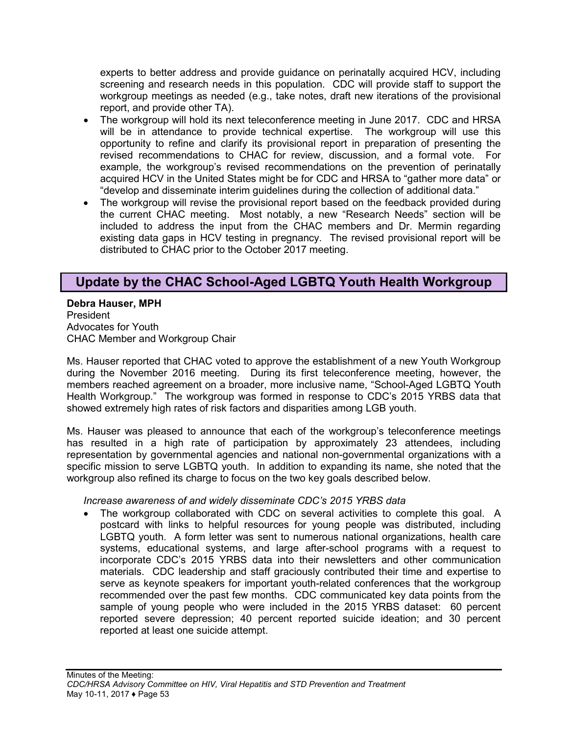experts to better address and provide guidance on perinatally acquired HCV, including screening and research needs in this population. CDC will provide staff to support the workgroup meetings as needed (e.g., take notes, draft new iterations of the provisional report, and provide other TA).

- The workgroup will hold its next teleconference meeting in June 2017. CDC and HRSA will be in attendance to provide technical expertise. The workgroup will use this opportunity to refine and clarify its provisional report in preparation of presenting the revised recommendations to CHAC for review, discussion, and a formal vote. For example, the workgroup's revised recommendations on the prevention of perinatally acquired HCV in the United States might be for CDC and HRSA to "gather more data" or "develop and disseminate interim guidelines during the collection of additional data."
- The workgroup will revise the provisional report based on the feedback provided during the current CHAC meeting. Most notably, a new "Research Needs" section will be included to address the input from the CHAC members and Dr. Mermin regarding existing data gaps in HCV testing in pregnancy. The revised provisional report will be distributed to CHAC prior to the October 2017 meeting.

## Update by the CHAC School-Aged LGBTQ Youth Health Workgroup

**Debra Hauser, MPH**
President
Advocates for Youth
CHAC Member and Workgroup Chair

Ms. Hauser reported that CHAC voted to approve the establishment of a new Youth Workgroup during the November 2016 meeting. During its first teleconference meeting, however, the members reached agreement on a broader, more inclusive name, "School-Aged LGBTQ Youth Health Workgroup." The workgroup was formed in response to CDC's 2015 YRBS data that showed extremely high rates of risk factors and disparities among LGB youth.

Ms. Hauser was pleased to announce that each of the workgroup's teleconference meetings has resulted in a high rate of participation by approximately 23 attendees, including representation by governmental agencies and national non-governmental organizations with a specific mission to serve LGBTQ youth. In addition to expanding its name, she noted that the workgroup also refined its charge to focus on the two key goals described below.

*Increase awareness of and widely disseminate CDC's 2015 YRBS data*

- The workgroup collaborated with CDC on several activities to complete this goal. A postcard with links to helpful resources for young people was distributed, including LGBTQ youth. A form letter was sent to numerous national organizations, health care systems, educational systems, and large after-school programs with a request to incorporate CDC's 2015 YRBS data into their newsletters and other communication materials. CDC leadership and staff graciously contributed their time and expertise to serve as keynote speakers for important youth-related conferences that the workgroup recommended over the past few months. CDC communicated key data points from the sample of young people who were included in the 2015 YRBS dataset: 60 percent reported severe depression; 40 percent reported suicide ideation; and 30 percent reported at least one suicide attempt.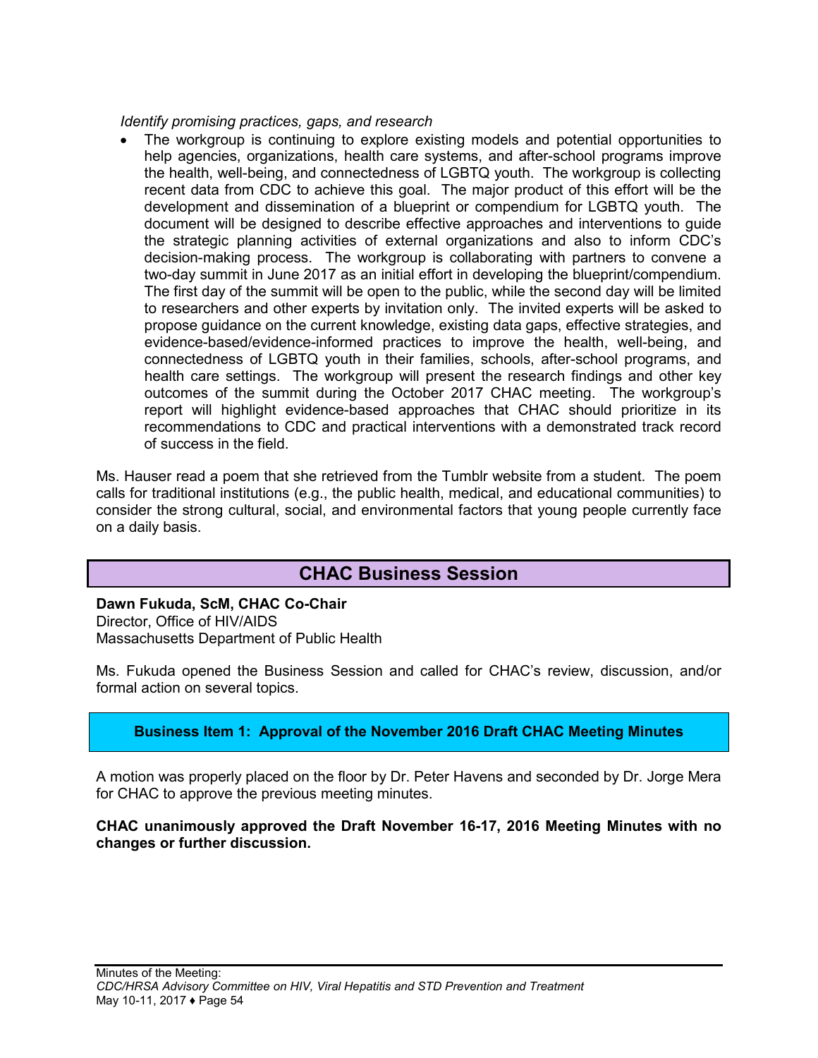*Identify promising practices, gaps, and research*

- The workgroup is continuing to explore existing models and potential opportunities to help agencies, organizations, health care systems, and after-school programs improve the health, well-being, and connectedness of LGBTQ youth. The workgroup is collecting recent data from CDC to achieve this goal. The major product of this effort will be the development and dissemination of a blueprint or compendium for LGBTQ youth. The document will be designed to describe effective approaches and interventions to guide the strategic planning activities of external organizations and also to inform CDC's decision-making process. The workgroup is collaborating with partners to convene a two-day summit in June 2017 as an initial effort in developing the blueprint/compendium. The first day of the summit will be open to the public, while the second day will be limited to researchers and other experts by invitation only. The invited experts will be asked to propose guidance on the current knowledge, existing data gaps, effective strategies, and evidence-based/evidence-informed practices to improve the health, well-being, and connectedness of LGBTQ youth in their families, schools, after-school programs, and health care settings. The workgroup will present the research findings and other key outcomes of the summit during the October 2017 CHAC meeting. The workgroup's report will highlight evidence-based approaches that CHAC should prioritize in its recommendations to CDC and practical interventions with a demonstrated track record of success in the field.

Ms. Hauser read a poem that she retrieved from the Tumblr website from a student. The poem calls for traditional institutions (e.g., the public health, medical, and educational communities) to consider the strong cultural, social, and environmental factors that young people currently face on a daily basis.

## CHAC Business Session

**Dawn Fukuda, ScM, CHAC Co-Chair**
Director, Office of HIV/AIDS
Massachusetts Department of Public Health

Ms. Fukuda opened the Business Session and called for CHAC's review, discussion, and/or formal action on several topics.

### Business Item 1: Approval of the November 2016 Draft CHAC Meeting Minutes

A motion was properly placed on the floor by Dr. Peter Havens and seconded by Dr. Jorge Mera for CHAC to approve the previous meeting minutes.

**CHAC unanimously approved the Draft November 16-17, 2016 Meeting Minutes with no changes or further discussion.**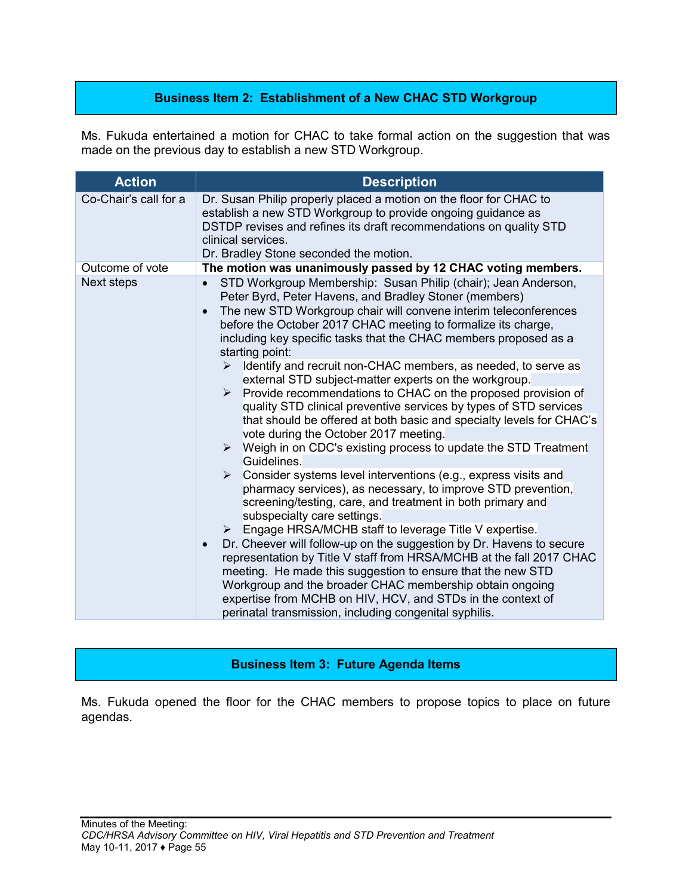## Business Item 2: Establishment of a New CHAC STD Workgroup

Ms. Fukuda entertained a motion for CHAC to take formal action on the suggestion that was made on the previous day to establish a new STD Workgroup.

| Action | Description |
|---|---|
| Co-Chair's call for a | Dr. Susan Philip properly placed a motion on the floor for CHAC to establish a new STD Workgroup to provide ongoing guidance as DSTDP revises and refines its draft recommendations on quality STD clinical services.<br>Dr. Bradley Stone seconded the motion. |
| Outcome of vote | **The motion was unanimously passed by 12 CHAC voting members.** |
| Next steps | • STD Workgroup Membership: Susan Philip (chair); Jean Anderson, Peter Byrd, Peter Havens, and Bradley Stoner (members)<br>• The new STD Workgroup chair will convene interim teleconferences before the October 2017 CHAC meeting to formalize its charge, including key specific tasks that the CHAC members proposed as a starting point:<br>➢ Identify and recruit non-CHAC members, as needed, to serve as external STD subject-matter experts on the workgroup.<br>➢ Provide recommendations to CHAC on the proposed provision of quality STD clinical preventive services by types of STD services that should be offered at both basic and specialty levels for CHAC's vote during the October 2017 meeting.<br>➢ Weigh in on CDC's existing process to update the STD Treatment Guidelines.<br>➢ Consider systems level interventions (e.g., express visits and pharmacy services), as necessary, to improve STD prevention, screening/testing, care, and treatment in both primary and subspecialty care settings.<br>➢ Engage HRSA/MCHB staff to leverage Title V expertise.<br>• Dr. Cheever will follow-up on the suggestion by Dr. Havens to secure representation by Title V staff from HRSA/MCHB at the fall 2017 CHAC meeting. He made this suggestion to ensure that the new STD Workgroup and the broader CHAC membership obtain ongoing expertise from MCHB on HIV, HCV, and STDs in the context of perinatal transmission, including congenital syphilis. |

## Business Item 3: Future Agenda Items

Ms. Fukuda opened the floor for the CHAC members to propose topics to place on future agendas.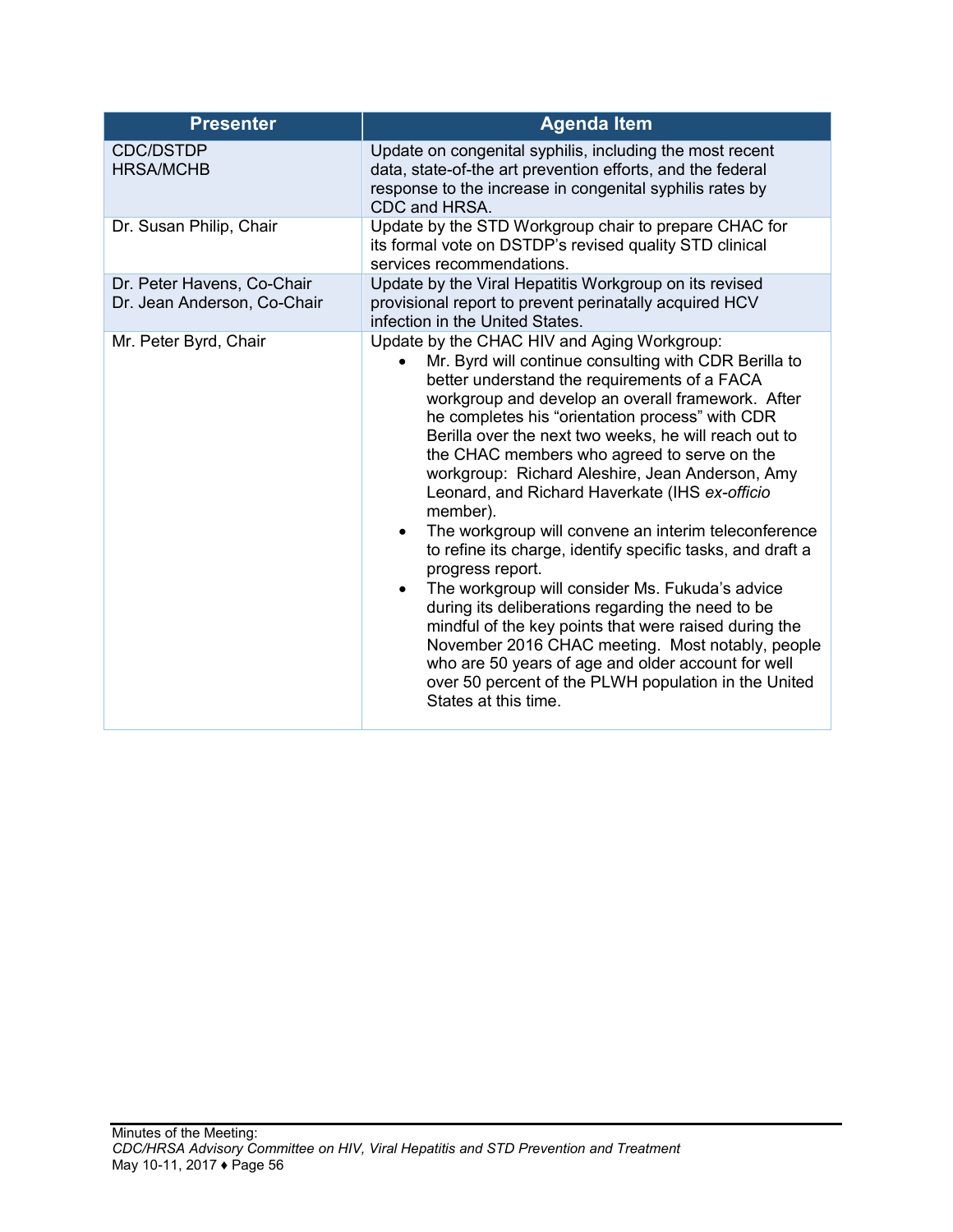| Presenter | Agenda Item |
| --- | --- |
| CDC/DSTDP<br>HRSA/MCHB | Update on congenital syphilis, including the most recent data, state-of-the art prevention efforts, and the federal response to the increase in congenital syphilis rates by CDC and HRSA. |
| Dr. Susan Philip, Chair | Update by the STD Workgroup chair to prepare CHAC for its formal vote on DSTDP's revised quality STD clinical services recommendations. |
| Dr. Peter Havens, Co-Chair<br>Dr. Jean Anderson, Co-Chair | Update by the Viral Hepatitis Workgroup on its revised provisional report to prevent perinatally acquired HCV infection in the United States. |
| Mr. Peter Byrd, Chair | Update by the CHAC HIV and Aging Workgroup:<br>• Mr. Byrd will continue consulting with CDR Berilla to better understand the requirements of a FACA workgroup and develop an overall framework. After he completes his "orientation process" with CDR Berilla over the next two weeks, he will reach out to the CHAC members who agreed to serve on the workgroup: Richard Aleshire, Jean Anderson, Amy Leonard, and Richard Haverkate (IHS *ex-officio* member).<br>• The workgroup will convene an interim teleconference to refine its charge, identify specific tasks, and draft a progress report.<br>• The workgroup will consider Ms. Fukuda's advice during its deliberations regarding the need to be mindful of the key points that were raised during the November 2016 CHAC meeting. Most notably, people who are 50 years of age and older account for well over 50 percent of the PLWH population in the United States at this time. |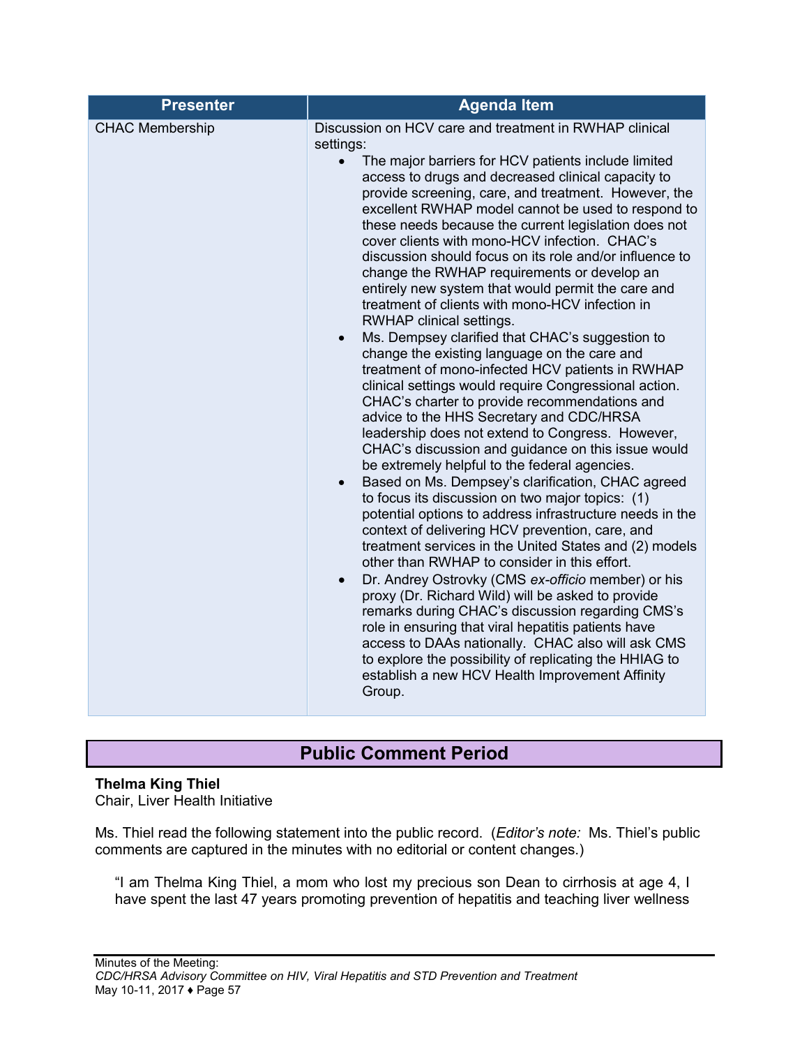| Presenter | Agenda Item |
| --- | --- |
| CHAC Membership | Discussion on HCV care and treatment in RWHAP clinical settings:<br>• The major barriers for HCV patients include limited access to drugs and decreased clinical capacity to provide screening, care, and treatment. However, the excellent RWHAP model cannot be used to respond to these needs because the current legislation does not cover clients with mono-HCV infection. CHAC's discussion should focus on its role and/or influence to change the RWHAP requirements or develop an entirely new system that would permit the care and treatment of clients with mono-HCV infection in RWHAP clinical settings.<br>• Ms. Dempsey clarified that CHAC's suggestion to change the existing language on the care and treatment of mono-infected HCV patients in RWHAP clinical settings would require Congressional action. CHAC's charter to provide recommendations and advice to the HHS Secretary and CDC/HRSA leadership does not extend to Congress. However, CHAC's discussion and guidance on this issue would be extremely helpful to the federal agencies.<br>• Based on Ms. Dempsey's clarification, CHAC agreed to focus its discussion on two major topics: (1) potential options to address infrastructure needs in the context of delivering HCV prevention, care, and treatment services in the United States and (2) models other than RWHAP to consider in this effort.<br>• Dr. Andrey Ostrovky (CMS *ex-officio* member) or his proxy (Dr. Richard Wild) will be asked to provide remarks during CHAC's discussion regarding CMS's role in ensuring that viral hepatitis patients have access to DAAs nationally. CHAC also will ask CMS to explore the possibility of replicating the HHIAG to establish a new HCV Health Improvement Affinity Group. |

## Public Comment Period

**Thelma King Thiel**
Chair, Liver Health Initiative

Ms. Thiel read the following statement into the public record. (*Editor's note:* Ms. Thiel's public comments are captured in the minutes with no editorial or content changes.)

> "I am Thelma King Thiel, a mom who lost my precious son Dean to cirrhosis at age 4, I have spent the last 47 years promoting prevention of hepatitis and teaching liver wellness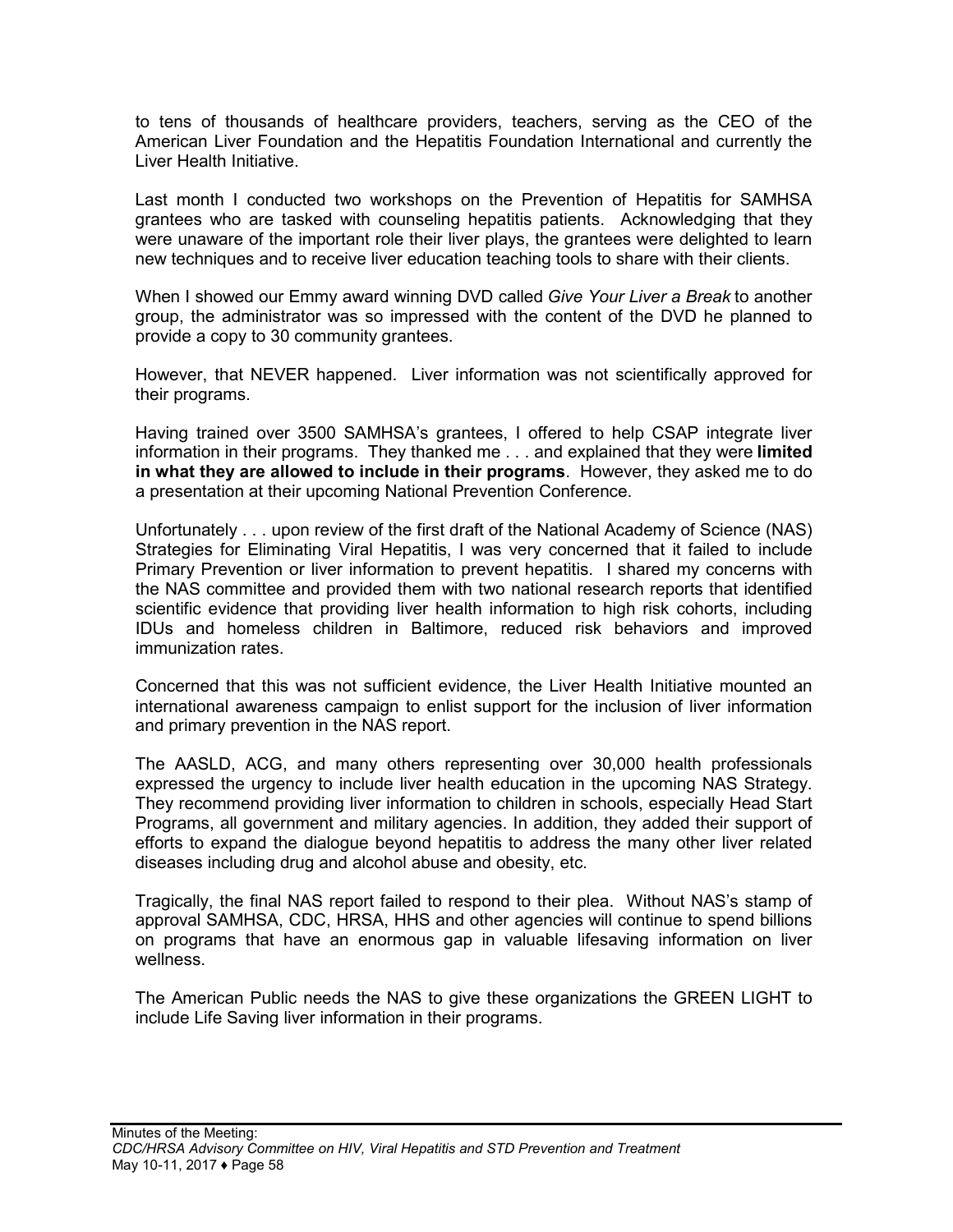to tens of thousands of healthcare providers, teachers, serving as the CEO of the American Liver Foundation and the Hepatitis Foundation International and currently the Liver Health Initiative.

Last month I conducted two workshops on the Prevention of Hepatitis for SAMHSA grantees who are tasked with counseling hepatitis patients. Acknowledging that they were unaware of the important role their liver plays, the grantees were delighted to learn new techniques and to receive liver education teaching tools to share with their clients.

When I showed our Emmy award winning DVD called *Give Your Liver a Break* to another group, the administrator was so impressed with the content of the DVD he planned to provide a copy to 30 community grantees.

However, that NEVER happened. Liver information was not scientifically approved for their programs.

Having trained over 3500 SAMHSA's grantees, I offered to help CSAP integrate liver information in their programs. They thanked me . . . and explained that they were **limited in what they are allowed to include in their programs**. However, they asked me to do a presentation at their upcoming National Prevention Conference.

Unfortunately . . . upon review of the first draft of the National Academy of Science (NAS) Strategies for Eliminating Viral Hepatitis, I was very concerned that it failed to include Primary Prevention or liver information to prevent hepatitis. I shared my concerns with the NAS committee and provided them with two national research reports that identified scientific evidence that providing liver health information to high risk cohorts, including IDUs and homeless children in Baltimore, reduced risk behaviors and improved immunization rates.

Concerned that this was not sufficient evidence, the Liver Health Initiative mounted an international awareness campaign to enlist support for the inclusion of liver information and primary prevention in the NAS report.

The AASLD, ACG, and many others representing over 30,000 health professionals expressed the urgency to include liver health education in the upcoming NAS Strategy. They recommend providing liver information to children in schools, especially Head Start Programs, all government and military agencies. In addition, they added their support of efforts to expand the dialogue beyond hepatitis to address the many other liver related diseases including drug and alcohol abuse and obesity, etc.

Tragically, the final NAS report failed to respond to their plea. Without NAS's stamp of approval SAMHSA, CDC, HRSA, HHS and other agencies will continue to spend billions on programs that have an enormous gap in valuable lifesaving information on liver wellness.

The American Public needs the NAS to give these organizations the GREEN LIGHT to include Life Saving liver information in their programs.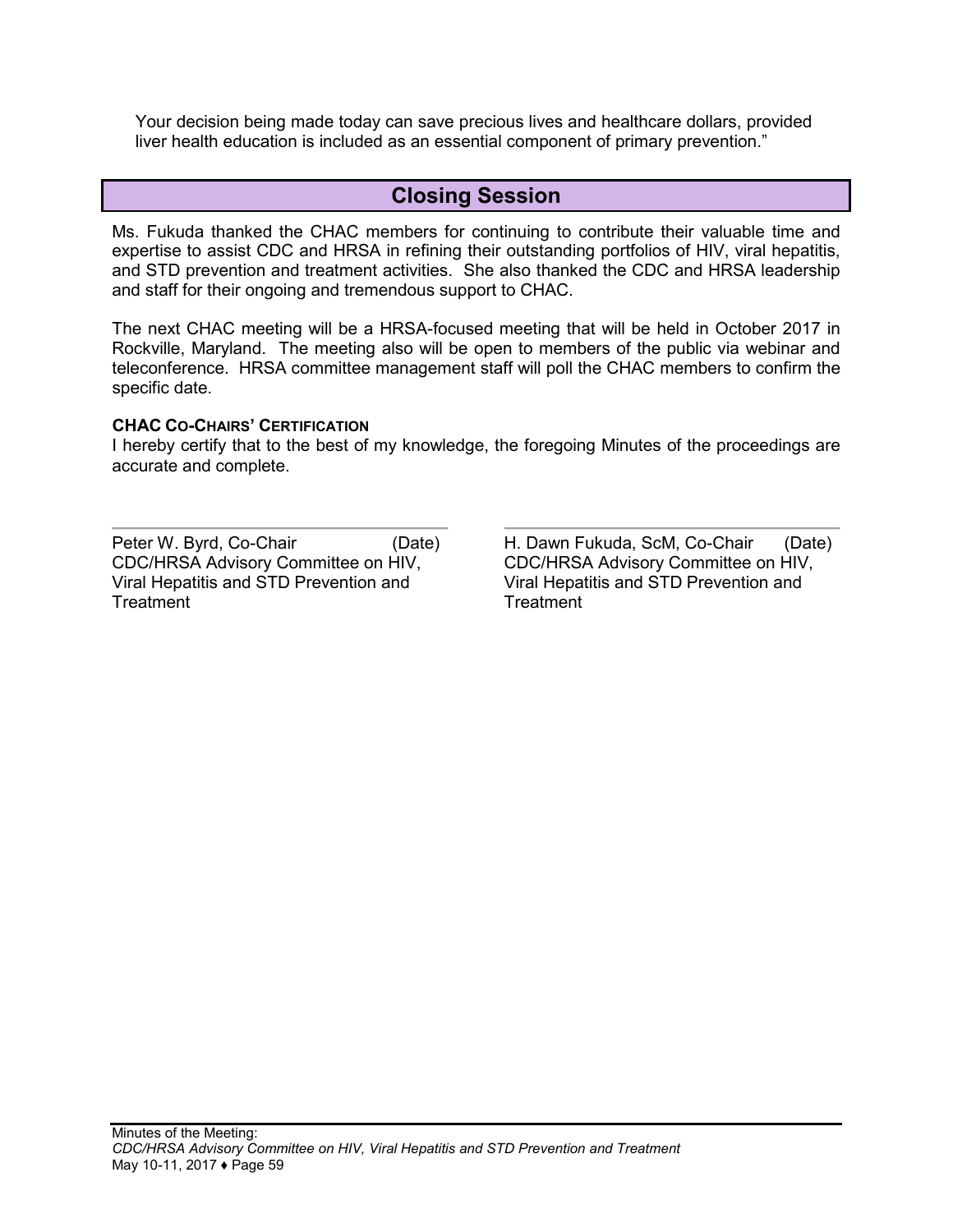Your decision being made today can save precious lives and healthcare dollars, provided liver health education is included as an essential component of primary prevention."

## Closing Session

Ms. Fukuda thanked the CHAC members for continuing to contribute their valuable time and expertise to assist CDC and HRSA in refining their outstanding portfolios of HIV, viral hepatitis, and STD prevention and treatment activities. She also thanked the CDC and HRSA leadership and staff for their ongoing and tremendous support to CHAC.

The next CHAC meeting will be a HRSA-focused meeting that will be held in October 2017 in Rockville, Maryland. The meeting also will be open to members of the public via webinar and teleconference. HRSA committee management staff will poll the CHAC members to confirm the specific date.

**CHAC CO-CHAIRS' CERTIFICATION**

I hereby certify that to the best of my knowledge, the foregoing Minutes of the proceedings are accurate and complete.

Peter W. Byrd, Co-Chair (Date)
CDC/HRSA Advisory Committee on HIV, Viral Hepatitis and STD Prevention and Treatment

H. Dawn Fukuda, ScM, Co-Chair (Date)
CDC/HRSA Advisory Committee on HIV, Viral Hepatitis and STD Prevention and Treatment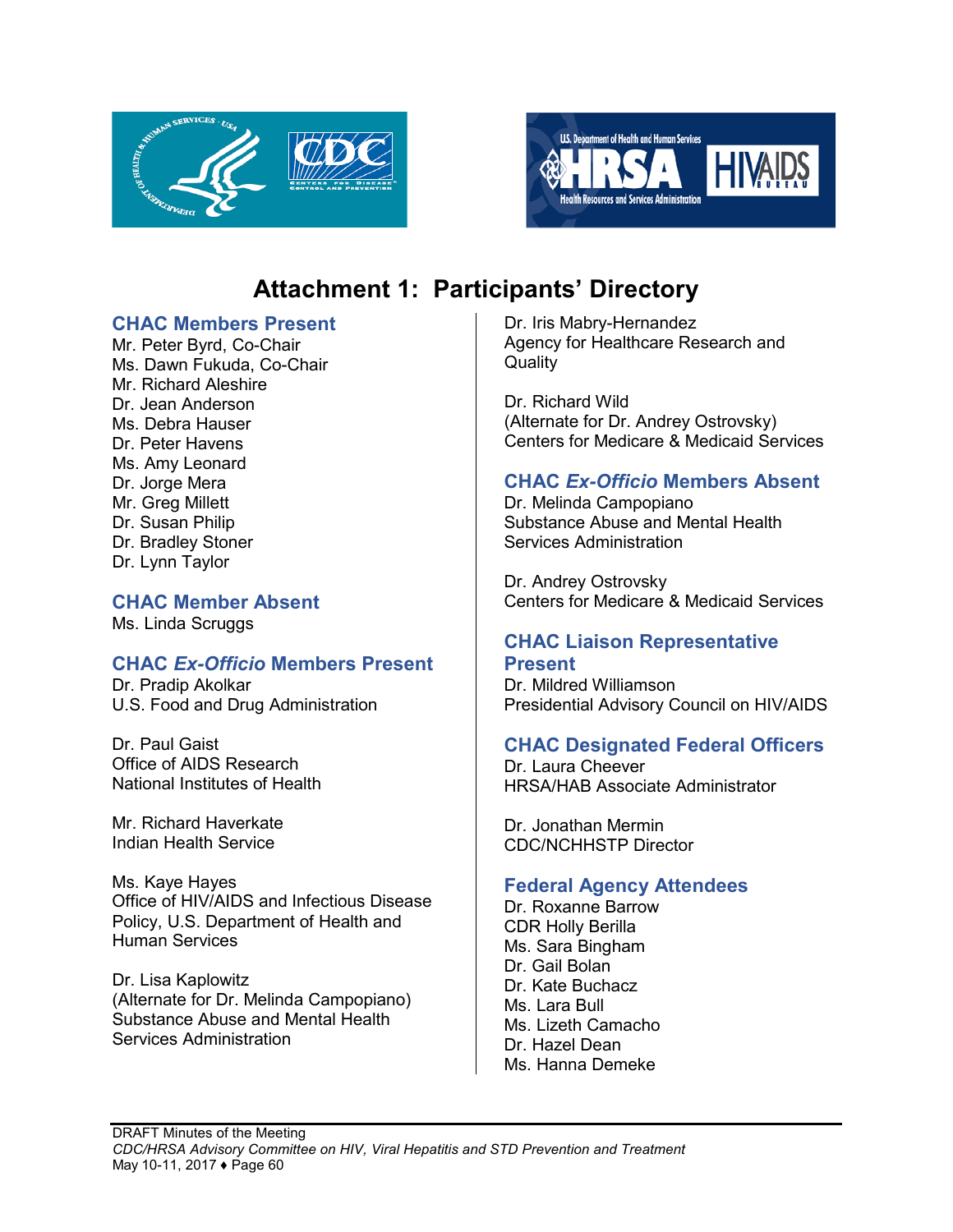# Attachment 1: Participants' Directory

## CHAC Members Present

Mr. Peter Byrd, Co-Chair
Ms. Dawn Fukuda, Co-Chair
Mr. Richard Aleshire
Dr. Jean Anderson
Ms. Debra Hauser
Dr. Peter Havens
Ms. Amy Leonard
Dr. Jorge Mera
Mr. Greg Millett
Dr. Susan Philip
Dr. Bradley Stoner
Dr. Lynn Taylor

## CHAC Member Absent

Ms. Linda Scruggs

## CHAC *Ex-Officio* Members Present

Dr. Pradip Akolkar
U.S. Food and Drug Administration

Dr. Paul Gaist
Office of AIDS Research
National Institutes of Health

Mr. Richard Haverkate
Indian Health Service

Ms. Kaye Hayes
Office of HIV/AIDS and Infectious Disease Policy, U.S. Department of Health and Human Services

Dr. Lisa Kaplowitz
(Alternate for Dr. Melinda Campopiano)
Substance Abuse and Mental Health Services Administration

Dr. Iris Mabry-Hernandez
Agency for Healthcare Research and Quality

Dr. Richard Wild
(Alternate for Dr. Andrey Ostrovsky)
Centers for Medicare & Medicaid Services

## CHAC *Ex-Officio* Members Absent

Dr. Melinda Campopiano
Substance Abuse and Mental Health Services Administration

Dr. Andrey Ostrovsky
Centers for Medicare & Medicaid Services

## CHAC Liaison Representative Present

Dr. Mildred Williamson
Presidential Advisory Council on HIV/AIDS

## CHAC Designated Federal Officers

Dr. Laura Cheever
HRSA/HAB Associate Administrator

Dr. Jonathan Mermin
CDC/NCHHSTP Director

## Federal Agency Attendees

Dr. Roxanne Barrow
CDR Holly Berilla
Ms. Sara Bingham
Dr. Gail Bolan
Dr. Kate Buchacz
Ms. Lara Bull
Ms. Lizeth Camacho
Dr. Hazel Dean
Ms. Hanna Demeke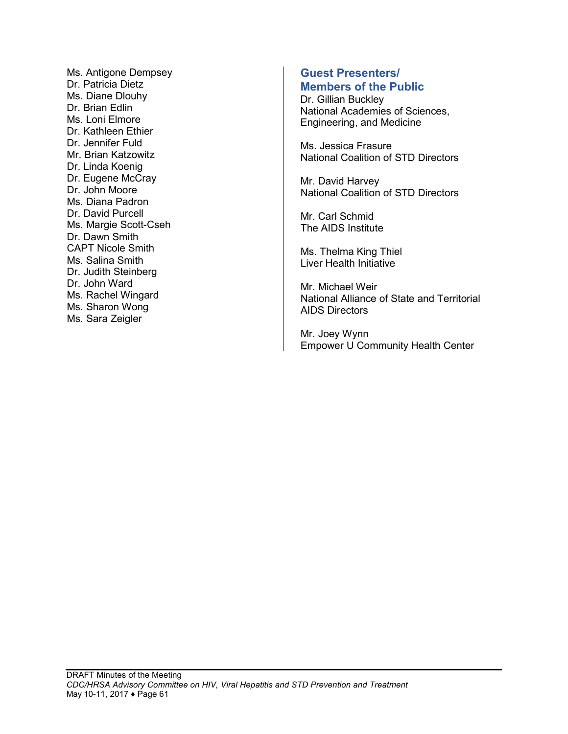Ms. Antigone Dempsey
Dr. Patricia Dietz
Ms. Diane Dlouhy
Dr. Brian Edlin
Ms. Loni Elmore
Dr. Kathleen Ethier
Dr. Jennifer Fuld
Mr. Brian Katzowitz
Dr. Linda Koenig
Dr. Eugene McCray
Dr. John Moore
Ms. Diana Padron
Dr. David Purcell
Ms. Margie Scott-Cseh
Dr. Dawn Smith
CAPT Nicole Smith
Ms. Salina Smith
Dr. Judith Steinberg
Dr. John Ward
Ms. Rachel Wingard
Ms. Sharon Wong
Ms. Sara Zeigler

## Guest Presenters/ Members of the Public

Dr. Gillian Buckley
National Academies of Sciences, Engineering, and Medicine

Ms. Jessica Frasure
National Coalition of STD Directors

Mr. David Harvey
National Coalition of STD Directors

Mr. Carl Schmid
The AIDS Institute

Ms. Thelma King Thiel
Liver Health Initiative

Mr. Michael Weir
National Alliance of State and Territorial AIDS Directors

Mr. Joey Wynn
Empower U Community Health Center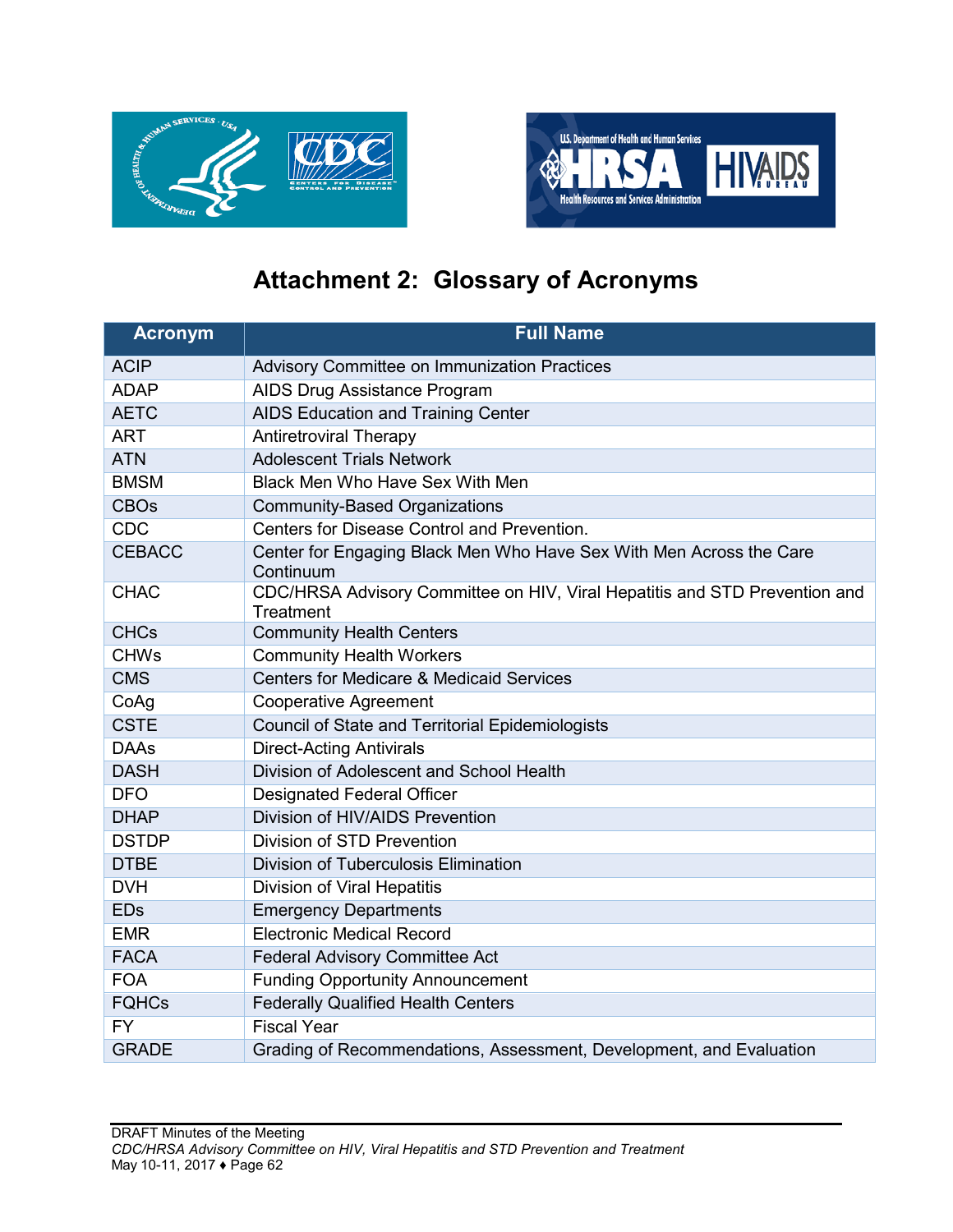# Attachment 2: Glossary of Acronyms

| Acronym | Full Name |
|---|---|
| ACIP | Advisory Committee on Immunization Practices |
| ADAP | AIDS Drug Assistance Program |
| AETC | AIDS Education and Training Center |
| ART | Antiretroviral Therapy |
| ATN | Adolescent Trials Network |
| BMSM | Black Men Who Have Sex With Men |
| CBOs | Community-Based Organizations |
| CDC | Centers for Disease Control and Prevention. |
| CEBACC | Center for Engaging Black Men Who Have Sex With Men Across the Care Continuum |
| CHAC | CDC/HRSA Advisory Committee on HIV, Viral Hepatitis and STD Prevention and Treatment |
| CHCs | Community Health Centers |
| CHWs | Community Health Workers |
| CMS | Centers for Medicare & Medicaid Services |
| CoAg | Cooperative Agreement |
| CSTE | Council of State and Territorial Epidemiologists |
| DAAs | Direct-Acting Antivirals |
| DASH | Division of Adolescent and School Health |
| DFO | Designated Federal Officer |
| DHAP | Division of HIV/AIDS Prevention |
| DSTDP | Division of STD Prevention |
| DTBE | Division of Tuberculosis Elimination |
| DVH | Division of Viral Hepatitis |
| EDs | Emergency Departments |
| EMR | Electronic Medical Record |
| FACA | Federal Advisory Committee Act |
| FOA | Funding Opportunity Announcement |
| FQHCs | Federally Qualified Health Centers |
| FY | Fiscal Year |
| GRADE | Grading of Recommendations, Assessment, Development, and Evaluation |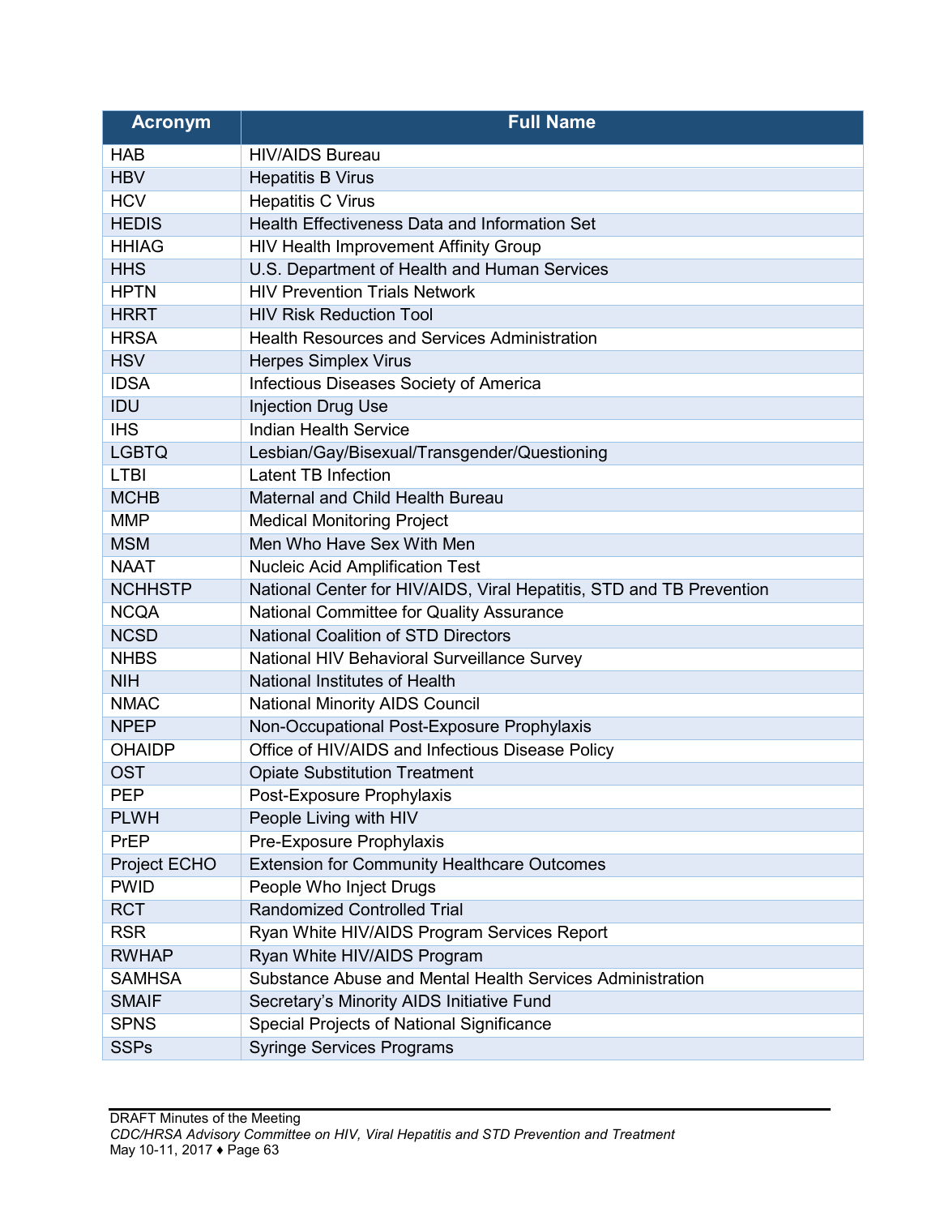| Acronym | Full Name |
|---|---|
| HAB | HIV/AIDS Bureau |
| HBV | Hepatitis B Virus |
| HCV | Hepatitis C Virus |
| HEDIS | Health Effectiveness Data and Information Set |
| HHIAG | HIV Health Improvement Affinity Group |
| HHS | U.S. Department of Health and Human Services |
| HPTN | HIV Prevention Trials Network |
| HRRT | HIV Risk Reduction Tool |
| HRSA | Health Resources and Services Administration |
| HSV | Herpes Simplex Virus |
| IDSA | Infectious Diseases Society of America |
| IDU | Injection Drug Use |
| IHS | Indian Health Service |
| LGBTQ | Lesbian/Gay/Bisexual/Transgender/Questioning |
| LTBI | Latent TB Infection |
| MCHB | Maternal and Child Health Bureau |
| MMP | Medical Monitoring Project |
| MSM | Men Who Have Sex With Men |
| NAAT | Nucleic Acid Amplification Test |
| NCHHSTP | National Center for HIV/AIDS, Viral Hepatitis, STD and TB Prevention |
| NCQA | National Committee for Quality Assurance |
| NCSD | National Coalition of STD Directors |
| NHBS | National HIV Behavioral Surveillance Survey |
| NIH | National Institutes of Health |
| NMAC | National Minority AIDS Council |
| NPEP | Non-Occupational Post-Exposure Prophylaxis |
| OHAIDP | Office of HIV/AIDS and Infectious Disease Policy |
| OST | Opiate Substitution Treatment |
| PEP | Post-Exposure Prophylaxis |
| PLWH | People Living with HIV |
| PrEP | Pre-Exposure Prophylaxis |
| Project ECHO | Extension for Community Healthcare Outcomes |
| PWID | People Who Inject Drugs |
| RCT | Randomized Controlled Trial |
| RSR | Ryan White HIV/AIDS Program Services Report |
| RWHAP | Ryan White HIV/AIDS Program |
| SAMHSA | Substance Abuse and Mental Health Services Administration |
| SMAIF | Secretary's Minority AIDS Initiative Fund |
| SPNS | Special Projects of National Significance |
| SSPs | Syringe Services Programs |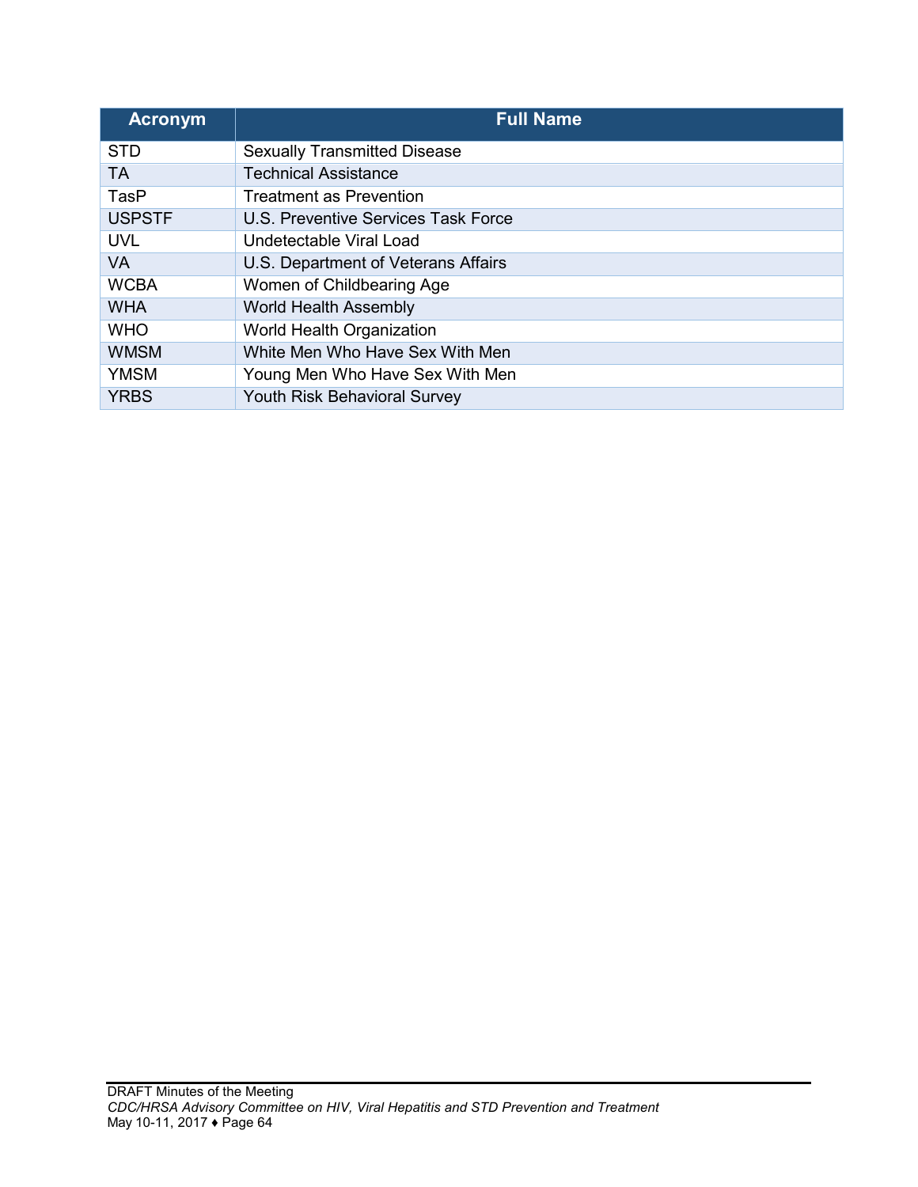| Acronym | Full Name |
| --- | --- |
| STD | Sexually Transmitted Disease |
| TA | Technical Assistance |
| TasP | Treatment as Prevention |
| USPSTF | U.S. Preventive Services Task Force |
| UVL | Undetectable Viral Load |
| VA | U.S. Department of Veterans Affairs |
| WCBA | Women of Childbearing Age |
| WHA | World Health Assembly |
| WHO | World Health Organization |
| WMSM | White Men Who Have Sex With Men |
| YMSM | Young Men Who Have Sex With Men |
| YRBS | Youth Risk Behavioral Survey |